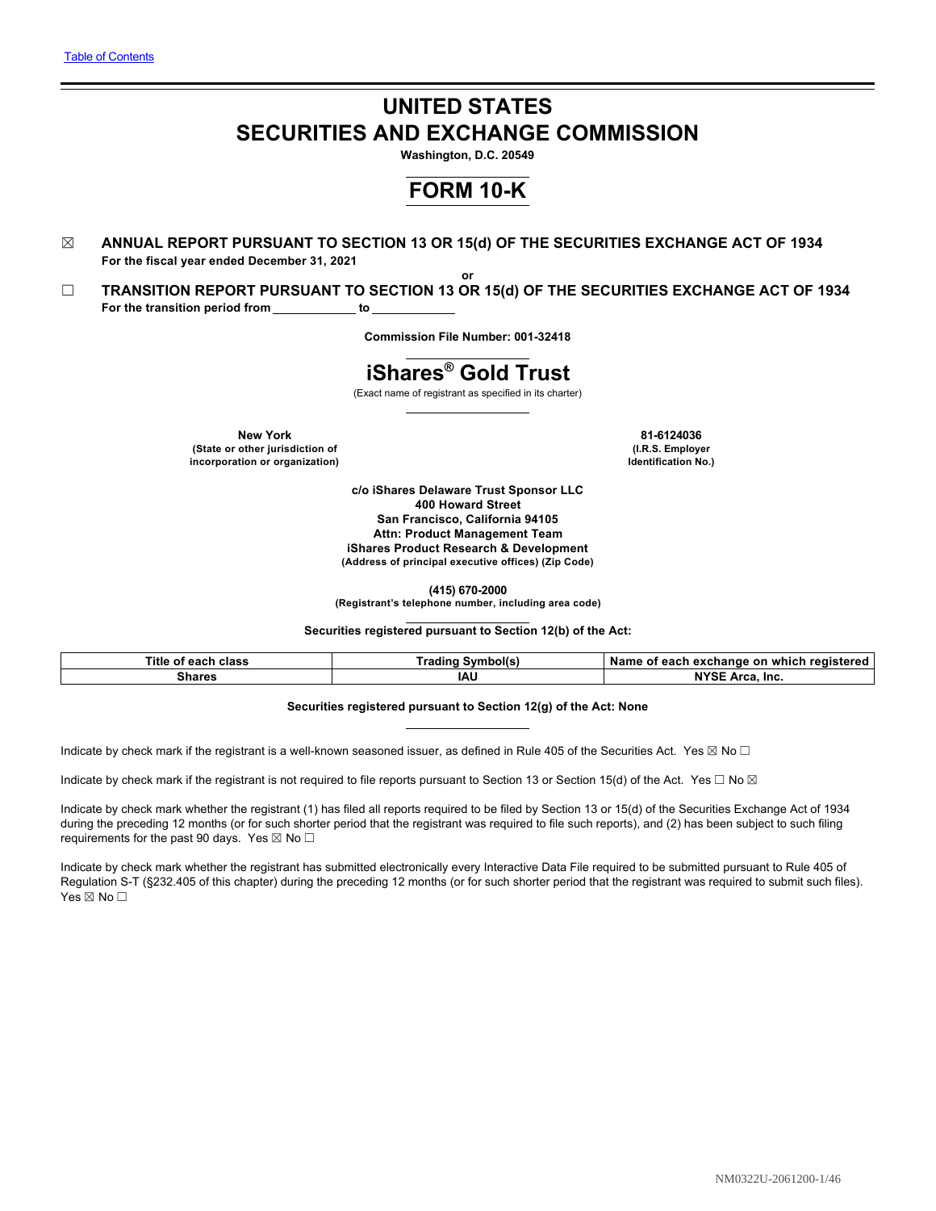Table of Contents

# UNITED STATES
# SECURITIES AND EXCHANGE COMMISSION

**Washington, D.C. 20549**

# FORM 10-K

☒ **ANNUAL REPORT PURSUANT TO SECTION 13 OR 15(d) OF THE SECURITIES EXCHANGE ACT OF 1934**
**For the fiscal year ended December 31, 2021**

**or**

☐ **TRANSITION REPORT PURSUANT TO SECTION 13 OR 15(d) OF THE SECURITIES EXCHANGE ACT OF 1934**
**For the transition period from \_\_\_\_\_\_\_\_\_\_\_\_ to \_\_\_\_\_\_\_\_\_\_\_\_**

**Commission File Number: 001-32418**

# iShares® Gold Trust

(Exact name of registrant as specified in its charter)

| | |
|---|---|
| **New York** | **81-6124036** |
| **(State or other jurisdiction of incorporation or organization)** | **(I.R.S. Employer Identification No.)** |

**c/o iShares Delaware Trust Sponsor LLC**
**400 Howard Street**
**San Francisco, California 94105**
**Attn: Product Management Team**
**iShares Product Research & Development**
**(Address of principal executive offices) (Zip Code)**

**(415) 670-2000**
**(Registrant's telephone number, including area code)**

**Securities registered pursuant to Section 12(b) of the Act:**

| Title of each class | Trading Symbol(s) | Name of each exchange on which registered |
|---|---|---|
| Shares | IAU | NYSE Arca, Inc. |

**Securities registered pursuant to Section 12(g) of the Act: None**

Indicate by check mark if the registrant is a well-known seasoned issuer, as defined in Rule 405 of the Securities Act. Yes ☒ No ☐

Indicate by check mark if the registrant is not required to file reports pursuant to Section 13 or Section 15(d) of the Act. Yes ☐ No ☒

Indicate by check mark whether the registrant (1) has filed all reports required to be filed by Section 13 or 15(d) of the Securities Exchange Act of 1934 during the preceding 12 months (or for such shorter period that the registrant was required to file such reports), and (2) has been subject to such filing requirements for the past 90 days. Yes ☒ No ☐

Indicate by check mark whether the registrant has submitted electronically every Interactive Data File required to be submitted pursuant to Rule 405 of Regulation S-T (§232.405 of this chapter) during the preceding 12 months (or for such shorter period that the registrant was required to submit such files). Yes ☒ No ☐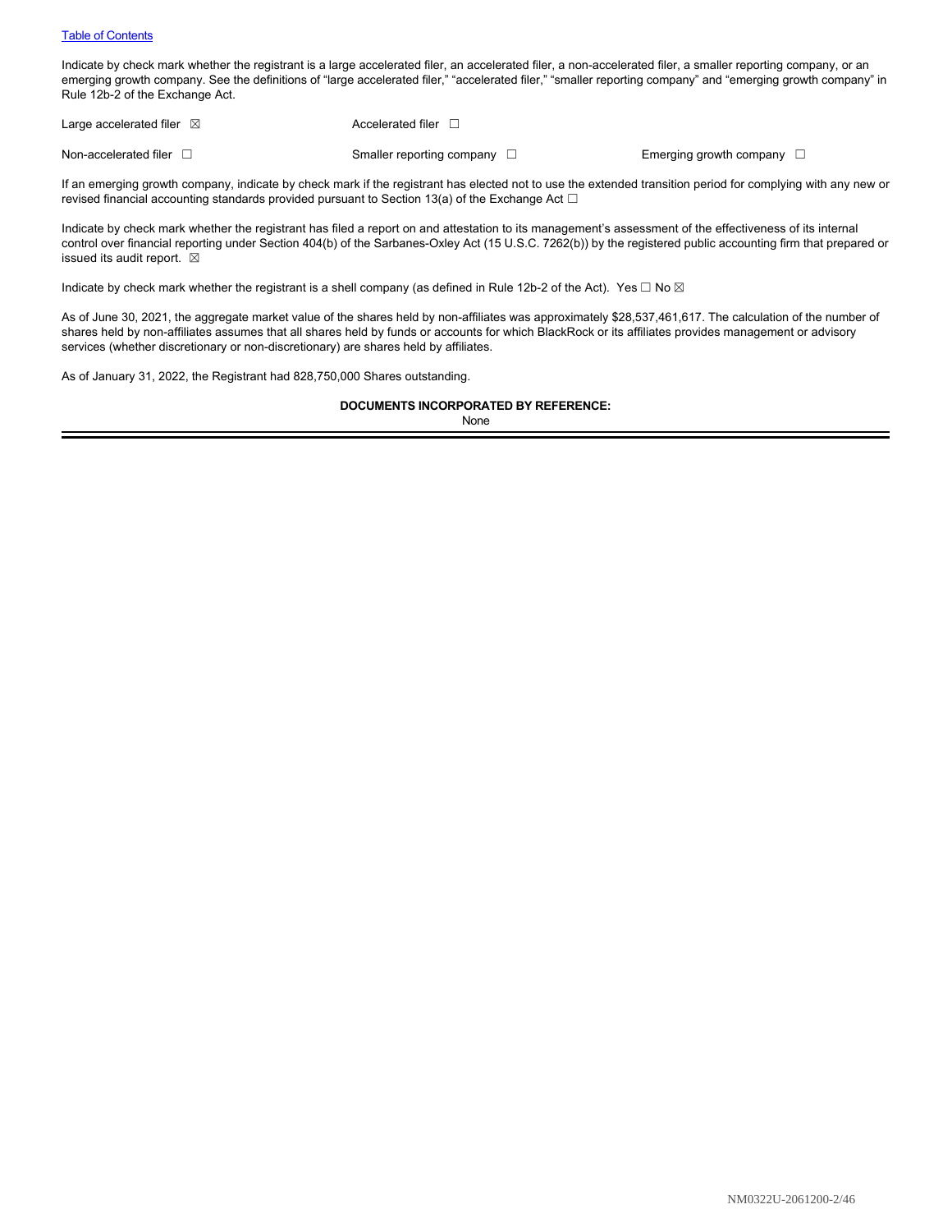[Table of Contents](#)

Indicate by check mark whether the registrant is a large accelerated filer, an accelerated filer, a non-accelerated filer, a smaller reporting company, or an emerging growth company. See the definitions of "large accelerated filer," "accelerated filer," "smaller reporting company" and "emerging growth company" in Rule 12b-2 of the Exchange Act.

| | | |
|---|---|---|
| Large accelerated filer ☒ | Accelerated filer ☐ | |
| Non-accelerated filer ☐ | Smaller reporting company ☐ | Emerging growth company ☐ |

If an emerging growth company, indicate by check mark if the registrant has elected not to use the extended transition period for complying with any new or revised financial accounting standards provided pursuant to Section 13(a) of the Exchange Act ☐

Indicate by check mark whether the registrant has filed a report on and attestation to its management's assessment of the effectiveness of its internal control over financial reporting under Section 404(b) of the Sarbanes-Oxley Act (15 U.S.C. 7262(b)) by the registered public accounting firm that prepared or issued its audit report. ☒

Indicate by check mark whether the registrant is a shell company (as defined in Rule 12b-2 of the Act). Yes ☐ No ☒

As of June 30, 2021, the aggregate market value of the shares held by non-affiliates was approximately $28,537,461,617. The calculation of the number of shares held by non-affiliates assumes that all shares held by funds or accounts for which BlackRock or its affiliates provides management or advisory services (whether discretionary or non-discretionary) are shares held by affiliates.

As of January 31, 2022, the Registrant had 828,750,000 Shares outstanding.

**DOCUMENTS INCORPORATED BY REFERENCE:**

None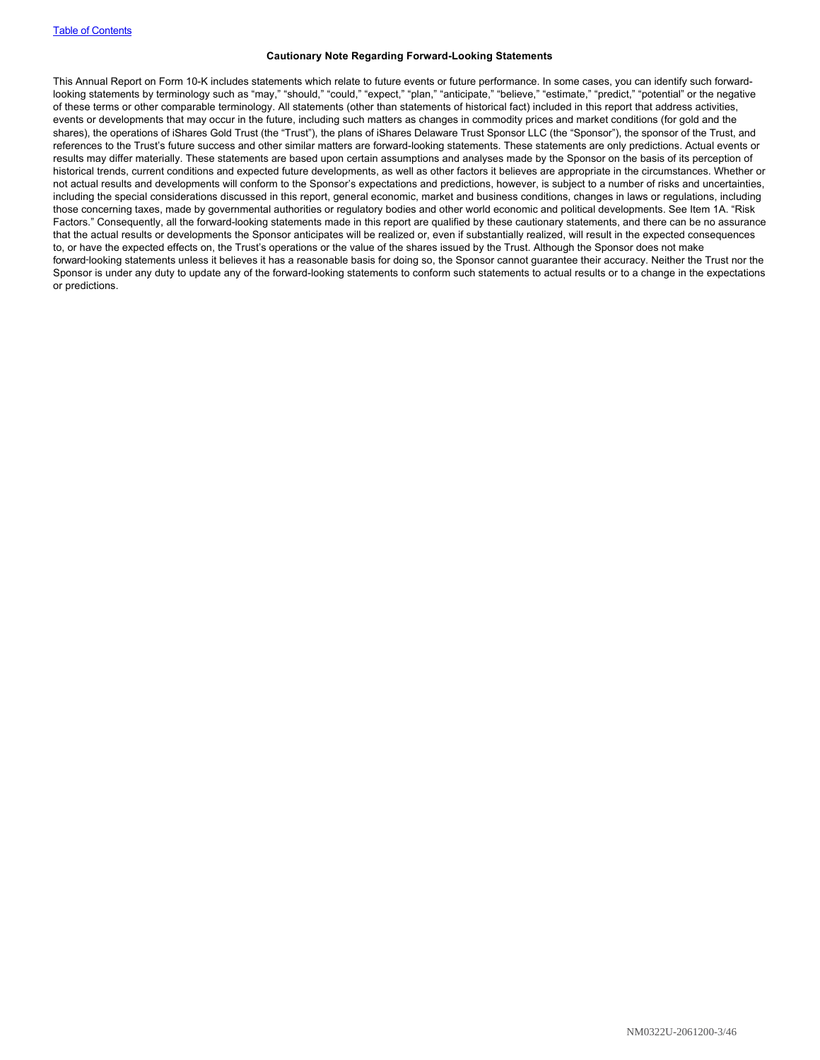[Table of Contents](#)

**Cautionary Note Regarding Forward-Looking Statements**

This Annual Report on Form 10-K includes statements which relate to future events or future performance. In some cases, you can identify such forward-looking statements by terminology such as "may," "should," "could," "expect," "plan," "anticipate," "believe," "estimate," "predict," "potential" or the negative of these terms or other comparable terminology. All statements (other than statements of historical fact) included in this report that address activities, events or developments that may occur in the future, including such matters as changes in commodity prices and market conditions (for gold and the shares), the operations of iShares Gold Trust (the "Trust"), the plans of iShares Delaware Trust Sponsor LLC (the "Sponsor"), the sponsor of the Trust, and references to the Trust's future success and other similar matters are forward-looking statements. These statements are only predictions. Actual events or results may differ materially. These statements are based upon certain assumptions and analyses made by the Sponsor on the basis of its perception of historical trends, current conditions and expected future developments, as well as other factors it believes are appropriate in the circumstances. Whether or not actual results and developments will conform to the Sponsor's expectations and predictions, however, is subject to a number of risks and uncertainties, including the special considerations discussed in this report, general economic, market and business conditions, changes in laws or regulations, including those concerning taxes, made by governmental authorities or regulatory bodies and other world economic and political developments. See Item 1A. "Risk Factors." Consequently, all the forward-looking statements made in this report are qualified by these cautionary statements, and there can be no assurance that the actual results or developments the Sponsor anticipates will be realized or, even if substantially realized, will result in the expected consequences to, or have the expected effects on, the Trust's operations or the value of the shares issued by the Trust. Although the Sponsor does not make forward-looking statements unless it believes it has a reasonable basis for doing so, the Sponsor cannot guarantee their accuracy. Neither the Trust nor the Sponsor is under any duty to update any of the forward-looking statements to conform such statements to actual results or to a change in the expectations or predictions.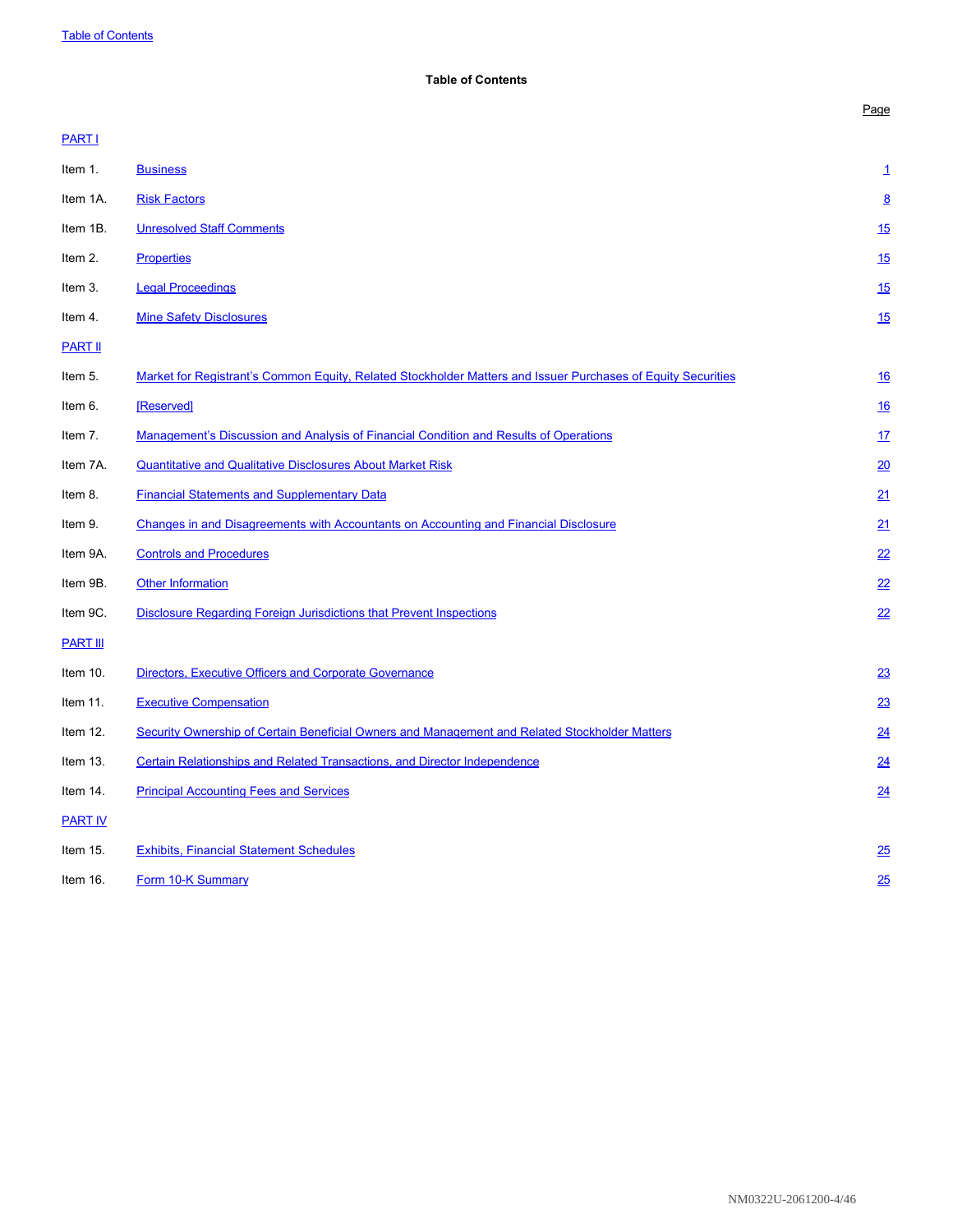Table of Contents

**Table of Contents**

| | | Page |
|---|---|---|
| PART I | | |
| Item 1. | Business | 1 |
| Item 1A. | Risk Factors | 8 |
| Item 1B. | Unresolved Staff Comments | 15 |
| Item 2. | Properties | 15 |
| Item 3. | Legal Proceedings | 15 |
| Item 4. | Mine Safety Disclosures | 15 |
| PART II | | |
| Item 5. | Market for Registrant's Common Equity, Related Stockholder Matters and Issuer Purchases of Equity Securities | 16 |
| Item 6. | [Reserved] | 16 |
| Item 7. | Management's Discussion and Analysis of Financial Condition and Results of Operations | 17 |
| Item 7A. | Quantitative and Qualitative Disclosures About Market Risk | 20 |
| Item 8. | Financial Statements and Supplementary Data | 21 |
| Item 9. | Changes in and Disagreements with Accountants on Accounting and Financial Disclosure | 21 |
| Item 9A. | Controls and Procedures | 22 |
| Item 9B. | Other Information | 22 |
| Item 9C. | Disclosure Regarding Foreign Jurisdictions that Prevent Inspections | 22 |
| PART III | | |
| Item 10. | Directors, Executive Officers and Corporate Governance | 23 |
| Item 11. | Executive Compensation | 23 |
| Item 12. | Security Ownership of Certain Beneficial Owners and Management and Related Stockholder Matters | 24 |
| Item 13. | Certain Relationships and Related Transactions, and Director Independence | 24 |
| Item 14. | Principal Accounting Fees and Services | 24 |
| PART IV | | |
| Item 15. | Exhibits, Financial Statement Schedules | 25 |
| Item 16. | Form 10-K Summary | 25 |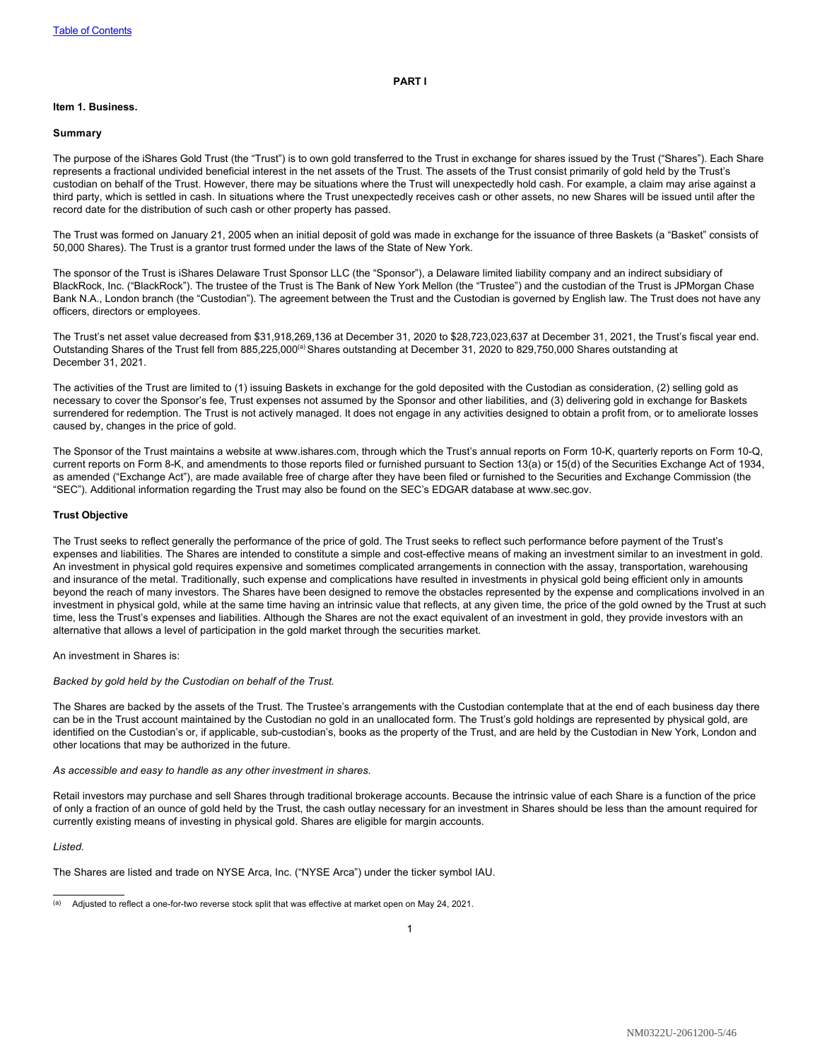[Table of Contents](#)

# PART I

## Item 1. Business.

### Summary

The purpose of the iShares Gold Trust (the "Trust") is to own gold transferred to the Trust in exchange for shares issued by the Trust ("Shares"). Each Share represents a fractional undivided beneficial interest in the net assets of the Trust. The assets of the Trust consist primarily of gold held by the Trust's custodian on behalf of the Trust. However, there may be situations where the Trust will unexpectedly hold cash. For example, a claim may arise against a third party, which is settled in cash. In situations where the Trust unexpectedly receives cash or other assets, no new Shares will be issued until after the record date for the distribution of such cash or other property has passed.

The Trust was formed on January 21, 2005 when an initial deposit of gold was made in exchange for the issuance of three Baskets (a "Basket" consists of 50,000 Shares). The Trust is a grantor trust formed under the laws of the State of New York.

The sponsor of the Trust is iShares Delaware Trust Sponsor LLC (the "Sponsor"), a Delaware limited liability company and an indirect subsidiary of BlackRock, Inc. ("BlackRock"). The trustee of the Trust is The Bank of New York Mellon (the "Trustee") and the custodian of the Trust is JPMorgan Chase Bank N.A., London branch (the "Custodian"). The agreement between the Trust and the Custodian is governed by English law. The Trust does not have any officers, directors or employees.

The Trust's net asset value decreased from $31,918,269,136 at December 31, 2020 to $28,723,023,637 at December 31, 2021, the Trust's fiscal year end. Outstanding Shares of the Trust fell from 885,225,000[(a)] Shares outstanding at December 31, 2020 to 829,750,000 Shares outstanding at December 31, 2021.

The activities of the Trust are limited to (1) issuing Baskets in exchange for the gold deposited with the Custodian as consideration, (2) selling gold as necessary to cover the Sponsor's fee, Trust expenses not assumed by the Sponsor and other liabilities, and (3) delivering gold in exchange for Baskets surrendered for redemption. The Trust is not actively managed. It does not engage in any activities designed to obtain a profit from, or to ameliorate losses caused by, changes in the price of gold.

The Sponsor of the Trust maintains a website at www.ishares.com, through which the Trust's annual reports on Form 10-K, quarterly reports on Form 10-Q, current reports on Form 8-K, and amendments to those reports filed or furnished pursuant to Section 13(a) or 15(d) of the Securities Exchange Act of 1934, as amended ("Exchange Act"), are made available free of charge after they have been filed or furnished to the Securities and Exchange Commission (the "SEC"). Additional information regarding the Trust may also be found on the SEC's EDGAR database at www.sec.gov.

### Trust Objective

The Trust seeks to reflect generally the performance of the price of gold. The Trust seeks to reflect such performance before payment of the Trust's expenses and liabilities. The Shares are intended to constitute a simple and cost-effective means of making an investment similar to an investment in gold. An investment in physical gold requires expensive and sometimes complicated arrangements in connection with the assay, transportation, warehousing and insurance of the metal. Traditionally, such expense and complications have resulted in investments in physical gold being efficient only in amounts beyond the reach of many investors. The Shares have been designed to remove the obstacles represented by the expense and complications involved in an investment in physical gold, while at the same time having an intrinsic value that reflects, at any given time, the price of the gold owned by the Trust at such time, less the Trust's expenses and liabilities. Although the Shares are not the exact equivalent of an investment in gold, they provide investors with an alternative that allows a level of participation in the gold market through the securities market.

An investment in Shares is:

*Backed by gold held by the Custodian on behalf of the Trust.*

The Shares are backed by the assets of the Trust. The Trustee's arrangements with the Custodian contemplate that at the end of each business day there can be in the Trust account maintained by the Custodian no gold in an unallocated form. The Trust's gold holdings are represented by physical gold, are identified on the Custodian's or, if applicable, sub-custodian's, books as the property of the Trust, and are held by the Custodian in New York, London and other locations that may be authorized in the future.

*As accessible and easy to handle as any other investment in shares.*

Retail investors may purchase and sell Shares through traditional brokerage accounts. Because the intrinsic value of each Share is a function of the price of only a fraction of an ounce of gold held by the Trust, the cash outlay necessary for an investment in Shares should be less than the amount required for currently existing means of investing in physical gold. Shares are eligible for margin accounts.

*Listed.*

The Shares are listed and trade on NYSE Arca, Inc. ("NYSE Arca") under the ticker symbol IAU.

---

(a) Adjusted to reflect a one-for-two reverse stock split that was effective at market open on May 24, 2021.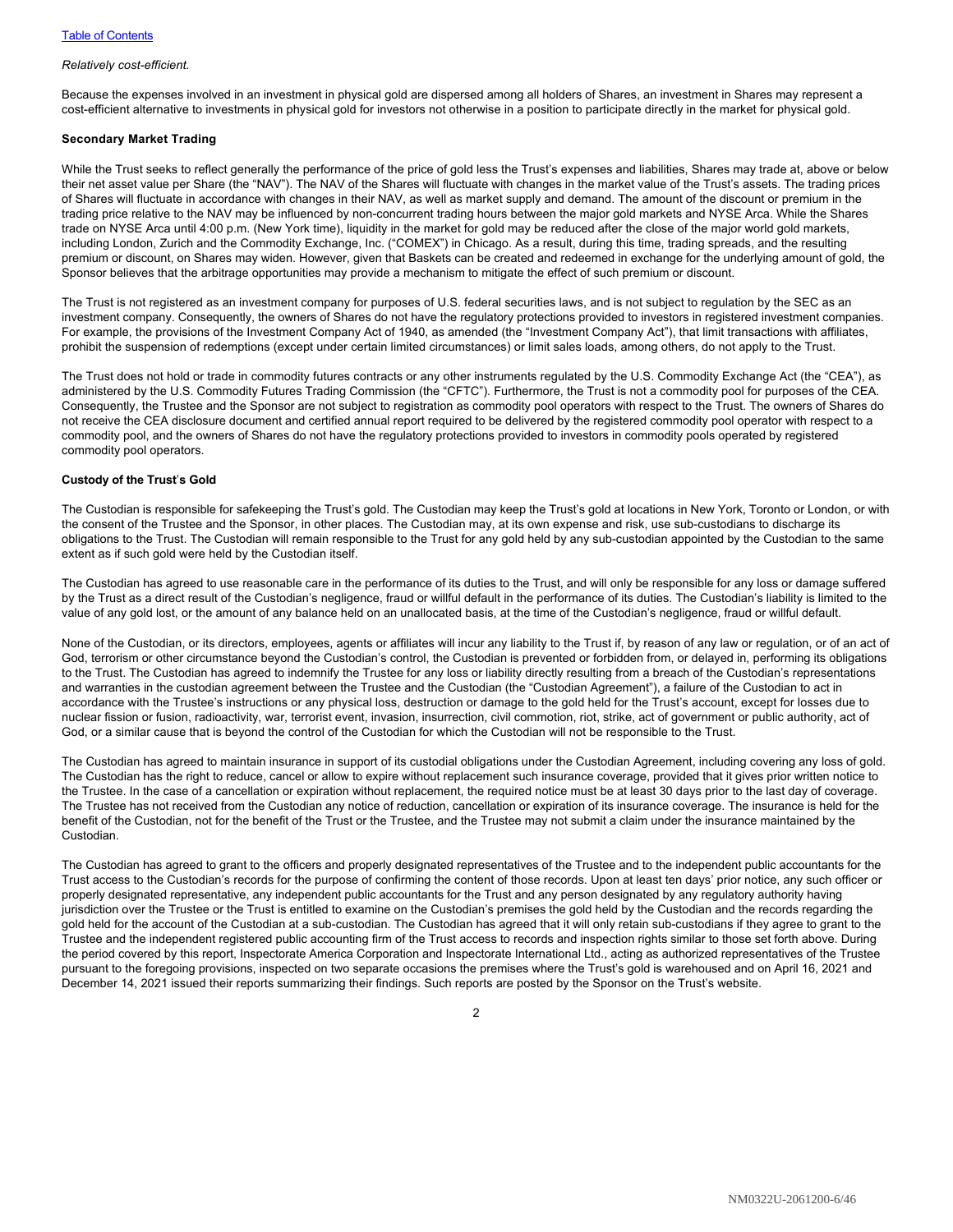*Relatively cost-efficient.*

Because the expenses involved in an investment in physical gold are dispersed among all holders of Shares, an investment in Shares may represent a cost-efficient alternative to investments in physical gold for investors not otherwise in a position to participate directly in the market for physical gold.

**Secondary Market Trading**

While the Trust seeks to reflect generally the performance of the price of gold less the Trust's expenses and liabilities, Shares may trade at, above or below their net asset value per Share (the "NAV"). The NAV of the Shares will fluctuate with changes in the market value of the Trust's assets. The trading prices of Shares will fluctuate in accordance with changes in their NAV, as well as market supply and demand. The amount of the discount or premium in the trading price relative to the NAV may be influenced by non-concurrent trading hours between the major gold markets and NYSE Arca. While the Shares trade on NYSE Arca until 4:00 p.m. (New York time), liquidity in the market for gold may be reduced after the close of the major world gold markets, including London, Zurich and the Commodity Exchange, Inc. ("COMEX") in Chicago. As a result, during this time, trading spreads, and the resulting premium or discount, on Shares may widen. However, given that Baskets can be created and redeemed in exchange for the underlying amount of gold, the Sponsor believes that the arbitrage opportunities may provide a mechanism to mitigate the effect of such premium or discount.

The Trust is not registered as an investment company for purposes of U.S. federal securities laws, and is not subject to regulation by the SEC as an investment company. Consequently, the owners of Shares do not have the regulatory protections provided to investors in registered investment companies. For example, the provisions of the Investment Company Act of 1940, as amended (the "Investment Company Act"), that limit transactions with affiliates, prohibit the suspension of redemptions (except under certain limited circumstances) or limit sales loads, among others, do not apply to the Trust.

The Trust does not hold or trade in commodity futures contracts or any other instruments regulated by the U.S. Commodity Exchange Act (the "CEA"), as administered by the U.S. Commodity Futures Trading Commission (the "CFTC"). Furthermore, the Trust is not a commodity pool for purposes of the CEA. Consequently, the Trustee and the Sponsor are not subject to registration as commodity pool operators with respect to the Trust. The owners of Shares do not receive the CEA disclosure document and certified annual report required to be delivered by the registered commodity pool operator with respect to a commodity pool, and the owners of Shares do not have the regulatory protections provided to investors in commodity pools operated by registered commodity pool operators.

**Custody of the Trust's Gold**

The Custodian is responsible for safekeeping the Trust's gold. The Custodian may keep the Trust's gold at locations in New York, Toronto or London, or with the consent of the Trustee and the Sponsor, in other places. The Custodian may, at its own expense and risk, use sub-custodians to discharge its obligations to the Trust. The Custodian will remain responsible to the Trust for any gold held by any sub-custodian appointed by the Custodian to the same extent as if such gold were held by the Custodian itself.

The Custodian has agreed to use reasonable care in the performance of its duties to the Trust, and will only be responsible for any loss or damage suffered by the Trust as a direct result of the Custodian's negligence, fraud or willful default in the performance of its duties. The Custodian's liability is limited to the value of any gold lost, or the amount of any balance held on an unallocated basis, at the time of the Custodian's negligence, fraud or willful default.

None of the Custodian, or its directors, employees, agents or affiliates will incur any liability to the Trust if, by reason of any law or regulation, or of an act of God, terrorism or other circumstance beyond the Custodian's control, the Custodian is prevented or forbidden from, or delayed in, performing its obligations to the Trust. The Custodian has agreed to indemnify the Trustee for any loss or liability directly resulting from a breach of the Custodian's representations and warranties in the custodian agreement between the Trustee and the Custodian (the "Custodian Agreement"), a failure of the Custodian to act in accordance with the Trustee's instructions or any physical loss, destruction or damage to the gold held for the Trust's account, except for losses due to nuclear fission or fusion, radioactivity, war, terrorist event, invasion, insurrection, civil commotion, riot, strike, act of government or public authority, act of God, or a similar cause that is beyond the control of the Custodian for which the Custodian will not be responsible to the Trust.

The Custodian has agreed to maintain insurance in support of its custodial obligations under the Custodian Agreement, including covering any loss of gold. The Custodian has the right to reduce, cancel or allow to expire without replacement such insurance coverage, provided that it gives prior written notice to the Trustee. In the case of a cancellation or expiration without replacement, the required notice must be at least 30 days prior to the last day of coverage. The Trustee has not received from the Custodian any notice of reduction, cancellation or expiration of its insurance coverage. The insurance is held for the benefit of the Custodian, not for the benefit of the Trust or the Trustee, and the Trustee may not submit a claim under the insurance maintained by the Custodian.

The Custodian has agreed to grant to the officers and properly designated representatives of the Trustee and to the independent public accountants for the Trust access to the Custodian's records for the purpose of confirming the content of those records. Upon at least ten days' prior notice, any such officer or properly designated representative, any independent public accountants for the Trust and any person designated by any regulatory authority having jurisdiction over the Trustee or the Trust is entitled to examine on the Custodian's premises the gold held by the Custodian and the records regarding the gold held for the account of the Custodian at a sub-custodian. The Custodian has agreed that it will only retain sub-custodians if they agree to grant to the Trustee and the independent registered public accounting firm of the Trust access to records and inspection rights similar to those set forth above. During the period covered by this report, Inspectorate America Corporation and Inspectorate International Ltd., acting as authorized representatives of the Trustee pursuant to the foregoing provisions, inspected on two separate occasions the premises where the Trust's gold is warehoused and on April 16, 2021 and December 14, 2021 issued their reports summarizing their findings. Such reports are posted by the Sponsor on the Trust's website.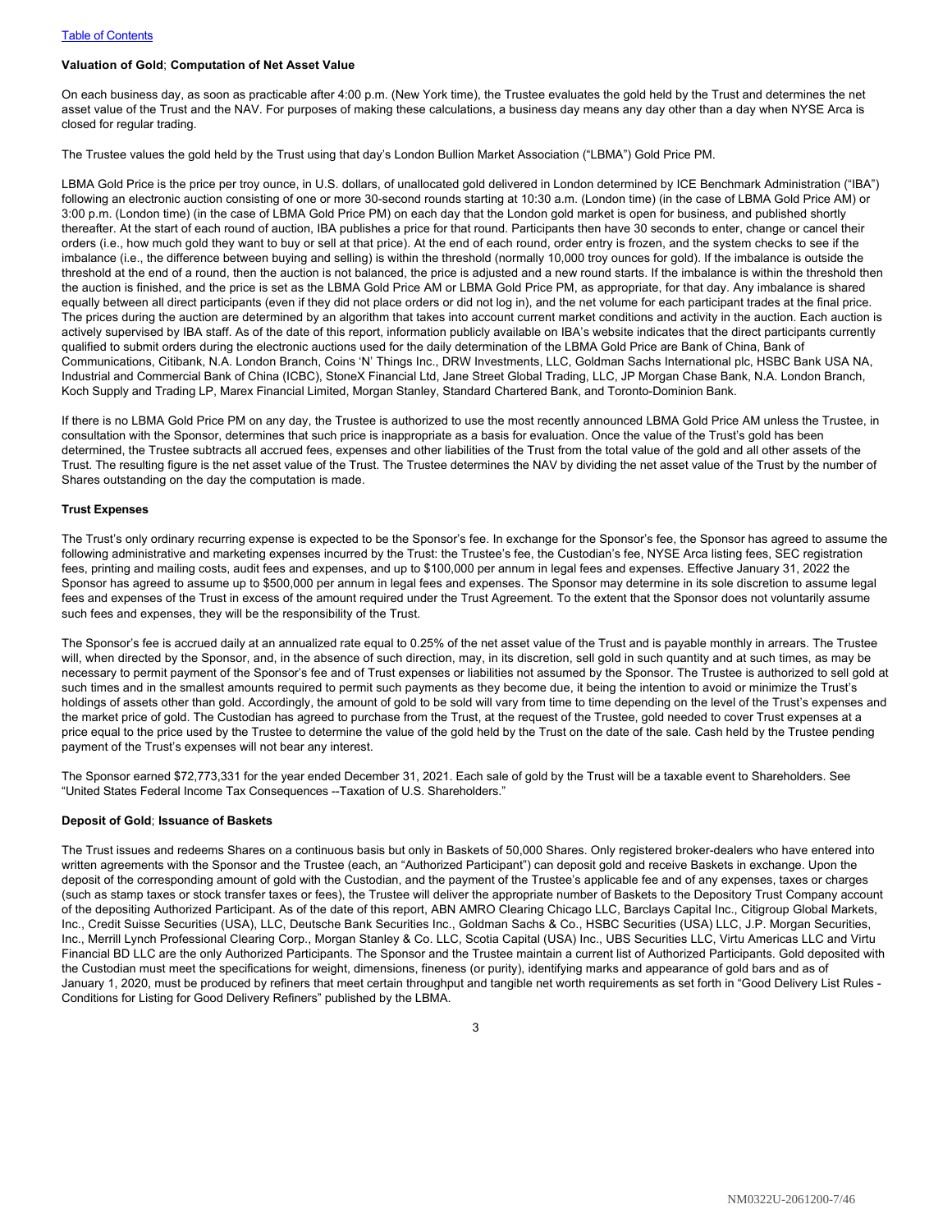[Table of Contents]

**Valuation of Gold**; **Computation of Net Asset Value**

On each business day, as soon as practicable after 4:00 p.m. (New York time), the Trustee evaluates the gold held by the Trust and determines the net asset value of the Trust and the NAV. For purposes of making these calculations, a business day means any day other than a day when NYSE Arca is closed for regular trading.

The Trustee values the gold held by the Trust using that day's London Bullion Market Association ("LBMA") Gold Price PM.

LBMA Gold Price is the price per troy ounce, in U.S. dollars, of unallocated gold delivered in London determined by ICE Benchmark Administration ("IBA") following an electronic auction consisting of one or more 30-second rounds starting at 10:30 a.m. (London time) (in the case of LBMA Gold Price AM) or 3:00 p.m. (London time) (in the case of LBMA Gold Price PM) on each day that the London gold market is open for business, and published shortly thereafter. At the start of each round of auction, IBA publishes a price for that round. Participants then have 30 seconds to enter, change or cancel their orders (i.e., how much gold they want to buy or sell at that price). At the end of each round, order entry is frozen, and the system checks to see if the imbalance (i.e., the difference between buying and selling) is within the threshold (normally 10,000 troy ounces for gold). If the imbalance is outside the threshold at the end of a round, then the auction is not balanced, the price is adjusted and a new round starts. If the imbalance is within the threshold then the auction is finished, and the price is set as the LBMA Gold Price AM or LBMA Gold Price PM, as appropriate, for that day. Any imbalance is shared equally between all direct participants (even if they did not place orders or did not log in), and the net volume for each participant trades at the final price. The prices during the auction are determined by an algorithm that takes into account current market conditions and activity in the auction. Each auction is actively supervised by IBA staff. As of the date of this report, information publicly available on IBA's website indicates that the direct participants currently qualified to submit orders during the electronic auctions used for the daily determination of the LBMA Gold Price are Bank of China, Bank of Communications, Citibank, N.A. London Branch, Coins 'N' Things Inc., DRW Investments, LLC, Goldman Sachs International plc, HSBC Bank USA NA, Industrial and Commercial Bank of China (ICBC), StoneX Financial Ltd, Jane Street Global Trading, LLC, JP Morgan Chase Bank, N.A. London Branch, Koch Supply and Trading LP, Marex Financial Limited, Morgan Stanley, Standard Chartered Bank, and Toronto-Dominion Bank.

If there is no LBMA Gold Price PM on any day, the Trustee is authorized to use the most recently announced LBMA Gold Price AM unless the Trustee, in consultation with the Sponsor, determines that such price is inappropriate as a basis for evaluation. Once the value of the Trust's gold has been determined, the Trustee subtracts all accrued fees, expenses and other liabilities of the Trust from the total value of the gold and all other assets of the Trust. The resulting figure is the net asset value of the Trust. The Trustee determines the NAV by dividing the net asset value of the Trust by the number of Shares outstanding on the day the computation is made.

**Trust Expenses**

The Trust's only ordinary recurring expense is expected to be the Sponsor's fee. In exchange for the Sponsor's fee, the Sponsor has agreed to assume the following administrative and marketing expenses incurred by the Trust: the Trustee's fee, the Custodian's fee, NYSE Arca listing fees, SEC registration fees, printing and mailing costs, audit fees and expenses, and up to $100,000 per annum in legal fees and expenses. Effective January 31, 2022 the Sponsor has agreed to assume up to $500,000 per annum in legal fees and expenses. The Sponsor may determine in its sole discretion to assume legal fees and expenses of the Trust in excess of the amount required under the Trust Agreement. To the extent that the Sponsor does not voluntarily assume such fees and expenses, they will be the responsibility of the Trust.

The Sponsor's fee is accrued daily at an annualized rate equal to 0.25% of the net asset value of the Trust and is payable monthly in arrears. The Trustee will, when directed by the Sponsor, and, in the absence of such direction, may, in its discretion, sell gold in such quantity and at such times, as may be necessary to permit payment of the Sponsor's fee and of Trust expenses or liabilities not assumed by the Sponsor. The Trustee is authorized to sell gold at such times and in the smallest amounts required to permit such payments as they become due, it being the intention to avoid or minimize the Trust's holdings of assets other than gold. Accordingly, the amount of gold to be sold will vary from time to time depending on the level of the Trust's expenses and the market price of gold. The Custodian has agreed to purchase from the Trust, at the request of the Trustee, gold needed to cover Trust expenses at a price equal to the price used by the Trustee to determine the value of the gold held by the Trust on the date of the sale. Cash held by the Trustee pending payment of the Trust's expenses will not bear any interest.

The Sponsor earned $72,773,331 for the year ended December 31, 2021. Each sale of gold by the Trust will be a taxable event to Shareholders. See "United States Federal Income Tax Consequences --Taxation of U.S. Shareholders."

**Deposit of Gold**; **Issuance of Baskets**

The Trust issues and redeems Shares on a continuous basis but only in Baskets of 50,000 Shares. Only registered broker-dealers who have entered into written agreements with the Sponsor and the Trustee (each, an "Authorized Participant") can deposit gold and receive Baskets in exchange. Upon the deposit of the corresponding amount of gold with the Custodian, and the payment of the Trustee's applicable fee and of any expenses, taxes or charges (such as stamp taxes or stock transfer taxes or fees), the Trustee will deliver the appropriate number of Baskets to the Depository Trust Company account of the depositing Authorized Participant. As of the date of this report, ABN AMRO Clearing Chicago LLC, Barclays Capital Inc., Citigroup Global Markets, Inc., Credit Suisse Securities (USA), LLC, Deutsche Bank Securities Inc., Goldman Sachs & Co., HSBC Securities (USA) LLC, J.P. Morgan Securities, Inc., Merrill Lynch Professional Clearing Corp., Morgan Stanley & Co. LLC, Scotia Capital (USA) Inc., UBS Securities LLC, Virtu Americas LLC and Virtu Financial BD LLC are the only Authorized Participants. The Sponsor and the Trustee maintain a current list of Authorized Participants. Gold deposited with the Custodian must meet the specifications for weight, dimensions, fineness (or purity), identifying marks and appearance of gold bars and as of January 1, 2020, must be produced by refiners that meet certain throughput and tangible net worth requirements as set forth in "Good Delivery List Rules - Conditions for Listing for Good Delivery Refiners" published by the LBMA.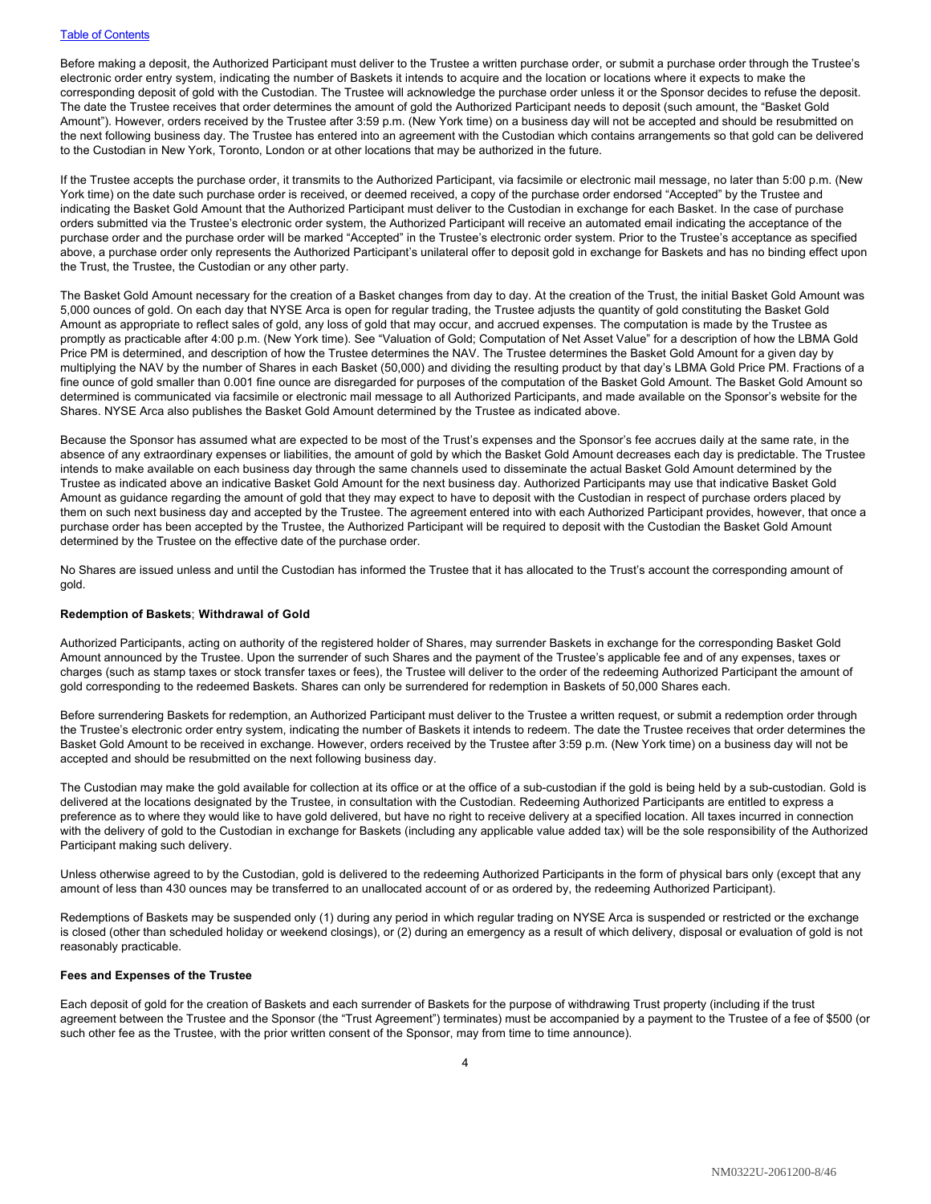Before making a deposit, the Authorized Participant must deliver to the Trustee a written purchase order, or submit a purchase order through the Trustee's electronic order entry system, indicating the number of Baskets it intends to acquire and the location or locations where it expects to make the corresponding deposit of gold with the Custodian. The Trustee will acknowledge the purchase order unless it or the Sponsor decides to refuse the deposit. The date the Trustee receives that order determines the amount of gold the Authorized Participant needs to deposit (such amount, the "Basket Gold Amount"). However, orders received by the Trustee after 3:59 p.m. (New York time) on a business day will not be accepted and should be resubmitted on the next following business day. The Trustee has entered into an agreement with the Custodian which contains arrangements so that gold can be delivered to the Custodian in New York, Toronto, London or at other locations that may be authorized in the future.

If the Trustee accepts the purchase order, it transmits to the Authorized Participant, via facsimile or electronic mail message, no later than 5:00 p.m. (New York time) on the date such purchase order is received, or deemed received, a copy of the purchase order endorsed "Accepted" by the Trustee and indicating the Basket Gold Amount that the Authorized Participant must deliver to the Custodian in exchange for each Basket. In the case of purchase orders submitted via the Trustee's electronic order system, the Authorized Participant will receive an automated email indicating the acceptance of the purchase order and the purchase order will be marked "Accepted" in the Trustee's electronic order system. Prior to the Trustee's acceptance as specified above, a purchase order only represents the Authorized Participant's unilateral offer to deposit gold in exchange for Baskets and has no binding effect upon the Trust, the Trustee, the Custodian or any other party.

The Basket Gold Amount necessary for the creation of a Basket changes from day to day. At the creation of the Trust, the initial Basket Gold Amount was 5,000 ounces of gold. On each day that NYSE Arca is open for regular trading, the Trustee adjusts the quantity of gold constituting the Basket Gold Amount as appropriate to reflect sales of gold, any loss of gold that may occur, and accrued expenses. The computation is made by the Trustee as promptly as practicable after 4:00 p.m. (New York time). See "Valuation of Gold; Computation of Net Asset Value" for a description of how the LBMA Gold Price PM is determined, and description of how the Trustee determines the NAV. The Trustee determines the Basket Gold Amount for a given day by multiplying the NAV by the number of Shares in each Basket (50,000) and dividing the resulting product by that day's LBMA Gold Price PM. Fractions of a fine ounce of gold smaller than 0.001 fine ounce are disregarded for purposes of the computation of the Basket Gold Amount. The Basket Gold Amount so determined is communicated via facsimile or electronic mail message to all Authorized Participants, and made available on the Sponsor's website for the Shares. NYSE Arca also publishes the Basket Gold Amount determined by the Trustee as indicated above.

Because the Sponsor has assumed what are expected to be most of the Trust's expenses and the Sponsor's fee accrues daily at the same rate, in the absence of any extraordinary expenses or liabilities, the amount of gold by which the Basket Gold Amount decreases each day is predictable. The Trustee intends to make available on each business day through the same channels used to disseminate the actual Basket Gold Amount determined by the Trustee as indicated above an indicative Basket Gold Amount for the next business day. Authorized Participants may use that indicative Basket Gold Amount as guidance regarding the amount of gold that they may expect to have to deposit with the Custodian in respect of purchase orders placed by them on such next business day and accepted by the Trustee. The agreement entered into with each Authorized Participant provides, however, that once a purchase order has been accepted by the Trustee, the Authorized Participant will be required to deposit with the Custodian the Basket Gold Amount determined by the Trustee on the effective date of the purchase order.

No Shares are issued unless and until the Custodian has informed the Trustee that it has allocated to the Trust's account the corresponding amount of gold.

**Redemption of Baskets**; **Withdrawal of Gold**

Authorized Participants, acting on authority of the registered holder of Shares, may surrender Baskets in exchange for the corresponding Basket Gold Amount announced by the Trustee. Upon the surrender of such Shares and the payment of the Trustee's applicable fee and of any expenses, taxes or charges (such as stamp taxes or stock transfer taxes or fees), the Trustee will deliver to the order of the redeeming Authorized Participant the amount of gold corresponding to the redeemed Baskets. Shares can only be surrendered for redemption in Baskets of 50,000 Shares each.

Before surrendering Baskets for redemption, an Authorized Participant must deliver to the Trustee a written request, or submit a redemption order through the Trustee's electronic order entry system, indicating the number of Baskets it intends to redeem. The date the Trustee receives that order determines the Basket Gold Amount to be received in exchange. However, orders received by the Trustee after 3:59 p.m. (New York time) on a business day will not be accepted and should be resubmitted on the next following business day.

The Custodian may make the gold available for collection at its office or at the office of a sub-custodian if the gold is being held by a sub-custodian. Gold is delivered at the locations designated by the Trustee, in consultation with the Custodian. Redeeming Authorized Participants are entitled to express a preference as to where they would like to have gold delivered, but have no right to receive delivery at a specified location. All taxes incurred in connection with the delivery of gold to the Custodian in exchange for Baskets (including any applicable value added tax) will be the sole responsibility of the Authorized Participant making such delivery.

Unless otherwise agreed to by the Custodian, gold is delivered to the redeeming Authorized Participants in the form of physical bars only (except that any amount of less than 430 ounces may be transferred to an unallocated account of or as ordered by, the redeeming Authorized Participant).

Redemptions of Baskets may be suspended only (1) during any period in which regular trading on NYSE Arca is suspended or restricted or the exchange is closed (other than scheduled holiday or weekend closings), or (2) during an emergency as a result of which delivery, disposal or evaluation of gold is not reasonably practicable.

**Fees and Expenses of the Trustee**

Each deposit of gold for the creation of Baskets and each surrender of Baskets for the purpose of withdrawing Trust property (including if the trust agreement between the Trustee and the Sponsor (the "Trust Agreement") terminates) must be accompanied by a payment to the Trustee of a fee of $500 (or such other fee as the Trustee, with the prior written consent of the Sponsor, may from time to time announce).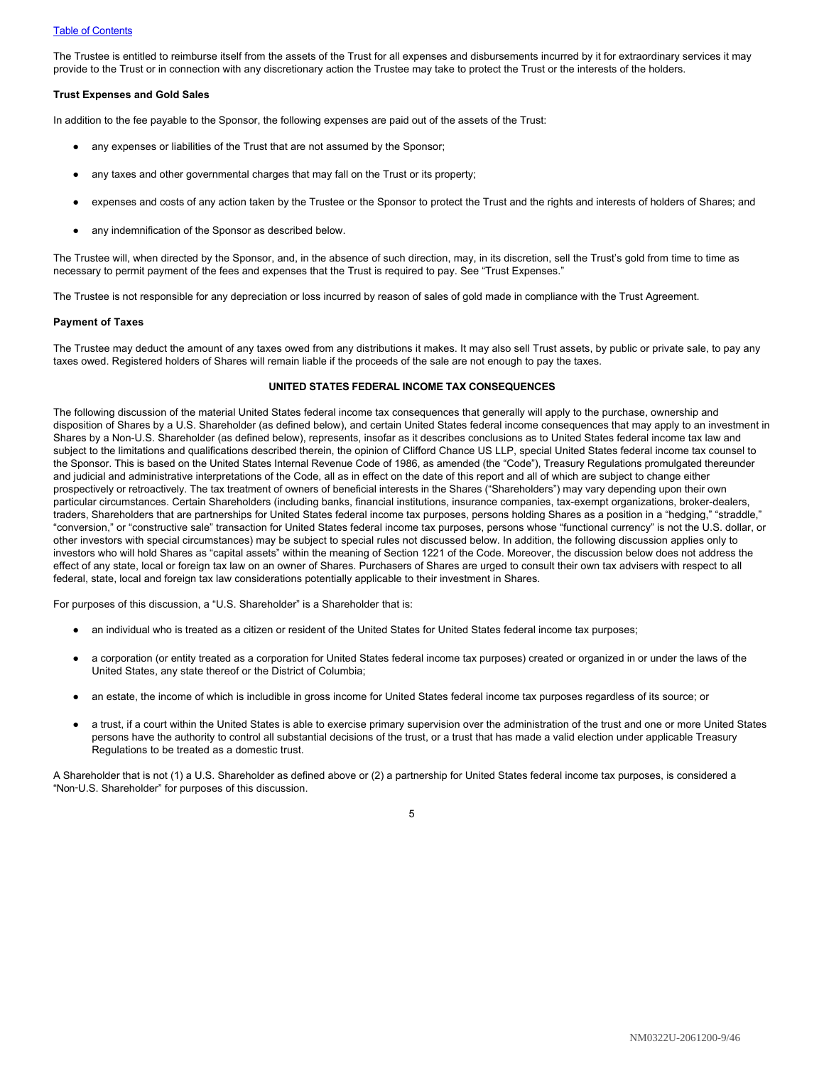The Trustee is entitled to reimburse itself from the assets of the Trust for all expenses and disbursements incurred by it for extraordinary services it may provide to the Trust or in connection with any discretionary action the Trustee may take to protect the Trust or the interests of the holders.

**Trust Expenses and Gold Sales**

In addition to the fee payable to the Sponsor, the following expenses are paid out of the assets of the Trust:

- any expenses or liabilities of the Trust that are not assumed by the Sponsor;
- any taxes and other governmental charges that may fall on the Trust or its property;
- expenses and costs of any action taken by the Trustee or the Sponsor to protect the Trust and the rights and interests of holders of Shares; and
- any indemnification of the Sponsor as described below.

The Trustee will, when directed by the Sponsor, and, in the absence of such direction, may, in its discretion, sell the Trust's gold from time to time as necessary to permit payment of the fees and expenses that the Trust is required to pay. See "Trust Expenses."

The Trustee is not responsible for any depreciation or loss incurred by reason of sales of gold made in compliance with the Trust Agreement.

**Payment of Taxes**

The Trustee may deduct the amount of any taxes owed from any distributions it makes. It may also sell Trust assets, by public or private sale, to pay any taxes owed. Registered holders of Shares will remain liable if the proceeds of the sale are not enough to pay the taxes.

## UNITED STATES FEDERAL INCOME TAX CONSEQUENCES

The following discussion of the material United States federal income tax consequences that generally will apply to the purchase, ownership and disposition of Shares by a U.S. Shareholder (as defined below), and certain United States federal income consequences that may apply to an investment in Shares by a Non-U.S. Shareholder (as defined below), represents, insofar as it describes conclusions as to United States federal income tax law and subject to the limitations and qualifications described therein, the opinion of Clifford Chance US LLP, special United States federal income tax counsel to the Sponsor. This is based on the United States Internal Revenue Code of 1986, as amended (the "Code"), Treasury Regulations promulgated thereunder and judicial and administrative interpretations of the Code, all as in effect on the date of this report and all of which are subject to change either prospectively or retroactively. The tax treatment of owners of beneficial interests in the Shares ("Shareholders") may vary depending upon their own particular circumstances. Certain Shareholders (including banks, financial institutions, insurance companies, tax-exempt organizations, broker-dealers, traders, Shareholders that are partnerships for United States federal income tax purposes, persons holding Shares as a position in a "hedging," "straddle," "conversion," or "constructive sale" transaction for United States federal income tax purposes, persons whose "functional currency" is not the U.S. dollar, or other investors with special circumstances) may be subject to special rules not discussed below. In addition, the following discussion applies only to investors who will hold Shares as "capital assets" within the meaning of Section 1221 of the Code. Moreover, the discussion below does not address the effect of any state, local or foreign tax law on an owner of Shares. Purchasers of Shares are urged to consult their own tax advisers with respect to all federal, state, local and foreign tax law considerations potentially applicable to their investment in Shares.

For purposes of this discussion, a "U.S. Shareholder" is a Shareholder that is:

- an individual who is treated as a citizen or resident of the United States for United States federal income tax purposes;
- a corporation (or entity treated as a corporation for United States federal income tax purposes) created or organized in or under the laws of the United States, any state thereof or the District of Columbia;
- an estate, the income of which is includible in gross income for United States federal income tax purposes regardless of its source; or
- a trust, if a court within the United States is able to exercise primary supervision over the administration of the trust and one or more United States persons have the authority to control all substantial decisions of the trust, or a trust that has made a valid election under applicable Treasury Regulations to be treated as a domestic trust.

A Shareholder that is not (1) a U.S. Shareholder as defined above or (2) a partnership for United States federal income tax purposes, is considered a "Non-U.S. Shareholder" for purposes of this discussion.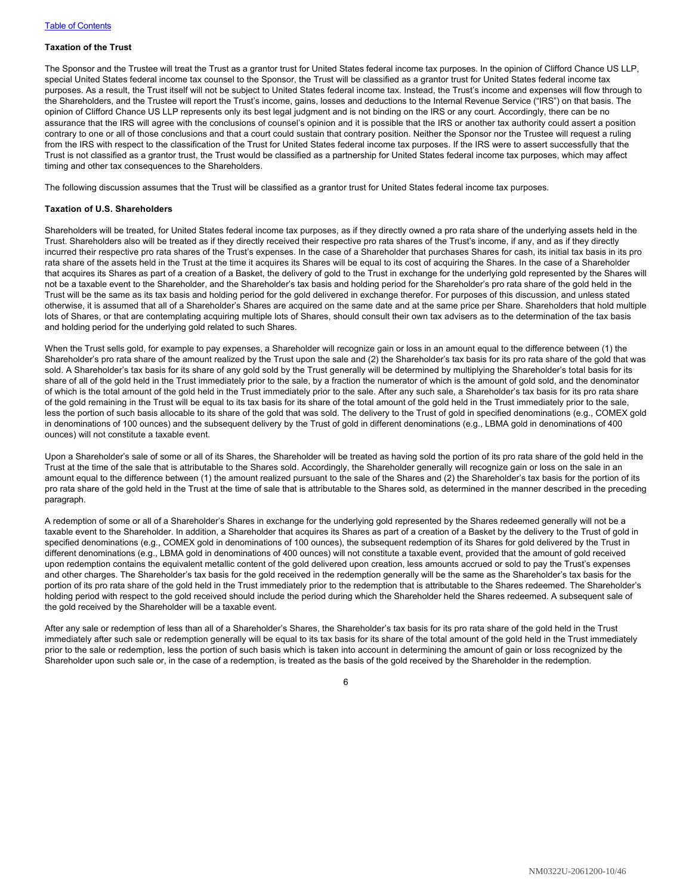**Taxation of the Trust**

The Sponsor and the Trustee will treat the Trust as a grantor trust for United States federal income tax purposes. In the opinion of Clifford Chance US LLP, special United States federal income tax counsel to the Sponsor, the Trust will be classified as a grantor trust for United States federal income tax purposes. As a result, the Trust itself will not be subject to United States federal income tax. Instead, the Trust's income and expenses will flow through to the Shareholders, and the Trustee will report the Trust's income, gains, losses and deductions to the Internal Revenue Service ("IRS") on that basis. The opinion of Clifford Chance US LLP represents only its best legal judgment and is not binding on the IRS or any court. Accordingly, there can be no assurance that the IRS will agree with the conclusions of counsel's opinion and it is possible that the IRS or another tax authority could assert a position contrary to one or all of those conclusions and that a court could sustain that contrary position. Neither the Sponsor nor the Trustee will request a ruling from the IRS with respect to the classification of the Trust for United States federal income tax purposes. If the IRS were to assert successfully that the Trust is not classified as a grantor trust, the Trust would be classified as a partnership for United States federal income tax purposes, which may affect timing and other tax consequences to the Shareholders.

The following discussion assumes that the Trust will be classified as a grantor trust for United States federal income tax purposes.

**Taxation of U.S. Shareholders**

Shareholders will be treated, for United States federal income tax purposes, as if they directly owned a pro rata share of the underlying assets held in the Trust. Shareholders also will be treated as if they directly received their respective pro rata shares of the Trust's income, if any, and as if they directly incurred their respective pro rata shares of the Trust's expenses. In the case of a Shareholder that purchases Shares for cash, its initial tax basis in its pro rata share of the assets held in the Trust at the time it acquires its Shares will be equal to its cost of acquiring the Shares. In the case of a Shareholder that acquires its Shares as part of a creation of a Basket, the delivery of gold to the Trust in exchange for the underlying gold represented by the Shares will not be a taxable event to the Shareholder, and the Shareholder's tax basis and holding period for the Shareholder's pro rata share of the gold held in the Trust will be the same as its tax basis and holding period for the gold delivered in exchange therefor. For purposes of this discussion, and unless stated otherwise, it is assumed that all of a Shareholder's Shares are acquired on the same date and at the same price per Share. Shareholders that hold multiple lots of Shares, or that are contemplating acquiring multiple lots of Shares, should consult their own tax advisers as to the determination of the tax basis and holding period for the underlying gold related to such Shares.

When the Trust sells gold, for example to pay expenses, a Shareholder will recognize gain or loss in an amount equal to the difference between (1) the Shareholder's pro rata share of the amount realized by the Trust upon the sale and (2) the Shareholder's tax basis for its pro rata share of the gold that was sold. A Shareholder's tax basis for its share of any gold sold by the Trust generally will be determined by multiplying the Shareholder's total basis for its share of all of the gold held in the Trust immediately prior to the sale, by a fraction the numerator of which is the amount of gold sold, and the denominator of which is the total amount of the gold held in the Trust immediately prior to the sale. After any such sale, a Shareholder's tax basis for its pro rata share of the gold remaining in the Trust will be equal to its tax basis for its share of the total amount of the gold held in the Trust immediately prior to the sale, less the portion of such basis allocable to its share of the gold that was sold. The delivery to the Trust of gold in specified denominations (e.g., COMEX gold in denominations of 100 ounces) and the subsequent delivery by the Trust of gold in different denominations (e.g., LBMA gold in denominations of 400 ounces) will not constitute a taxable event.

Upon a Shareholder's sale of some or all of its Shares, the Shareholder will be treated as having sold the portion of its pro rata share of the gold held in the Trust at the time of the sale that is attributable to the Shares sold. Accordingly, the Shareholder generally will recognize gain or loss on the sale in an amount equal to the difference between (1) the amount realized pursuant to the sale of the Shares and (2) the Shareholder's tax basis for the portion of its pro rata share of the gold held in the Trust at the time of sale that is attributable to the Shares sold, as determined in the manner described in the preceding paragraph.

A redemption of some or all of a Shareholder's Shares in exchange for the underlying gold represented by the Shares redeemed generally will not be a taxable event to the Shareholder. In addition, a Shareholder that acquires its Shares as part of a creation of a Basket by the delivery to the Trust of gold in specified denominations (e.g., COMEX gold in denominations of 100 ounces), the subsequent redemption of its Shares for gold delivered by the Trust in different denominations (e.g., LBMA gold in denominations of 400 ounces) will not constitute a taxable event, provided that the amount of gold received upon redemption contains the equivalent metallic content of the gold delivered upon creation, less amounts accrued or sold to pay the Trust's expenses and other charges. The Shareholder's tax basis for the gold received in the redemption generally will be the same as the Shareholder's tax basis for the portion of its pro rata share of the gold held in the Trust immediately prior to the redemption that is attributable to the Shares redeemed. The Shareholder's holding period with respect to the gold received should include the period during which the Shareholder held the Shares redeemed. A subsequent sale of the gold received by the Shareholder will be a taxable event.

After any sale or redemption of less than all of a Shareholder's Shares, the Shareholder's tax basis for its pro rata share of the gold held in the Trust immediately after such sale or redemption generally will be equal to its tax basis for its share of the total amount of the gold held in the Trust immediately prior to the sale or redemption, less the portion of such basis which is taken into account in determining the amount of gain or loss recognized by the Shareholder upon such sale or, in the case of a redemption, is treated as the basis of the gold received by the Shareholder in the redemption.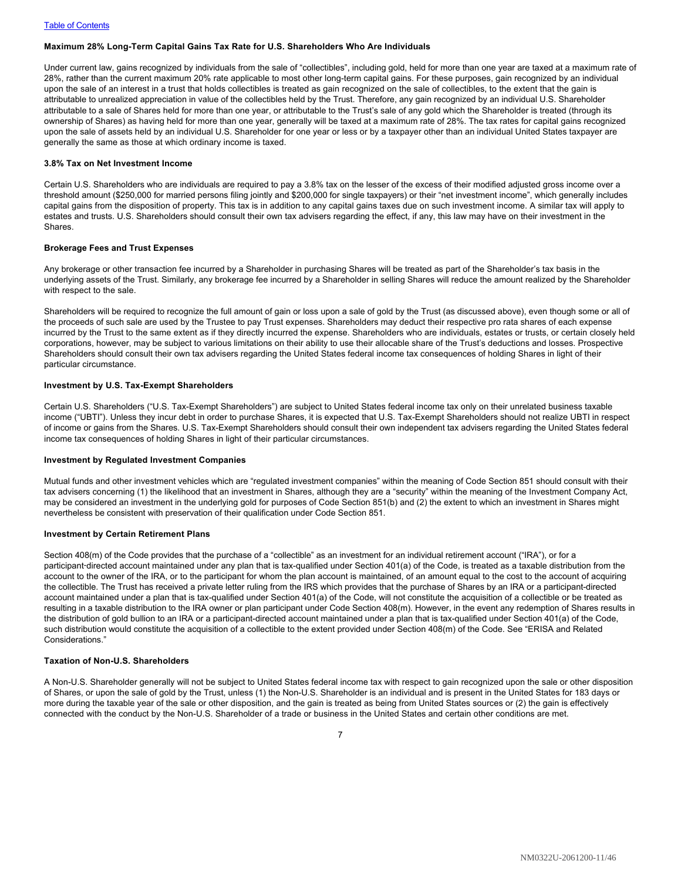### Maximum 28% Long-Term Capital Gains Tax Rate for U.S. Shareholders Who Are Individuals

Under current law, gains recognized by individuals from the sale of "collectibles", including gold, held for more than one year are taxed at a maximum rate of 28%, rather than the current maximum 20% rate applicable to most other long-term capital gains. For these purposes, gain recognized by an individual upon the sale of an interest in a trust that holds collectibles is treated as gain recognized on the sale of collectibles, to the extent that the gain is attributable to unrealized appreciation in value of the collectibles held by the Trust. Therefore, any gain recognized by an individual U.S. Shareholder attributable to a sale of Shares held for more than one year, or attributable to the Trust's sale of any gold which the Shareholder is treated (through its ownership of Shares) as having held for more than one year, generally will be taxed at a maximum rate of 28%. The tax rates for capital gains recognized upon the sale of assets held by an individual U.S. Shareholder for one year or less or by a taxpayer other than an individual United States taxpayer are generally the same as those at which ordinary income is taxed.

### 3.8% Tax on Net Investment Income

Certain U.S. Shareholders who are individuals are required to pay a 3.8% tax on the lesser of the excess of their modified adjusted gross income over a threshold amount ($250,000 for married persons filing jointly and $200,000 for single taxpayers) or their "net investment income", which generally includes capital gains from the disposition of property. This tax is in addition to any capital gains taxes due on such investment income. A similar tax will apply to estates and trusts. U.S. Shareholders should consult their own tax advisers regarding the effect, if any, this law may have on their investment in the Shares.

### Brokerage Fees and Trust Expenses

Any brokerage or other transaction fee incurred by a Shareholder in purchasing Shares will be treated as part of the Shareholder's tax basis in the underlying assets of the Trust. Similarly, any brokerage fee incurred by a Shareholder in selling Shares will reduce the amount realized by the Shareholder with respect to the sale.

Shareholders will be required to recognize the full amount of gain or loss upon a sale of gold by the Trust (as discussed above), even though some or all of the proceeds of such sale are used by the Trustee to pay Trust expenses. Shareholders may deduct their respective pro rata shares of each expense incurred by the Trust to the same extent as if they directly incurred the expense. Shareholders who are individuals, estates or trusts, or certain closely held corporations, however, may be subject to various limitations on their ability to use their allocable share of the Trust's deductions and losses. Prospective Shareholders should consult their own tax advisers regarding the United States federal income tax consequences of holding Shares in light of their particular circumstance.

### Investment by U.S. Tax-Exempt Shareholders

Certain U.S. Shareholders ("U.S. Tax-Exempt Shareholders") are subject to United States federal income tax only on their unrelated business taxable income ("UBTI"). Unless they incur debt in order to purchase Shares, it is expected that U.S. Tax-Exempt Shareholders should not realize UBTI in respect of income or gains from the Shares. U.S. Tax-Exempt Shareholders should consult their own independent tax advisers regarding the United States federal income tax consequences of holding Shares in light of their particular circumstances.

### Investment by Regulated Investment Companies

Mutual funds and other investment vehicles which are "regulated investment companies" within the meaning of Code Section 851 should consult with their tax advisers concerning (1) the likelihood that an investment in Shares, although they are a "security" within the meaning of the Investment Company Act, may be considered an investment in the underlying gold for purposes of Code Section 851(b) and (2) the extent to which an investment in Shares might nevertheless be consistent with preservation of their qualification under Code Section 851.

### Investment by Certain Retirement Plans

Section 408(m) of the Code provides that the purchase of a "collectible" as an investment for an individual retirement account ("IRA"), or for a participant-directed account maintained under any plan that is tax-qualified under Section 401(a) of the Code, is treated as a taxable distribution from the account to the owner of the IRA, or to the participant for whom the plan account is maintained, of an amount equal to the cost to the account of acquiring the collectible. The Trust has received a private letter ruling from the IRS which provides that the purchase of Shares by an IRA or a participant-directed account maintained under a plan that is tax-qualified under Section 401(a) of the Code, will not constitute the acquisition of a collectible or be treated as resulting in a taxable distribution to the IRA owner or plan participant under Code Section 408(m). However, in the event any redemption of Shares results in the distribution of gold bullion to an IRA or a participant-directed account maintained under a plan that is tax-qualified under Section 401(a) of the Code, such distribution would constitute the acquisition of a collectible to the extent provided under Section 408(m) of the Code. See "ERISA and Related Considerations."

### Taxation of Non-U.S. Shareholders

A Non-U.S. Shareholder generally will not be subject to United States federal income tax with respect to gain recognized upon the sale or other disposition of Shares, or upon the sale of gold by the Trust, unless (1) the Non-U.S. Shareholder is an individual and is present in the United States for 183 days or more during the taxable year of the sale or other disposition, and the gain is treated as being from United States sources or (2) the gain is effectively connected with the conduct by the Non-U.S. Shareholder of a trade or business in the United States and certain other conditions are met.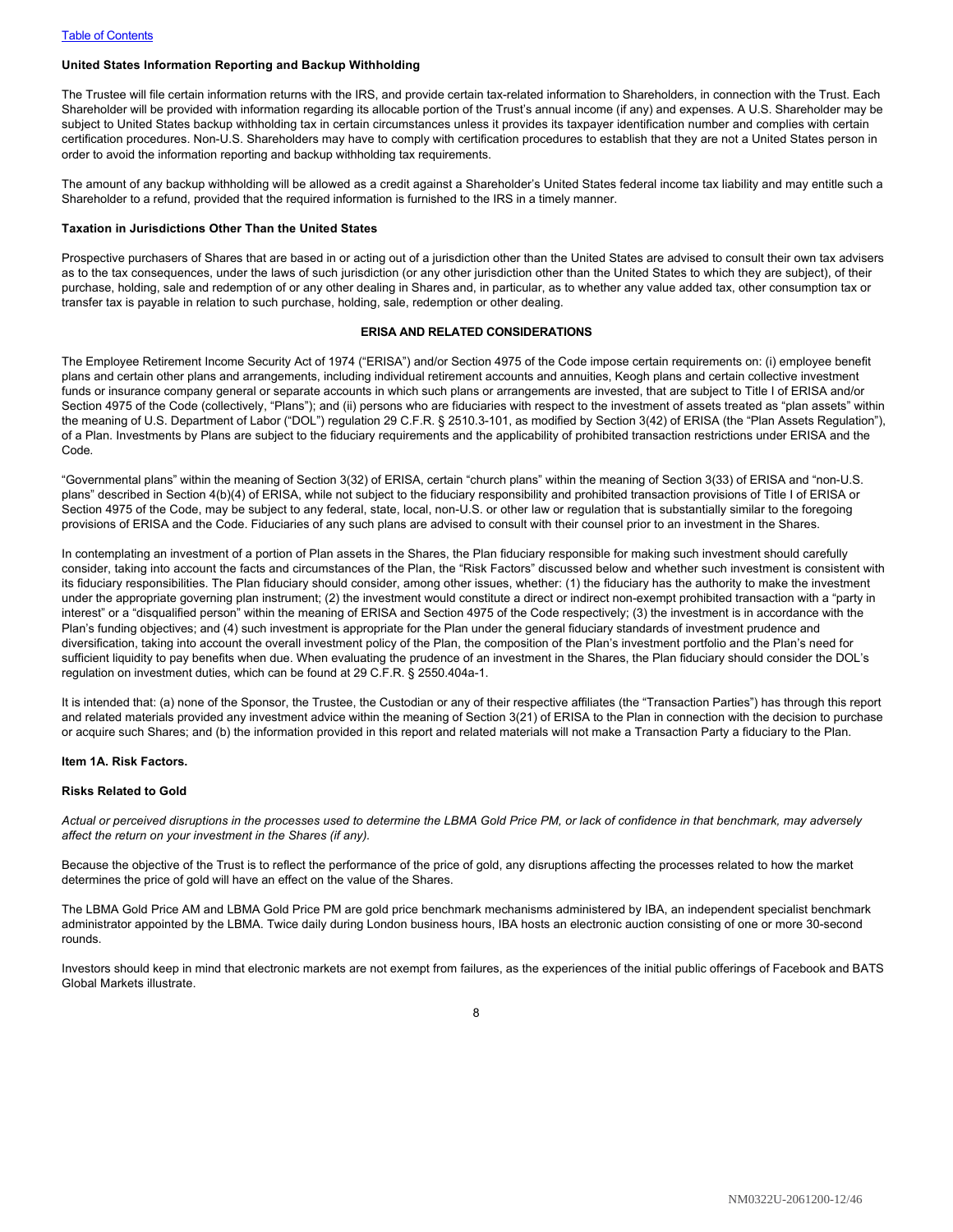**United States Information Reporting and Backup Withholding**

The Trustee will file certain information returns with the IRS, and provide certain tax-related information to Shareholders, in connection with the Trust. Each Shareholder will be provided with information regarding its allocable portion of the Trust's annual income (if any) and expenses. A U.S. Shareholder may be subject to United States backup withholding tax in certain circumstances unless it provides its taxpayer identification number and complies with certain certification procedures. Non-U.S. Shareholders may have to comply with certification procedures to establish that they are not a United States person in order to avoid the information reporting and backup withholding tax requirements.

The amount of any backup withholding will be allowed as a credit against a Shareholder's United States federal income tax liability and may entitle such a Shareholder to a refund, provided that the required information is furnished to the IRS in a timely manner.

**Taxation in Jurisdictions Other Than the United States**

Prospective purchasers of Shares that are based in or acting out of a jurisdiction other than the United States are advised to consult their own tax advisers as to the tax consequences, under the laws of such jurisdiction (or any other jurisdiction other than the United States to which they are subject), of their purchase, holding, sale and redemption of or any other dealing in Shares and, in particular, as to whether any value added tax, other consumption tax or transfer tax is payable in relation to such purchase, holding, sale, redemption or other dealing.

## ERISA AND RELATED CONSIDERATIONS

The Employee Retirement Income Security Act of 1974 ("ERISA") and/or Section 4975 of the Code impose certain requirements on: (i) employee benefit plans and certain other plans and arrangements, including individual retirement accounts and annuities, Keogh plans and certain collective investment funds or insurance company general or separate accounts in which such plans or arrangements are invested, that are subject to Title I of ERISA and/or Section 4975 of the Code (collectively, "Plans"); and (ii) persons who are fiduciaries with respect to the investment of assets treated as "plan assets" within the meaning of U.S. Department of Labor ("DOL") regulation 29 C.F.R. § 2510.3-101, as modified by Section 3(42) of ERISA (the "Plan Assets Regulation"), of a Plan. Investments by Plans are subject to the fiduciary requirements and the applicability of prohibited transaction restrictions under ERISA and the Code.

"Governmental plans" within the meaning of Section 3(32) of ERISA, certain "church plans" within the meaning of Section 3(33) of ERISA and "non-U.S. plans" described in Section 4(b)(4) of ERISA, while not subject to the fiduciary responsibility and prohibited transaction provisions of Title I of ERISA or Section 4975 of the Code, may be subject to any federal, state, local, non-U.S. or other law or regulation that is substantially similar to the foregoing provisions of ERISA and the Code. Fiduciaries of any such plans are advised to consult with their counsel prior to an investment in the Shares.

In contemplating an investment of a portion of Plan assets in the Shares, the Plan fiduciary responsible for making such investment should carefully consider, taking into account the facts and circumstances of the Plan, the "Risk Factors" discussed below and whether such investment is consistent with its fiduciary responsibilities. The Plan fiduciary should consider, among other issues, whether: (1) the fiduciary has the authority to make the investment under the appropriate governing plan instrument; (2) the investment would constitute a direct or indirect non-exempt prohibited transaction with a "party in interest" or a "disqualified person" within the meaning of ERISA and Section 4975 of the Code respectively; (3) the investment is in accordance with the Plan's funding objectives; and (4) such investment is appropriate for the Plan under the general fiduciary standards of investment prudence and diversification, taking into account the overall investment policy of the Plan, the composition of the Plan's investment portfolio and the Plan's need for sufficient liquidity to pay benefits when due. When evaluating the prudence of an investment in the Shares, the Plan fiduciary should consider the DOL's regulation on investment duties, which can be found at 29 C.F.R. § 2550.404a-1.

It is intended that: (a) none of the Sponsor, the Trustee, the Custodian or any of their respective affiliates (the "Transaction Parties") has through this report and related materials provided any investment advice within the meaning of Section 3(21) of ERISA to the Plan in connection with the decision to purchase or acquire such Shares; and (b) the information provided in this report and related materials will not make a Transaction Party a fiduciary to the Plan.

**Item 1A. Risk Factors.**

**Risks Related to Gold**

*Actual or perceived disruptions in the processes used to determine the LBMA Gold Price PM, or lack of confidence in that benchmark, may adversely affect the return on your investment in the Shares (if any).*

Because the objective of the Trust is to reflect the performance of the price of gold, any disruptions affecting the processes related to how the market determines the price of gold will have an effect on the value of the Shares.

The LBMA Gold Price AM and LBMA Gold Price PM are gold price benchmark mechanisms administered by IBA, an independent specialist benchmark administrator appointed by the LBMA. Twice daily during London business hours, IBA hosts an electronic auction consisting of one or more 30-second rounds.

Investors should keep in mind that electronic markets are not exempt from failures, as the experiences of the initial public offerings of Facebook and BATS Global Markets illustrate.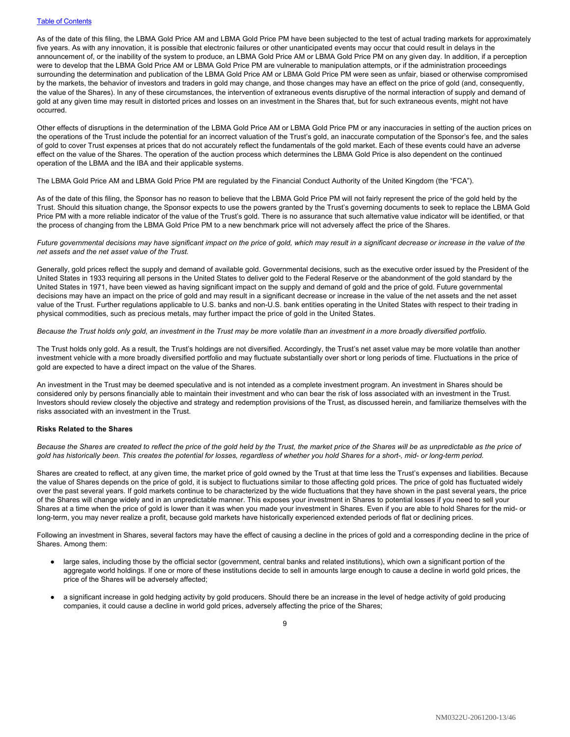As of the date of this filing, the LBMA Gold Price AM and LBMA Gold Price PM have been subjected to the test of actual trading markets for approximately five years. As with any innovation, it is possible that electronic failures or other unanticipated events may occur that could result in delays in the announcement of, or the inability of the system to produce, an LBMA Gold Price AM or LBMA Gold Price PM on any given day. In addition, if a perception were to develop that the LBMA Gold Price AM or LBMA Gold Price PM are vulnerable to manipulation attempts, or if the administration proceedings surrounding the determination and publication of the LBMA Gold Price AM or LBMA Gold Price PM were seen as unfair, biased or otherwise compromised by the markets, the behavior of investors and traders in gold may change, and those changes may have an effect on the price of gold (and, consequently, the value of the Shares). In any of these circumstances, the intervention of extraneous events disruptive of the normal interaction of supply and demand of gold at any given time may result in distorted prices and losses on an investment in the Shares that, but for such extraneous events, might not have occurred.

Other effects of disruptions in the determination of the LBMA Gold Price AM or LBMA Gold Price PM or any inaccuracies in setting of the auction prices on the operations of the Trust include the potential for an incorrect valuation of the Trust's gold, an inaccurate computation of the Sponsor's fee, and the sales of gold to cover Trust expenses at prices that do not accurately reflect the fundamentals of the gold market. Each of these events could have an adverse effect on the value of the Shares. The operation of the auction process which determines the LBMA Gold Price is also dependent on the continued operation of the LBMA and the IBA and their applicable systems.

The LBMA Gold Price AM and LBMA Gold Price PM are regulated by the Financial Conduct Authority of the United Kingdom (the "FCA").

As of the date of this filing, the Sponsor has no reason to believe that the LBMA Gold Price PM will not fairly represent the price of the gold held by the Trust. Should this situation change, the Sponsor expects to use the powers granted by the Trust's governing documents to seek to replace the LBMA Gold Price PM with a more reliable indicator of the value of the Trust's gold. There is no assurance that such alternative value indicator will be identified, or that the process of changing from the LBMA Gold Price PM to a new benchmark price will not adversely affect the price of the Shares.

*Future governmental decisions may have significant impact on the price of gold, which may result in a significant decrease or increase in the value of the net assets and the net asset value of the Trust.*

Generally, gold prices reflect the supply and demand of available gold. Governmental decisions, such as the executive order issued by the President of the United States in 1933 requiring all persons in the United States to deliver gold to the Federal Reserve or the abandonment of the gold standard by the United States in 1971, have been viewed as having significant impact on the supply and demand of gold and the price of gold. Future governmental decisions may have an impact on the price of gold and may result in a significant decrease or increase in the value of the net assets and the net asset value of the Trust. Further regulations applicable to U.S. banks and non-U.S. bank entities operating in the United States with respect to their trading in physical commodities, such as precious metals, may further impact the price of gold in the United States.

*Because the Trust holds only gold, an investment in the Trust may be more volatile than an investment in a more broadly diversified portfolio.*

The Trust holds only gold. As a result, the Trust's holdings are not diversified. Accordingly, the Trust's net asset value may be more volatile than another investment vehicle with a more broadly diversified portfolio and may fluctuate substantially over short or long periods of time. Fluctuations in the price of gold are expected to have a direct impact on the value of the Shares.

An investment in the Trust may be deemed speculative and is not intended as a complete investment program. An investment in Shares should be considered only by persons financially able to maintain their investment and who can bear the risk of loss associated with an investment in the Trust. Investors should review closely the objective and strategy and redemption provisions of the Trust, as discussed herein, and familiarize themselves with the risks associated with an investment in the Trust.

**Risks Related to the Shares**

*Because the Shares are created to reflect the price of the gold held by the Trust, the market price of the Shares will be as unpredictable as the price of gold has historically been. This creates the potential for losses, regardless of whether you hold Shares for a short-, mid- or long-term period.*

Shares are created to reflect, at any given time, the market price of gold owned by the Trust at that time less the Trust's expenses and liabilities. Because the value of Shares depends on the price of gold, it is subject to fluctuations similar to those affecting gold prices. The price of gold has fluctuated widely over the past several years. If gold markets continue to be characterized by the wide fluctuations that they have shown in the past several years, the price of the Shares will change widely and in an unpredictable manner. This exposes your investment in Shares to potential losses if you need to sell your Shares at a time when the price of gold is lower than it was when you made your investment in Shares. Even if you are able to hold Shares for the mid- or long-term, you may never realize a profit, because gold markets have historically experienced extended periods of flat or declining prices.

Following an investment in Shares, several factors may have the effect of causing a decline in the prices of gold and a corresponding decline in the price of Shares. Among them:

- large sales, including those by the official sector (government, central banks and related institutions), which own a significant portion of the aggregate world holdings. If one or more of these institutions decide to sell in amounts large enough to cause a decline in world gold prices, the price of the Shares will be adversely affected;
- a significant increase in gold hedging activity by gold producers. Should there be an increase in the level of hedge activity of gold producing companies, it could cause a decline in world gold prices, adversely affecting the price of the Shares;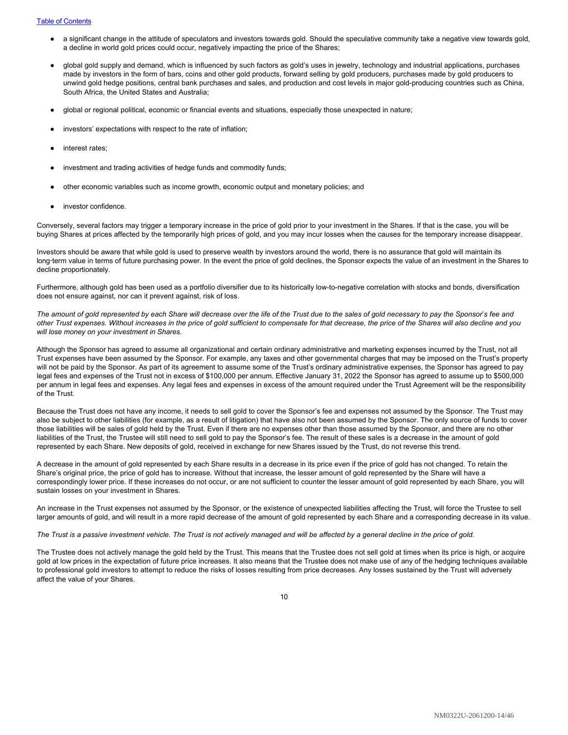- a significant change in the attitude of speculators and investors towards gold. Should the speculative community take a negative view towards gold, a decline in world gold prices could occur, negatively impacting the price of the Shares;
- global gold supply and demand, which is influenced by such factors as gold's uses in jewelry, technology and industrial applications, purchases made by investors in the form of bars, coins and other gold products, forward selling by gold producers, purchases made by gold producers to unwind gold hedge positions, central bank purchases and sales, and production and cost levels in major gold-producing countries such as China, South Africa, the United States and Australia;
- global or regional political, economic or financial events and situations, especially those unexpected in nature;
- investors' expectations with respect to the rate of inflation;
- interest rates;
- investment and trading activities of hedge funds and commodity funds;
- other economic variables such as income growth, economic output and monetary policies; and
- investor confidence.

Conversely, several factors may trigger a temporary increase in the price of gold prior to your investment in the Shares. If that is the case, you will be buying Shares at prices affected by the temporarily high prices of gold, and you may incur losses when the causes for the temporary increase disappear.

Investors should be aware that while gold is used to preserve wealth by investors around the world, there is no assurance that gold will maintain its long-term value in terms of future purchasing power. In the event the price of gold declines, the Sponsor expects the value of an investment in the Shares to decline proportionately.

Furthermore, although gold has been used as a portfolio diversifier due to its historically low-to-negative correlation with stocks and bonds, diversification does not ensure against, nor can it prevent against, risk of loss.

*The amount of gold represented by each Share will decrease over the life of the Trust due to the sales of gold necessary to pay the Sponsor's fee and other Trust expenses. Without increases in the price of gold sufficient to compensate for that decrease, the price of the Shares will also decline and you will lose money on your investment in Shares.*

Although the Sponsor has agreed to assume all organizational and certain ordinary administrative and marketing expenses incurred by the Trust, not all Trust expenses have been assumed by the Sponsor. For example, any taxes and other governmental charges that may be imposed on the Trust's property will not be paid by the Sponsor. As part of its agreement to assume some of the Trust's ordinary administrative expenses, the Sponsor has agreed to pay legal fees and expenses of the Trust not in excess of $100,000 per annum. Effective January 31, 2022 the Sponsor has agreed to assume up to $500,000 per annum in legal fees and expenses. Any legal fees and expenses in excess of the amount required under the Trust Agreement will be the responsibility of the Trust.

Because the Trust does not have any income, it needs to sell gold to cover the Sponsor's fee and expenses not assumed by the Sponsor. The Trust may also be subject to other liabilities (for example, as a result of litigation) that have also not been assumed by the Sponsor. The only source of funds to cover those liabilities will be sales of gold held by the Trust. Even if there are no expenses other than those assumed by the Sponsor, and there are no other liabilities of the Trust, the Trustee will still need to sell gold to pay the Sponsor's fee. The result of these sales is a decrease in the amount of gold represented by each Share. New deposits of gold, received in exchange for new Shares issued by the Trust, do not reverse this trend.

A decrease in the amount of gold represented by each Share results in a decrease in its price even if the price of gold has not changed. To retain the Share's original price, the price of gold has to increase. Without that increase, the lesser amount of gold represented by the Share will have a correspondingly lower price. If these increases do not occur, or are not sufficient to counter the lesser amount of gold represented by each Share, you will sustain losses on your investment in Shares.

An increase in the Trust expenses not assumed by the Sponsor, or the existence of unexpected liabilities affecting the Trust, will force the Trustee to sell larger amounts of gold, and will result in a more rapid decrease of the amount of gold represented by each Share and a corresponding decrease in its value.

*The Trust is a passive investment vehicle. The Trust is not actively managed and will be affected by a general decline in the price of gold.*

The Trustee does not actively manage the gold held by the Trust. This means that the Trustee does not sell gold at times when its price is high, or acquire gold at low prices in the expectation of future price increases. It also means that the Trustee does not make use of any of the hedging techniques available to professional gold investors to attempt to reduce the risks of losses resulting from price decreases. Any losses sustained by the Trust will adversely affect the value of your Shares.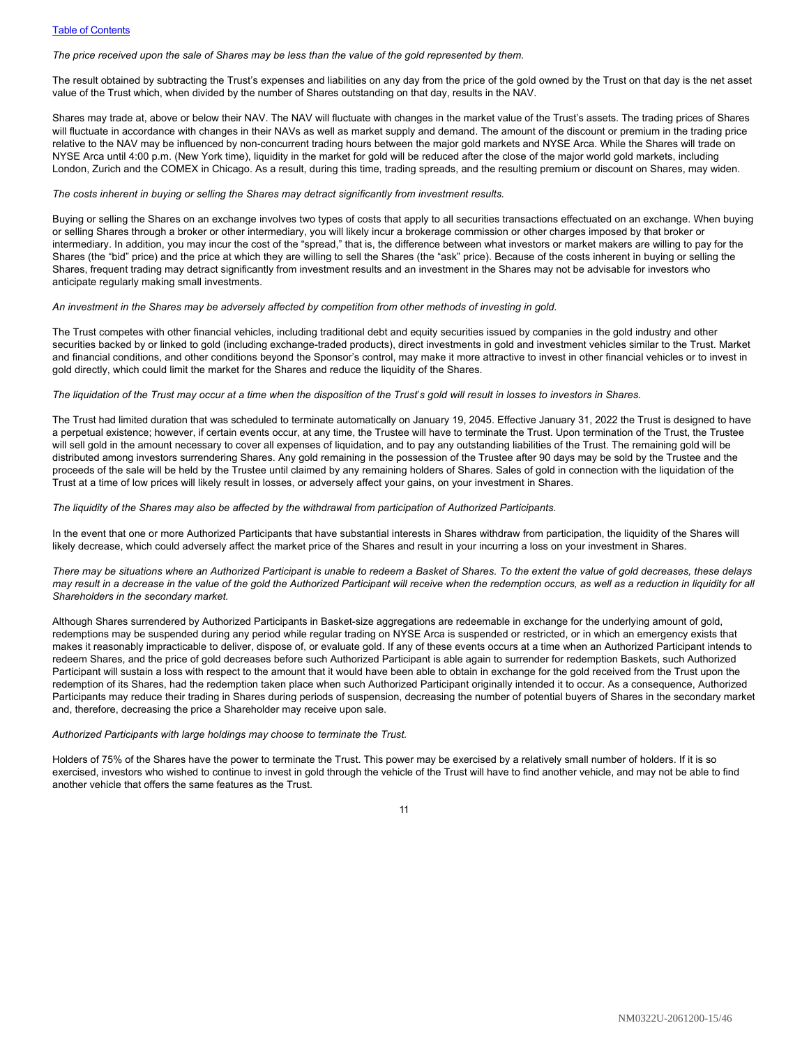*The price received upon the sale of Shares may be less than the value of the gold represented by them.*

The result obtained by subtracting the Trust's expenses and liabilities on any day from the price of the gold owned by the Trust on that day is the net asset value of the Trust which, when divided by the number of Shares outstanding on that day, results in the NAV.

Shares may trade at, above or below their NAV. The NAV will fluctuate with changes in the market value of the Trust's assets. The trading prices of Shares will fluctuate in accordance with changes in their NAVs as well as market supply and demand. The amount of the discount or premium in the trading price relative to the NAV may be influenced by non-concurrent trading hours between the major gold markets and NYSE Arca. While the Shares will trade on NYSE Arca until 4:00 p.m. (New York time), liquidity in the market for gold will be reduced after the close of the major world gold markets, including London, Zurich and the COMEX in Chicago. As a result, during this time, trading spreads, and the resulting premium or discount on Shares, may widen.

*The costs inherent in buying or selling the Shares may detract significantly from investment results.*

Buying or selling the Shares on an exchange involves two types of costs that apply to all securities transactions effectuated on an exchange. When buying or selling Shares through a broker or other intermediary, you will likely incur a brokerage commission or other charges imposed by that broker or intermediary. In addition, you may incur the cost of the "spread," that is, the difference between what investors or market makers are willing to pay for the Shares (the "bid" price) and the price at which they are willing to sell the Shares (the "ask" price). Because of the costs inherent in buying or selling the Shares, frequent trading may detract significantly from investment results and an investment in the Shares may not be advisable for investors who anticipate regularly making small investments.

*An investment in the Shares may be adversely affected by competition from other methods of investing in gold.*

The Trust competes with other financial vehicles, including traditional debt and equity securities issued by companies in the gold industry and other securities backed by or linked to gold (including exchange-traded products), direct investments in gold and investment vehicles similar to the Trust. Market and financial conditions, and other conditions beyond the Sponsor's control, may make it more attractive to invest in other financial vehicles or to invest in gold directly, which could limit the market for the Shares and reduce the liquidity of the Shares.

*The liquidation of the Trust may occur at a time when the disposition of the Trust's gold will result in losses to investors in Shares.*

The Trust had limited duration that was scheduled to terminate automatically on January 19, 2045. Effective January 31, 2022 the Trust is designed to have a perpetual existence; however, if certain events occur, at any time, the Trustee will have to terminate the Trust. Upon termination of the Trust, the Trustee will sell gold in the amount necessary to cover all expenses of liquidation, and to pay any outstanding liabilities of the Trust. The remaining gold will be distributed among investors surrendering Shares. Any gold remaining in the possession of the Trustee after 90 days may be sold by the Trustee and the proceeds of the sale will be held by the Trustee until claimed by any remaining holders of Shares. Sales of gold in connection with the liquidation of the Trust at a time of low prices will likely result in losses, or adversely affect your gains, on your investment in Shares.

*The liquidity of the Shares may also be affected by the withdrawal from participation of Authorized Participants.*

In the event that one or more Authorized Participants that have substantial interests in Shares withdraw from participation, the liquidity of the Shares will likely decrease, which could adversely affect the market price of the Shares and result in your incurring a loss on your investment in Shares.

*There may be situations where an Authorized Participant is unable to redeem a Basket of Shares. To the extent the value of gold decreases, these delays may result in a decrease in the value of the gold the Authorized Participant will receive when the redemption occurs, as well as a reduction in liquidity for all Shareholders in the secondary market.*

Although Shares surrendered by Authorized Participants in Basket-size aggregations are redeemable in exchange for the underlying amount of gold, redemptions may be suspended during any period while regular trading on NYSE Arca is suspended or restricted, or in which an emergency exists that makes it reasonably impracticable to deliver, dispose of, or evaluate gold. If any of these events occurs at a time when an Authorized Participant intends to redeem Shares, and the price of gold decreases before such Authorized Participant is able again to surrender for redemption Baskets, such Authorized Participant will sustain a loss with respect to the amount that it would have been able to obtain in exchange for the gold received from the Trust upon the redemption of its Shares, had the redemption taken place when such Authorized Participant originally intended it to occur. As a consequence, Authorized Participants may reduce their trading in Shares during periods of suspension, decreasing the number of potential buyers of Shares in the secondary market and, therefore, decreasing the price a Shareholder may receive upon sale.

*Authorized Participants with large holdings may choose to terminate the Trust.*

Holders of 75% of the Shares have the power to terminate the Trust. This power may be exercised by a relatively small number of holders. If it is so exercised, investors who wished to continue to invest in gold through the vehicle of the Trust will have to find another vehicle, and may not be able to find another vehicle that offers the same features as the Trust.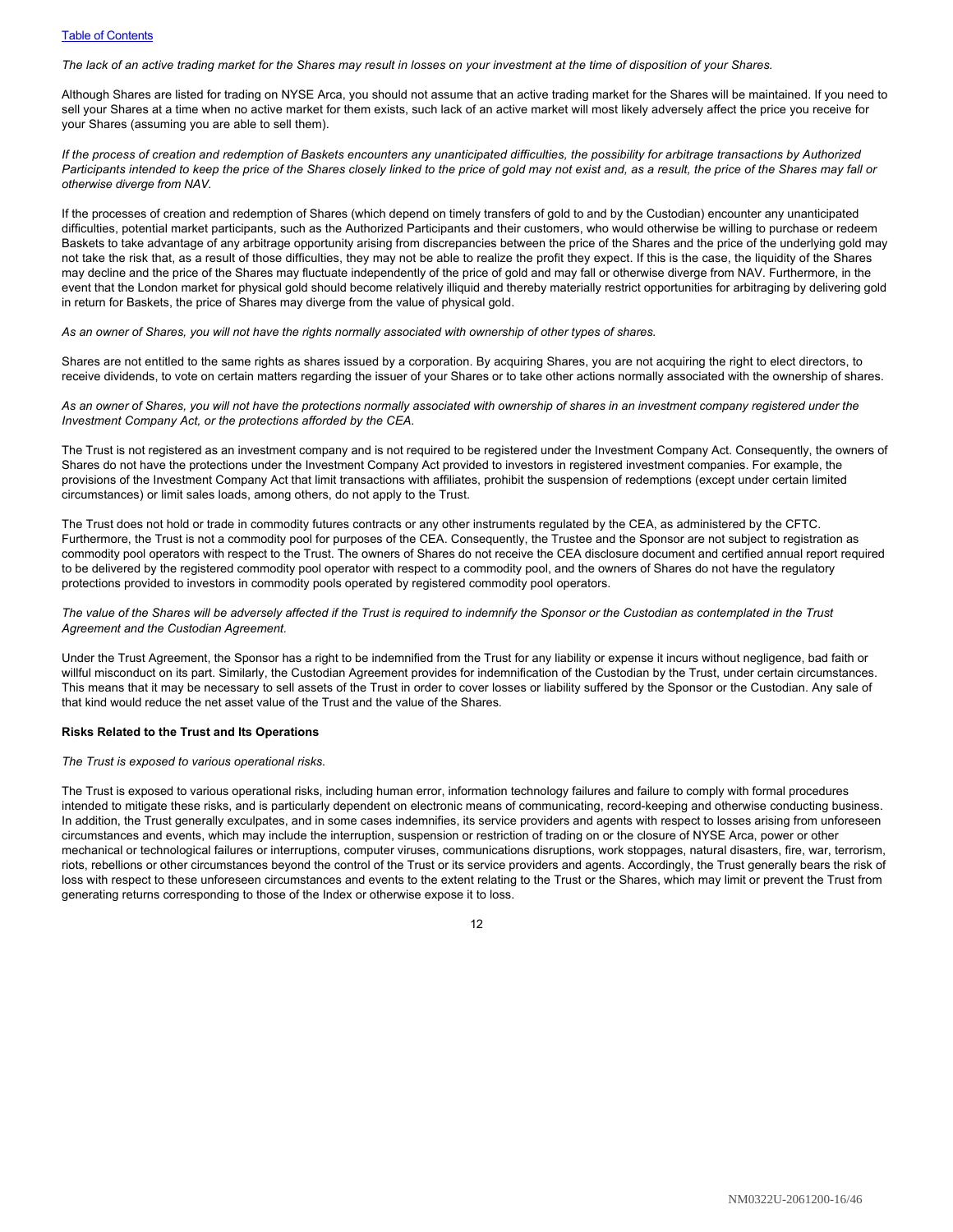*The lack of an active trading market for the Shares may result in losses on your investment at the time of disposition of your Shares.*

Although Shares are listed for trading on NYSE Arca, you should not assume that an active trading market for the Shares will be maintained. If you need to sell your Shares at a time when no active market for them exists, such lack of an active market will most likely adversely affect the price you receive for your Shares (assuming you are able to sell them).

*If the process of creation and redemption of Baskets encounters any unanticipated difficulties, the possibility for arbitrage transactions by Authorized Participants intended to keep the price of the Shares closely linked to the price of gold may not exist and, as a result, the price of the Shares may fall or otherwise diverge from NAV.*

If the processes of creation and redemption of Shares (which depend on timely transfers of gold to and by the Custodian) encounter any unanticipated difficulties, potential market participants, such as the Authorized Participants and their customers, who would otherwise be willing to purchase or redeem Baskets to take advantage of any arbitrage opportunity arising from discrepancies between the price of the Shares and the price of the underlying gold may not take the risk that, as a result of those difficulties, they may not be able to realize the profit they expect. If this is the case, the liquidity of the Shares may decline and the price of the Shares may fluctuate independently of the price of gold and may fall or otherwise diverge from NAV. Furthermore, in the event that the London market for physical gold should become relatively illiquid and thereby materially restrict opportunities for arbitraging by delivering gold in return for Baskets, the price of Shares may diverge from the value of physical gold.

*As an owner of Shares, you will not have the rights normally associated with ownership of other types of shares.*

Shares are not entitled to the same rights as shares issued by a corporation. By acquiring Shares, you are not acquiring the right to elect directors, to receive dividends, to vote on certain matters regarding the issuer of your Shares or to take other actions normally associated with the ownership of shares.

*As an owner of Shares, you will not have the protections normally associated with ownership of shares in an investment company registered under the Investment Company Act, or the protections afforded by the CEA.*

The Trust is not registered as an investment company and is not required to be registered under the Investment Company Act. Consequently, the owners of Shares do not have the protections under the Investment Company Act provided to investors in registered investment companies. For example, the provisions of the Investment Company Act that limit transactions with affiliates, prohibit the suspension of redemptions (except under certain limited circumstances) or limit sales loads, among others, do not apply to the Trust.

The Trust does not hold or trade in commodity futures contracts or any other instruments regulated by the CEA, as administered by the CFTC. Furthermore, the Trust is not a commodity pool for purposes of the CEA. Consequently, the Trustee and the Sponsor are not subject to registration as commodity pool operators with respect to the Trust. The owners of Shares do not receive the CEA disclosure document and certified annual report required to be delivered by the registered commodity pool operator with respect to a commodity pool, and the owners of Shares do not have the regulatory protections provided to investors in commodity pools operated by registered commodity pool operators.

*The value of the Shares will be adversely affected if the Trust is required to indemnify the Sponsor or the Custodian as contemplated in the Trust Agreement and the Custodian Agreement.*

Under the Trust Agreement, the Sponsor has a right to be indemnified from the Trust for any liability or expense it incurs without negligence, bad faith or willful misconduct on its part. Similarly, the Custodian Agreement provides for indemnification of the Custodian by the Trust, under certain circumstances. This means that it may be necessary to sell assets of the Trust in order to cover losses or liability suffered by the Sponsor or the Custodian. Any sale of that kind would reduce the net asset value of the Trust and the value of the Shares.

**Risks Related to the Trust and Its Operations**

*The Trust is exposed to various operational risks.*

The Trust is exposed to various operational risks, including human error, information technology failures and failure to comply with formal procedures intended to mitigate these risks, and is particularly dependent on electronic means of communicating, record-keeping and otherwise conducting business. In addition, the Trust generally exculpates, and in some cases indemnifies, its service providers and agents with respect to losses arising from unforeseen circumstances and events, which may include the interruption, suspension or restriction of trading on or the closure of NYSE Arca, power or other mechanical or technological failures or interruptions, computer viruses, communications disruptions, work stoppages, natural disasters, fire, war, terrorism, riots, rebellions or other circumstances beyond the control of the Trust or its service providers and agents. Accordingly, the Trust generally bears the risk of loss with respect to these unforeseen circumstances and events to the extent relating to the Trust or the Shares, which may limit or prevent the Trust from generating returns corresponding to those of the Index or otherwise expose it to loss.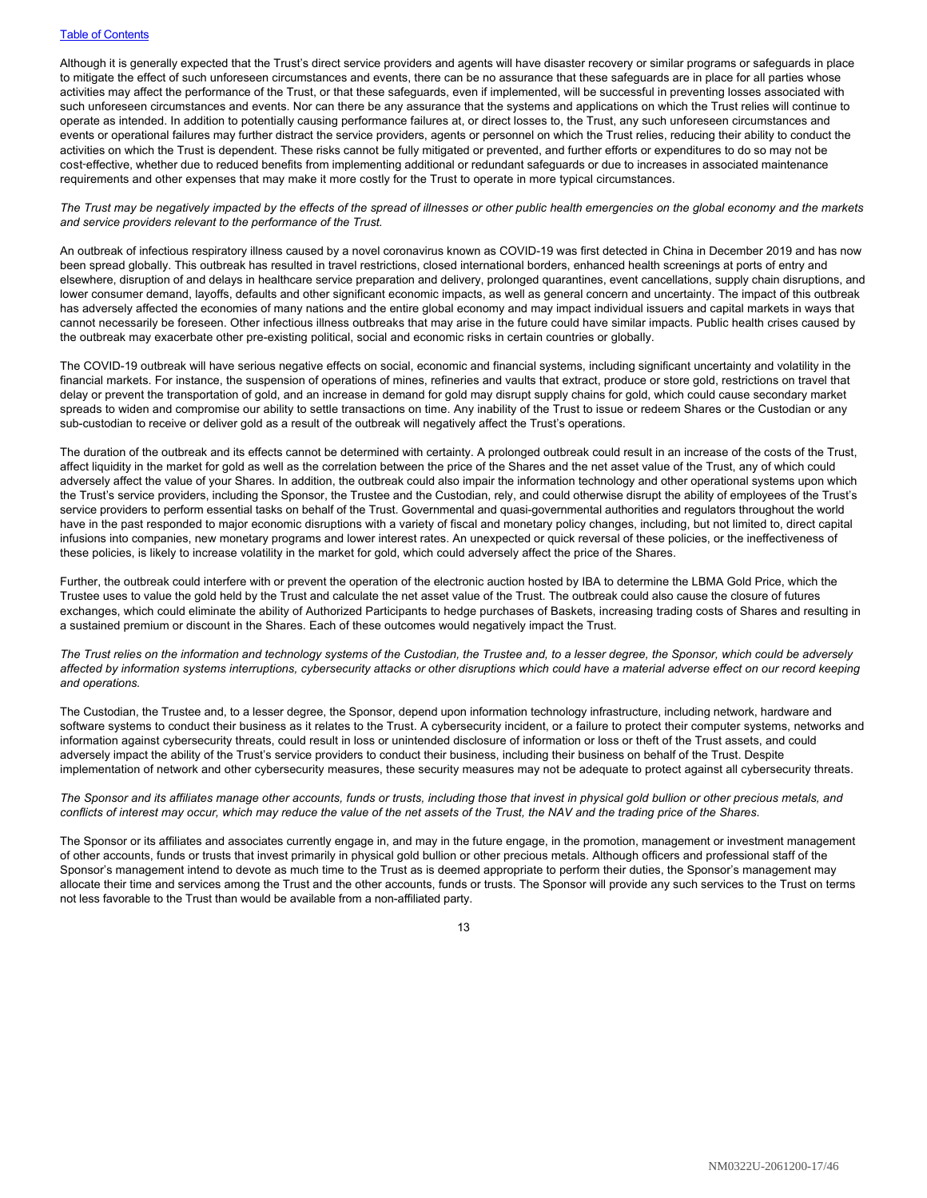Although it is generally expected that the Trust's direct service providers and agents will have disaster recovery or similar programs or safeguards in place to mitigate the effect of such unforeseen circumstances and events, there can be no assurance that these safeguards are in place for all parties whose activities may affect the performance of the Trust, or that these safeguards, even if implemented, will be successful in preventing losses associated with such unforeseen circumstances and events. Nor can there be any assurance that the systems and applications on which the Trust relies will continue to operate as intended. In addition to potentially causing performance failures at, or direct losses to, the Trust, any such unforeseen circumstances and events or operational failures may further distract the service providers, agents or personnel on which the Trust relies, reducing their ability to conduct the activities on which the Trust is dependent. These risks cannot be fully mitigated or prevented, and further efforts or expenditures to do so may not be cost-effective, whether due to reduced benefits from implementing additional or redundant safeguards or due to increases in associated maintenance requirements and other expenses that may make it more costly for the Trust to operate in more typical circumstances.

*The Trust may be negatively impacted by the effects of the spread of illnesses or other public health emergencies on the global economy and the markets and service providers relevant to the performance of the Trust.*

An outbreak of infectious respiratory illness caused by a novel coronavirus known as COVID-19 was first detected in China in December 2019 and has now been spread globally. This outbreak has resulted in travel restrictions, closed international borders, enhanced health screenings at ports of entry and elsewhere, disruption of and delays in healthcare service preparation and delivery, prolonged quarantines, event cancellations, supply chain disruptions, and lower consumer demand, layoffs, defaults and other significant economic impacts, as well as general concern and uncertainty. The impact of this outbreak has adversely affected the economies of many nations and the entire global economy and may impact individual issuers and capital markets in ways that cannot necessarily be foreseen. Other infectious illness outbreaks that may arise in the future could have similar impacts. Public health crises caused by the outbreak may exacerbate other pre-existing political, social and economic risks in certain countries or globally.

The COVID-19 outbreak will have serious negative effects on social, economic and financial systems, including significant uncertainty and volatility in the financial markets. For instance, the suspension of operations of mines, refineries and vaults that extract, produce or store gold, restrictions on travel that delay or prevent the transportation of gold, and an increase in demand for gold may disrupt supply chains for gold, which could cause secondary market spreads to widen and compromise our ability to settle transactions on time. Any inability of the Trust to issue or redeem Shares or the Custodian or any sub-custodian to receive or deliver gold as a result of the outbreak will negatively affect the Trust's operations.

The duration of the outbreak and its effects cannot be determined with certainty. A prolonged outbreak could result in an increase of the costs of the Trust, affect liquidity in the market for gold as well as the correlation between the price of the Shares and the net asset value of the Trust, any of which could adversely affect the value of your Shares. In addition, the outbreak could also impair the information technology and other operational systems upon which the Trust's service providers, including the Sponsor, the Trustee and the Custodian, rely, and could otherwise disrupt the ability of employees of the Trust's service providers to perform essential tasks on behalf of the Trust. Governmental and quasi-governmental authorities and regulators throughout the world have in the past responded to major economic disruptions with a variety of fiscal and monetary policy changes, including, but not limited to, direct capital infusions into companies, new monetary programs and lower interest rates. An unexpected or quick reversal of these policies, or the ineffectiveness of these policies, is likely to increase volatility in the market for gold, which could adversely affect the price of the Shares.

Further, the outbreak could interfere with or prevent the operation of the electronic auction hosted by IBA to determine the LBMA Gold Price, which the Trustee uses to value the gold held by the Trust and calculate the net asset value of the Trust. The outbreak could also cause the closure of futures exchanges, which could eliminate the ability of Authorized Participants to hedge purchases of Baskets, increasing trading costs of Shares and resulting in a sustained premium or discount in the Shares. Each of these outcomes would negatively impact the Trust.

*The Trust relies on the information and technology systems of the Custodian, the Trustee and, to a lesser degree, the Sponsor, which could be adversely affected by information systems interruptions, cybersecurity attacks or other disruptions which could have a material adverse effect on our record keeping and operations.*

The Custodian, the Trustee and, to a lesser degree, the Sponsor, depend upon information technology infrastructure, including network, hardware and software systems to conduct their business as it relates to the Trust. A cybersecurity incident, or a failure to protect their computer systems, networks and information against cybersecurity threats, could result in loss or unintended disclosure of information or loss or theft of the Trust assets, and could adversely impact the ability of the Trust's service providers to conduct their business, including their business on behalf of the Trust. Despite implementation of network and other cybersecurity measures, these security measures may not be adequate to protect against all cybersecurity threats.

*The Sponsor and its affiliates manage other accounts, funds or trusts, including those that invest in physical gold bullion or other precious metals, and conflicts of interest may occur, which may reduce the value of the net assets of the Trust, the NAV and the trading price of the Shares.*

The Sponsor or its affiliates and associates currently engage in, and may in the future engage, in the promotion, management or investment management of other accounts, funds or trusts that invest primarily in physical gold bullion or other precious metals. Although officers and professional staff of the Sponsor's management intend to devote as much time to the Trust as is deemed appropriate to perform their duties, the Sponsor's management may allocate their time and services among the Trust and the other accounts, funds or trusts. The Sponsor will provide any such services to the Trust on terms not less favorable to the Trust than would be available from a non-affiliated party.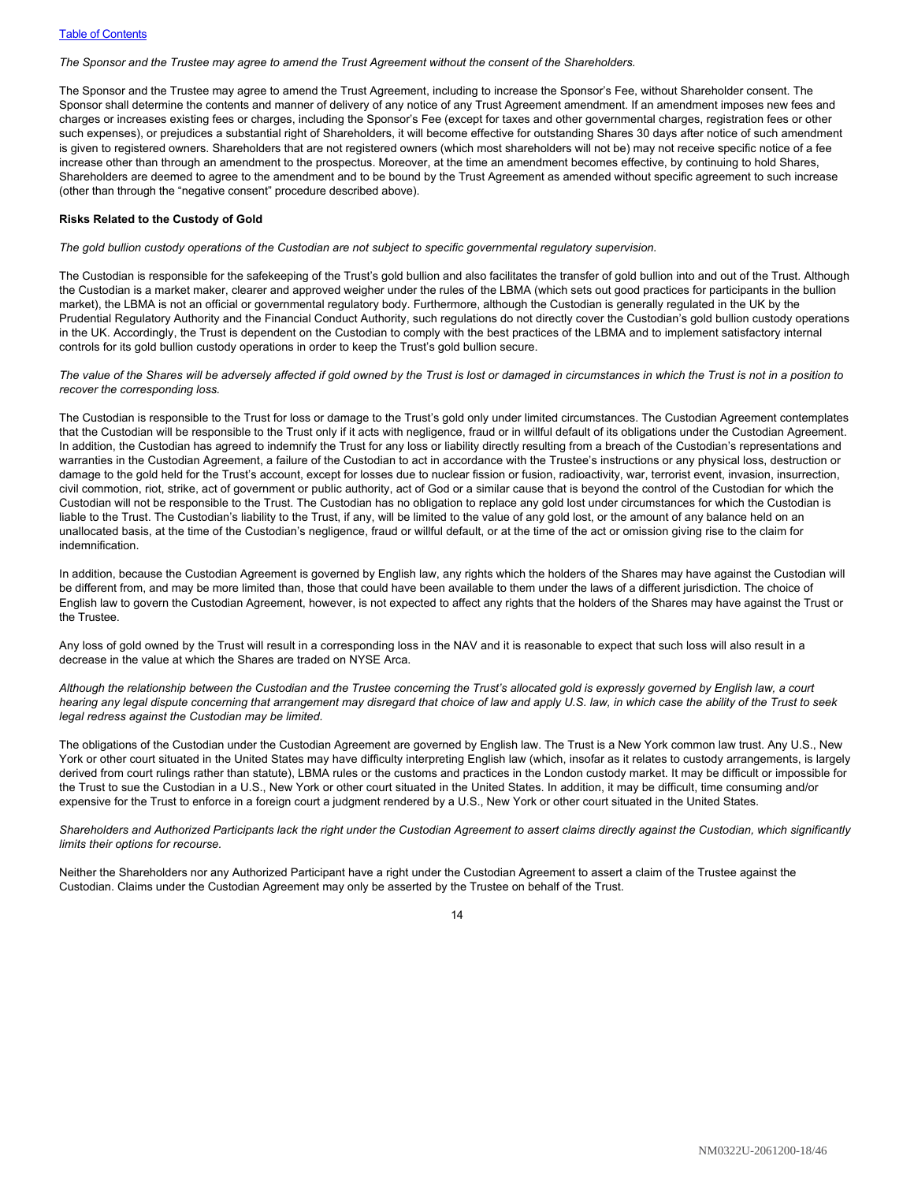*The Sponsor and the Trustee may agree to amend the Trust Agreement without the consent of the Shareholders.*

The Sponsor and the Trustee may agree to amend the Trust Agreement, including to increase the Sponsor's Fee, without Shareholder consent. The Sponsor shall determine the contents and manner of delivery of any notice of any Trust Agreement amendment. If an amendment imposes new fees and charges or increases existing fees or charges, including the Sponsor's Fee (except for taxes and other governmental charges, registration fees or other such expenses), or prejudices a substantial right of Shareholders, it will become effective for outstanding Shares 30 days after notice of such amendment is given to registered owners. Shareholders that are not registered owners (which most shareholders will not be) may not receive specific notice of a fee increase other than through an amendment to the prospectus. Moreover, at the time an amendment becomes effective, by continuing to hold Shares, Shareholders are deemed to agree to the amendment and to be bound by the Trust Agreement as amended without specific agreement to such increase (other than through the "negative consent" procedure described above).

**Risks Related to the Custody of Gold**

*The gold bullion custody operations of the Custodian are not subject to specific governmental regulatory supervision.*

The Custodian is responsible for the safekeeping of the Trust's gold bullion and also facilitates the transfer of gold bullion into and out of the Trust. Although the Custodian is a market maker, clearer and approved weigher under the rules of the LBMA (which sets out good practices for participants in the bullion market), the LBMA is not an official or governmental regulatory body. Furthermore, although the Custodian is generally regulated in the UK by the Prudential Regulatory Authority and the Financial Conduct Authority, such regulations do not directly cover the Custodian's gold bullion custody operations in the UK. Accordingly, the Trust is dependent on the Custodian to comply with the best practices of the LBMA and to implement satisfactory internal controls for its gold bullion custody operations in order to keep the Trust's gold bullion secure.

*The value of the Shares will be adversely affected if gold owned by the Trust is lost or damaged in circumstances in which the Trust is not in a position to recover the corresponding loss.*

The Custodian is responsible to the Trust for loss or damage to the Trust's gold only under limited circumstances. The Custodian Agreement contemplates that the Custodian will be responsible to the Trust only if it acts with negligence, fraud or in willful default of its obligations under the Custodian Agreement. In addition, the Custodian has agreed to indemnify the Trust for any loss or liability directly resulting from a breach of the Custodian's representations and warranties in the Custodian Agreement, a failure of the Custodian to act in accordance with the Trustee's instructions or any physical loss, destruction or damage to the gold held for the Trust's account, except for losses due to nuclear fission or fusion, radioactivity, war, terrorist event, invasion, insurrection, civil commotion, riot, strike, act of government or public authority, act of God or a similar cause that is beyond the control of the Custodian for which the Custodian will not be responsible to the Trust. The Custodian has no obligation to replace any gold lost under circumstances for which the Custodian is liable to the Trust. The Custodian's liability to the Trust, if any, will be limited to the value of any gold lost, or the amount of any balance held on an unallocated basis, at the time of the Custodian's negligence, fraud or willful default, or at the time of the act or omission giving rise to the claim for indemnification.

In addition, because the Custodian Agreement is governed by English law, any rights which the holders of the Shares may have against the Custodian will be different from, and may be more limited than, those that could have been available to them under the laws of a different jurisdiction. The choice of English law to govern the Custodian Agreement, however, is not expected to affect any rights that the holders of the Shares may have against the Trust or the Trustee.

Any loss of gold owned by the Trust will result in a corresponding loss in the NAV and it is reasonable to expect that such loss will also result in a decrease in the value at which the Shares are traded on NYSE Arca.

*Although the relationship between the Custodian and the Trustee concerning the Trust's allocated gold is expressly governed by English law, a court hearing any legal dispute concerning that arrangement may disregard that choice of law and apply U.S. law, in which case the ability of the Trust to seek legal redress against the Custodian may be limited.*

The obligations of the Custodian under the Custodian Agreement are governed by English law. The Trust is a New York common law trust. Any U.S., New York or other court situated in the United States may have difficulty interpreting English law (which, insofar as it relates to custody arrangements, is largely derived from court rulings rather than statute), LBMA rules or the customs and practices in the London custody market. It may be difficult or impossible for the Trust to sue the Custodian in a U.S., New York or other court situated in the United States. In addition, it may be difficult, time consuming and/or expensive for the Trust to enforce in a foreign court a judgment rendered by a U.S., New York or other court situated in the United States.

*Shareholders and Authorized Participants lack the right under the Custodian Agreement to assert claims directly against the Custodian, which significantly limits their options for recourse.*

Neither the Shareholders nor any Authorized Participant have a right under the Custodian Agreement to assert a claim of the Trustee against the Custodian. Claims under the Custodian Agreement may only be asserted by the Trustee on behalf of the Trust.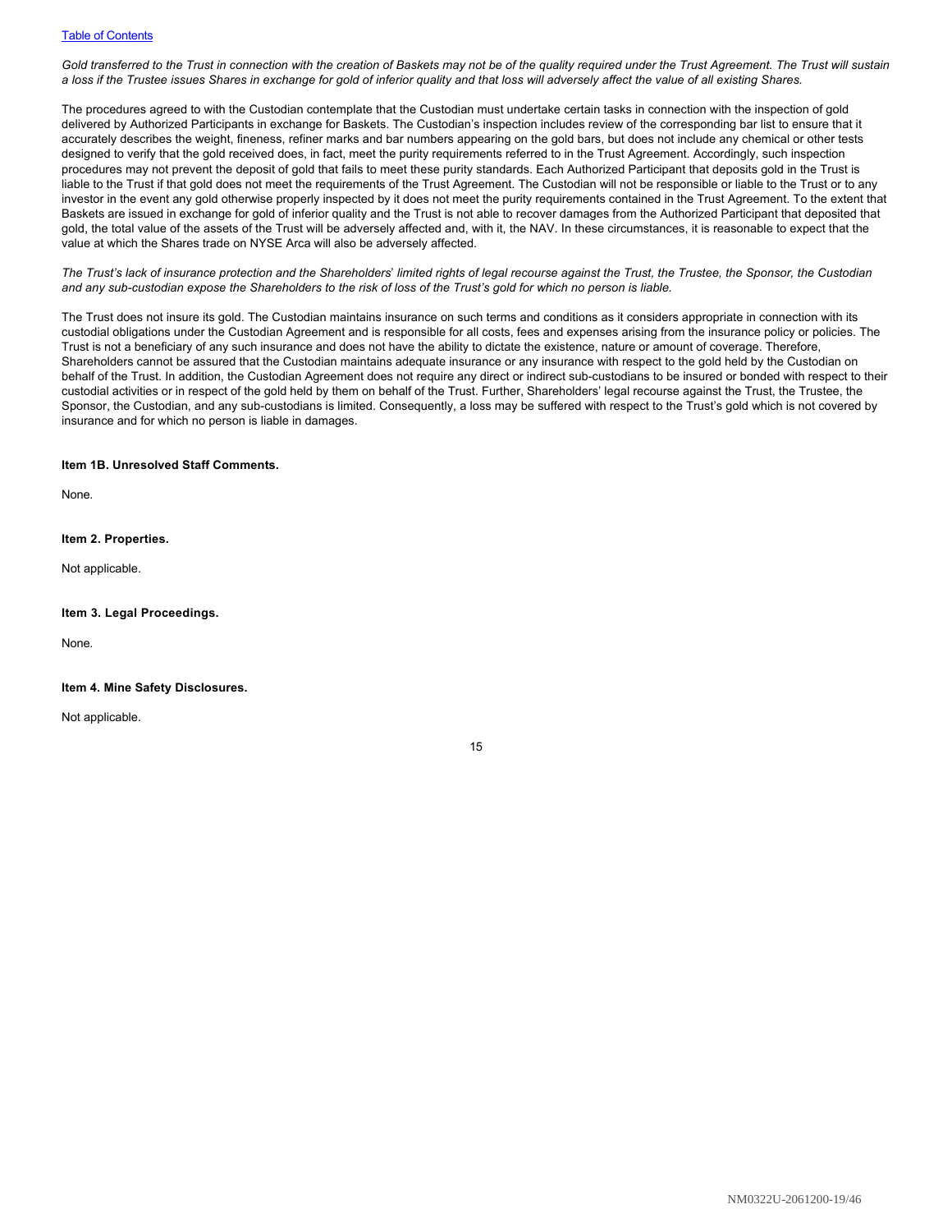*Gold transferred to the Trust in connection with the creation of Baskets may not be of the quality required under the Trust Agreement. The Trust will sustain a loss if the Trustee issues Shares in exchange for gold of inferior quality and that loss will adversely affect the value of all existing Shares.*

The procedures agreed to with the Custodian contemplate that the Custodian must undertake certain tasks in connection with the inspection of gold delivered by Authorized Participants in exchange for Baskets. The Custodian's inspection includes review of the corresponding bar list to ensure that it accurately describes the weight, fineness, refiner marks and bar numbers appearing on the gold bars, but does not include any chemical or other tests designed to verify that the gold received does, in fact, meet the purity requirements referred to in the Trust Agreement. Accordingly, such inspection procedures may not prevent the deposit of gold that fails to meet these purity standards. Each Authorized Participant that deposits gold in the Trust is liable to the Trust if that gold does not meet the requirements of the Trust Agreement. The Custodian will not be responsible or liable to the Trust or to any investor in the event any gold otherwise properly inspected by it does not meet the purity requirements contained in the Trust Agreement. To the extent that Baskets are issued in exchange for gold of inferior quality and the Trust is not able to recover damages from the Authorized Participant that deposited that gold, the total value of the assets of the Trust will be adversely affected and, with it, the NAV. In these circumstances, it is reasonable to expect that the value at which the Shares trade on NYSE Arca will also be adversely affected.

*The Trust's lack of insurance protection and the Shareholders' limited rights of legal recourse against the Trust, the Trustee, the Sponsor, the Custodian and any sub-custodian expose the Shareholders to the risk of loss of the Trust's gold for which no person is liable.*

The Trust does not insure its gold. The Custodian maintains insurance on such terms and conditions as it considers appropriate in connection with its custodial obligations under the Custodian Agreement and is responsible for all costs, fees and expenses arising from the insurance policy or policies. The Trust is not a beneficiary of any such insurance and does not have the ability to dictate the existence, nature or amount of coverage. Therefore, Shareholders cannot be assured that the Custodian maintains adequate insurance or any insurance with respect to the gold held by the Custodian on behalf of the Trust. In addition, the Custodian Agreement does not require any direct or indirect sub-custodians to be insured or bonded with respect to their custodial activities or in respect of the gold held by them on behalf of the Trust. Further, Shareholders' legal recourse against the Trust, the Trustee, the Sponsor, the Custodian, and any sub-custodians is limited. Consequently, a loss may be suffered with respect to the Trust's gold which is not covered by insurance and for which no person is liable in damages.

**Item 1B. Unresolved Staff Comments.**

None.

**Item 2. Properties.**

Not applicable.

**Item 3. Legal Proceedings.**

None.

**Item 4. Mine Safety Disclosures.**

Not applicable.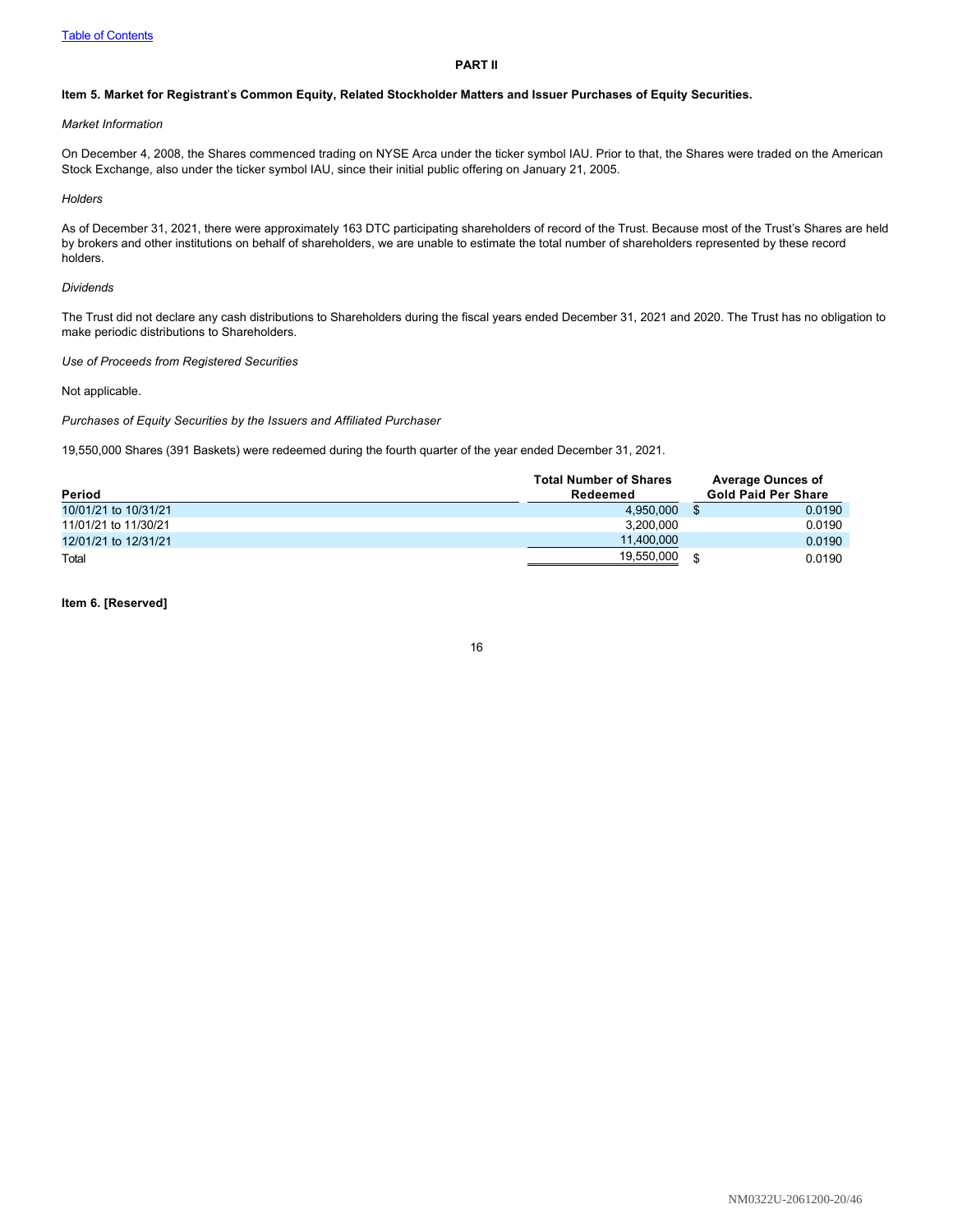## PART II

### Item 5. Market for Registrant's Common Equity, Related Stockholder Matters and Issuer Purchases of Equity Securities.

*Market Information*

On December 4, 2008, the Shares commenced trading on NYSE Arca under the ticker symbol IAU. Prior to that, the Shares were traded on the American Stock Exchange, also under the ticker symbol IAU, since their initial public offering on January 21, 2005.

*Holders*

As of December 31, 2021, there were approximately 163 DTC participating shareholders of record of the Trust. Because most of the Trust's Shares are held by brokers and other institutions on behalf of shareholders, we are unable to estimate the total number of shareholders represented by these record holders.

*Dividends*

The Trust did not declare any cash distributions to Shareholders during the fiscal years ended December 31, 2021 and 2020. The Trust has no obligation to make periodic distributions to Shareholders.

*Use of Proceeds from Registered Securities*

Not applicable.

*Purchases of Equity Securities by the Issuers and Affiliated Purchaser*

19,550,000 Shares (391 Baskets) were redeemed during the fourth quarter of the year ended December 31, 2021.

| Period | Total Number of Shares Redeemed | Average Ounces of Gold Paid Per Share |
|---|---|---|
| 10/01/21 to 10/31/21 | 4,950,000 | $ 0.0190 |
| 11/01/21 to 11/30/21 | 3,200,000 | 0.0190 |
| 12/01/21 to 12/31/21 | 11,400,000 | 0.0190 |
| Total | 19,550,000 | $ 0.0190 |

### Item 6. [Reserved]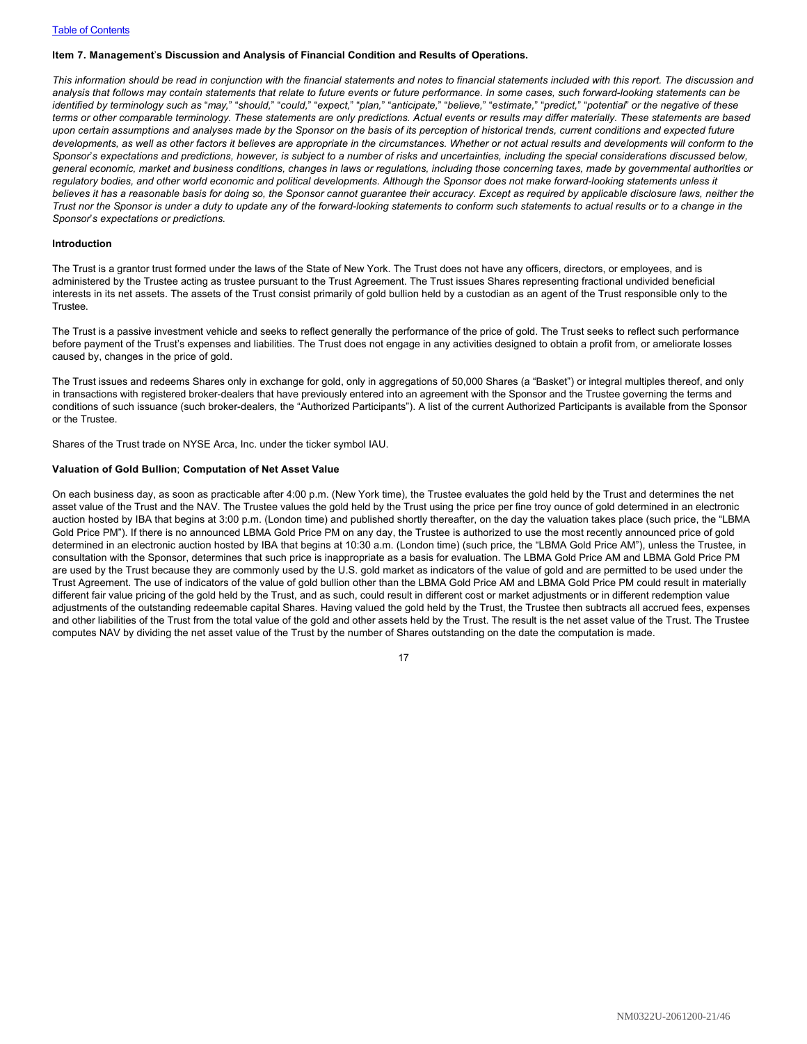**Item 7. Management's Discussion and Analysis of Financial Condition and Results of Operations.**

*This information should be read in conjunction with the financial statements and notes to financial statements included with this report. The discussion and analysis that follows may contain statements that relate to future events or future performance. In some cases, such forward-looking statements can be identified by terminology such as "may," "should," "could," "expect," "plan," "anticipate," "believe," "estimate," "predict," "potential" or the negative of these terms or other comparable terminology. These statements are only predictions. Actual events or results may differ materially. These statements are based upon certain assumptions and analyses made by the Sponsor on the basis of its perception of historical trends, current conditions and expected future developments, as well as other factors it believes are appropriate in the circumstances. Whether or not actual results and developments will conform to the Sponsor's expectations and predictions, however, is subject to a number of risks and uncertainties, including the special considerations discussed below, general economic, market and business conditions, changes in laws or regulations, including those concerning taxes, made by governmental authorities or regulatory bodies, and other world economic and political developments. Although the Sponsor does not make forward-looking statements unless it believes it has a reasonable basis for doing so, the Sponsor cannot guarantee their accuracy. Except as required by applicable disclosure laws, neither the Trust nor the Sponsor is under a duty to update any of the forward-looking statements to conform such statements to actual results or to a change in the Sponsor's expectations or predictions.*

**Introduction**

The Trust is a grantor trust formed under the laws of the State of New York. The Trust does not have any officers, directors, or employees, and is administered by the Trustee acting as trustee pursuant to the Trust Agreement. The Trust issues Shares representing fractional undivided beneficial interests in its net assets. The assets of the Trust consist primarily of gold bullion held by a custodian as an agent of the Trust responsible only to the Trustee.

The Trust is a passive investment vehicle and seeks to reflect generally the performance of the price of gold. The Trust seeks to reflect such performance before payment of the Trust's expenses and liabilities. The Trust does not engage in any activities designed to obtain a profit from, or ameliorate losses caused by, changes in the price of gold.

The Trust issues and redeems Shares only in exchange for gold, only in aggregations of 50,000 Shares (a "Basket") or integral multiples thereof, and only in transactions with registered broker-dealers that have previously entered into an agreement with the Sponsor and the Trustee governing the terms and conditions of such issuance (such broker-dealers, the "Authorized Participants"). A list of the current Authorized Participants is available from the Sponsor or the Trustee.

Shares of the Trust trade on NYSE Arca, Inc. under the ticker symbol IAU.

**Valuation of Gold Bullion**; **Computation of Net Asset Value**

On each business day, as soon as practicable after 4:00 p.m. (New York time), the Trustee evaluates the gold held by the Trust and determines the net asset value of the Trust and the NAV. The Trustee values the gold held by the Trust using the price per fine troy ounce of gold determined in an electronic auction hosted by IBA that begins at 3:00 p.m. (London time) and published shortly thereafter, on the day the valuation takes place (such price, the "LBMA Gold Price PM"). If there is no announced LBMA Gold Price PM on any day, the Trustee is authorized to use the most recently announced price of gold determined in an electronic auction hosted by IBA that begins at 10:30 a.m. (London time) (such price, the "LBMA Gold Price AM"), unless the Trustee, in consultation with the Sponsor, determines that such price is inappropriate as a basis for evaluation. The LBMA Gold Price AM and LBMA Gold Price PM are used by the Trust because they are commonly used by the U.S. gold market as indicators of the value of gold and are permitted to be used under the Trust Agreement. The use of indicators of the value of gold bullion other than the LBMA Gold Price AM and LBMA Gold Price PM could result in materially different fair value pricing of the gold held by the Trust, and as such, could result in different cost or market adjustments or in different redemption value adjustments of the outstanding redeemable capital Shares. Having valued the gold held by the Trust, the Trustee then subtracts all accrued fees, expenses and other liabilities of the Trust from the total value of the gold and other assets held by the Trust. The result is the net asset value of the Trust. The Trustee computes NAV by dividing the net asset value of the Trust by the number of Shares outstanding on the date the computation is made.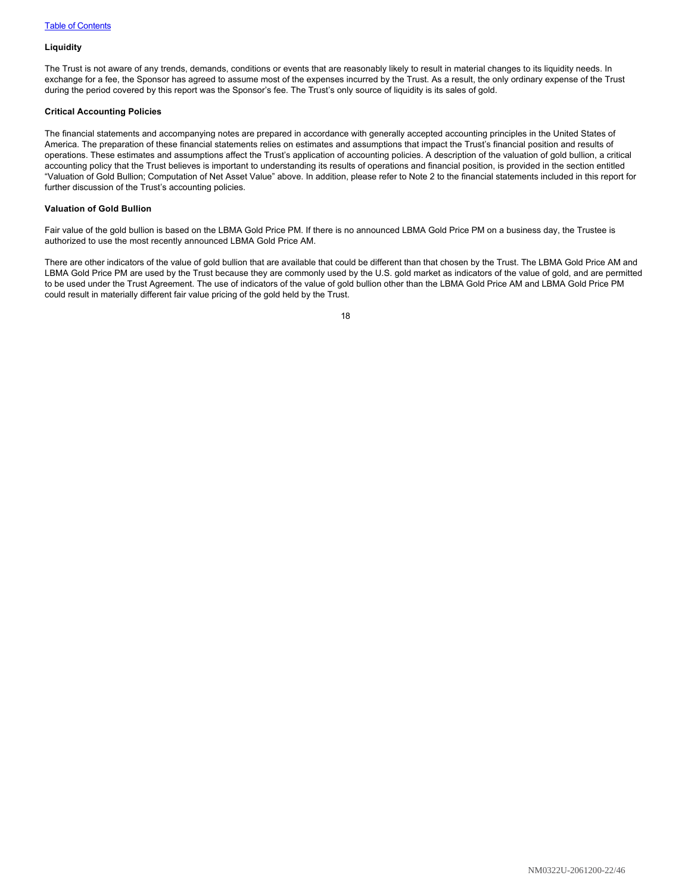#### Liquidity

The Trust is not aware of any trends, demands, conditions or events that are reasonably likely to result in material changes to its liquidity needs. In exchange for a fee, the Sponsor has agreed to assume most of the expenses incurred by the Trust. As a result, the only ordinary expense of the Trust during the period covered by this report was the Sponsor's fee. The Trust's only source of liquidity is its sales of gold.

#### Critical Accounting Policies

The financial statements and accompanying notes are prepared in accordance with generally accepted accounting principles in the United States of America. The preparation of these financial statements relies on estimates and assumptions that impact the Trust's financial position and results of operations. These estimates and assumptions affect the Trust's application of accounting policies. A description of the valuation of gold bullion, a critical accounting policy that the Trust believes is important to understanding its results of operations and financial position, is provided in the section entitled "Valuation of Gold Bullion; Computation of Net Asset Value" above. In addition, please refer to Note 2 to the financial statements included in this report for further discussion of the Trust's accounting policies.

#### Valuation of Gold Bullion

Fair value of the gold bullion is based on the LBMA Gold Price PM. If there is no announced LBMA Gold Price PM on a business day, the Trustee is authorized to use the most recently announced LBMA Gold Price AM.

There are other indicators of the value of gold bullion that are available that could be different than that chosen by the Trust. The LBMA Gold Price AM and LBMA Gold Price PM are used by the Trust because they are commonly used by the U.S. gold market as indicators of the value of gold, and are permitted to be used under the Trust Agreement. The use of indicators of the value of gold bullion other than the LBMA Gold Price AM and LBMA Gold Price PM could result in materially different fair value pricing of the gold held by the Trust.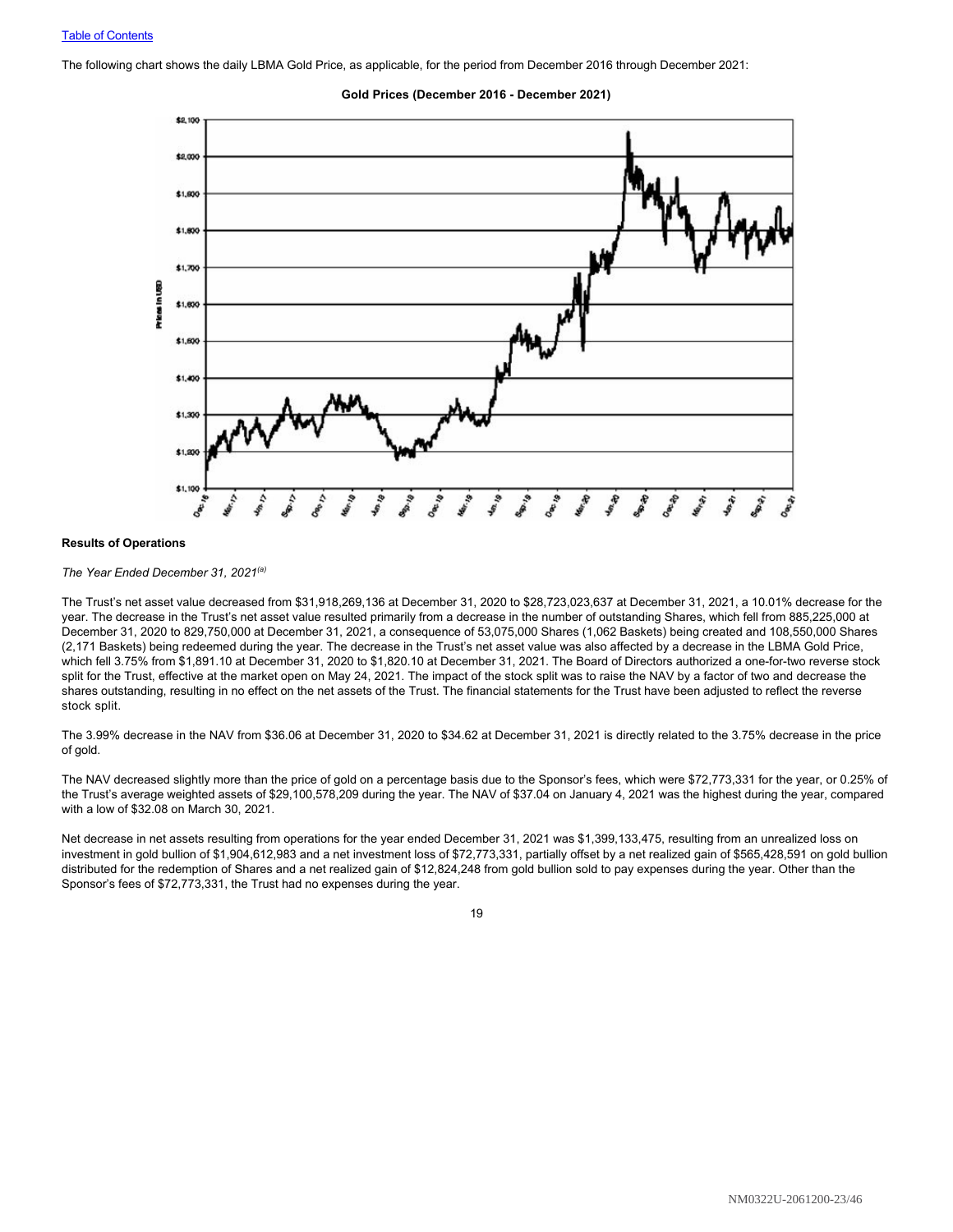The following chart shows the daily LBMA Gold Price, as applicable, for the period from December 2016 through December 2021:

**Gold Prices (December 2016 - December 2021)**

**Results of Operations**

*The Year Ended December 31, 2021*[(a)]

The Trust's net asset value decreased from $31,918,269,136 at December 31, 2020 to $28,723,023,637 at December 31, 2021, a 10.01% decrease for the year. The decrease in the Trust's net asset value resulted primarily from a decrease in the number of outstanding Shares, which fell from 885,225,000 at December 31, 2020 to 829,750,000 at December 31, 2021, a consequence of 53,075,000 Shares (1,062 Baskets) being created and 108,550,000 Shares (2,171 Baskets) being redeemed during the year. The decrease in the Trust's net asset value was also affected by a decrease in the LBMA Gold Price, which fell 3.75% from $1,891.10 at December 31, 2020 to $1,820.10 at December 31, 2021. The Board of Directors authorized a one-for-two reverse stock split for the Trust, effective at the market open on May 24, 2021. The impact of the stock split was to raise the NAV by a factor of two and decrease the shares outstanding, resulting in no effect on the net assets of the Trust. The financial statements for the Trust have been adjusted to reflect the reverse stock split.

The 3.99% decrease in the NAV from $36.06 at December 31, 2020 to $34.62 at December 31, 2021 is directly related to the 3.75% decrease in the price of gold.

The NAV decreased slightly more than the price of gold on a percentage basis due to the Sponsor's fees, which were $72,773,331 for the year, or 0.25% of the Trust's average weighted assets of $29,100,578,209 during the year. The NAV of $37.04 on January 4, 2021 was the highest during the year, compared with a low of $32.08 on March 30, 2021.

Net decrease in net assets resulting from operations for the year ended December 31, 2021 was $1,399,133,475, resulting from an unrealized loss on investment in gold bullion of $1,904,612,983 and a net investment loss of $72,773,331, partially offset by a net realized gain of $565,428,591 on gold bullion distributed for the redemption of Shares and a net realized gain of $12,824,248 from gold bullion sold to pay expenses during the year. Other than the Sponsor's fees of $72,773,331, the Trust had no expenses during the year.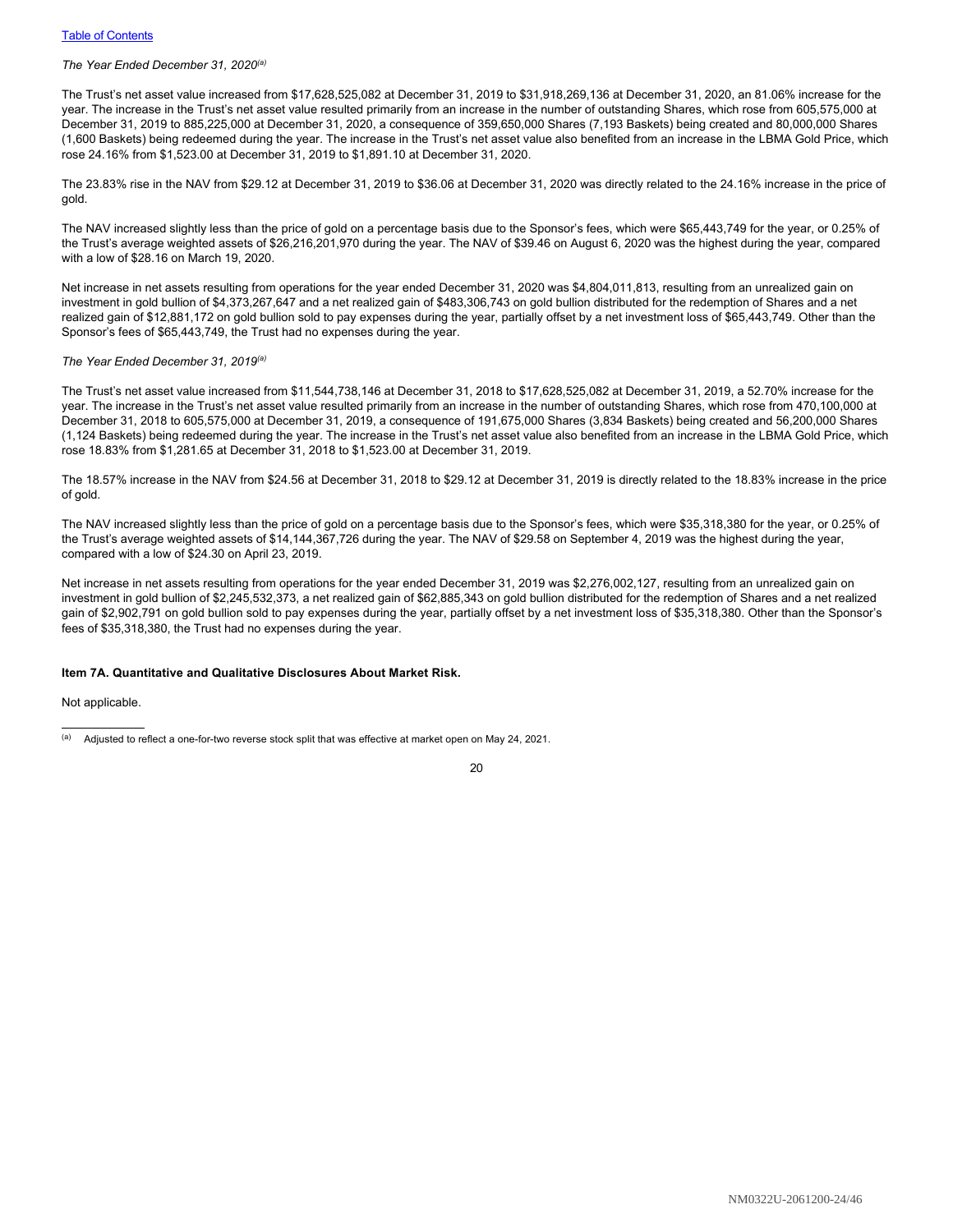*The Year Ended December 31, 2020*[(a)]

The Trust's net asset value increased from $17,628,525,082 at December 31, 2019 to $31,918,269,136 at December 31, 2020, an 81.06% increase for the year. The increase in the Trust's net asset value resulted primarily from an increase in the number of outstanding Shares, which rose from 605,575,000 at December 31, 2019 to 885,225,000 at December 31, 2020, a consequence of 359,650,000 Shares (7,193 Baskets) being created and 80,000,000 Shares (1,600 Baskets) being redeemed during the year. The increase in the Trust's net asset value also benefited from an increase in the LBMA Gold Price, which rose 24.16% from $1,523.00 at December 31, 2019 to $1,891.10 at December 31, 2020.

The 23.83% rise in the NAV from $29.12 at December 31, 2019 to $36.06 at December 31, 2020 was directly related to the 24.16% increase in the price of gold.

The NAV increased slightly less than the price of gold on a percentage basis due to the Sponsor's fees, which were $65,443,749 for the year, or 0.25% of the Trust's average weighted assets of $26,216,201,970 during the year. The NAV of $39.46 on August 6, 2020 was the highest during the year, compared with a low of $28.16 on March 19, 2020.

Net increase in net assets resulting from operations for the year ended December 31, 2020 was $4,804,011,813, resulting from an unrealized gain on investment in gold bullion of $4,373,267,647 and a net realized gain of $483,306,743 on gold bullion distributed for the redemption of Shares and a net realized gain of $12,881,172 on gold bullion sold to pay expenses during the year, partially offset by a net investment loss of $65,443,749. Other than the Sponsor's fees of $65,443,749, the Trust had no expenses during the year.

*The Year Ended December 31, 2019*[(a)]

The Trust's net asset value increased from $11,544,738,146 at December 31, 2018 to $17,628,525,082 at December 31, 2019, a 52.70% increase for the year. The increase in the Trust's net asset value resulted primarily from an increase in the number of outstanding Shares, which rose from 470,100,000 at December 31, 2018 to 605,575,000 at December 31, 2019, a consequence of 191,675,000 Shares (3,834 Baskets) being created and 56,200,000 Shares (1,124 Baskets) being redeemed during the year. The increase in the Trust's net asset value also benefited from an increase in the LBMA Gold Price, which rose 18.83% from $1,281.65 at December 31, 2018 to $1,523.00 at December 31, 2019.

The 18.57% increase in the NAV from $24.56 at December 31, 2018 to $29.12 at December 31, 2019 is directly related to the 18.83% increase in the price of gold.

The NAV increased slightly less than the price of gold on a percentage basis due to the Sponsor's fees, which were $35,318,380 for the year, or 0.25% of the Trust's average weighted assets of $14,144,367,726 during the year. The NAV of $29.58 on September 4, 2019 was the highest during the year, compared with a low of $24.30 on April 23, 2019.

Net increase in net assets resulting from operations for the year ended December 31, 2019 was $2,276,002,127, resulting from an unrealized gain on investment in gold bullion of $2,245,532,373, a net realized gain of $62,885,343 on gold bullion distributed for the redemption of Shares and a net realized gain of $2,902,791 on gold bullion sold to pay expenses during the year, partially offset by a net investment loss of $35,318,380. Other than the Sponsor's fees of $35,318,380, the Trust had no expenses during the year.

**Item 7A. Quantitative and Qualitative Disclosures About Market Risk.**

Not applicable.

---

[(a)] Adjusted to reflect a one-for-two reverse stock split that was effective at market open on May 24, 2021.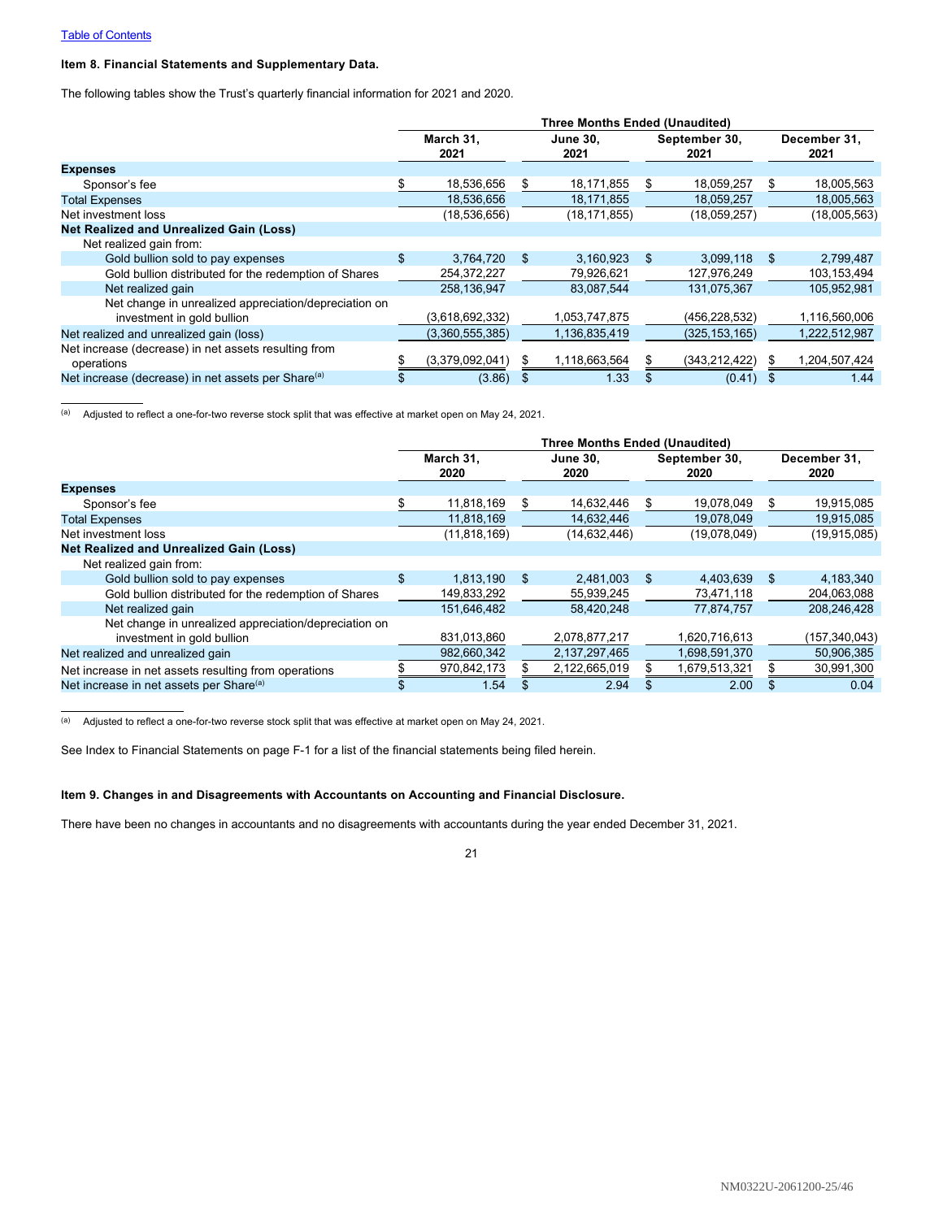Table of Contents

### Item 8. Financial Statements and Supplementary Data.

The following tables show the Trust's quarterly financial information for 2021 and 2020.

| | Three Months Ended (Unaudited) | | | |
|---|---|---|---|---|
| | March 31, 2021 | June 30, 2021 | September 30, 2021 | December 31, 2021 |
| **Expenses** | | | | |
| Sponsor's fee | $ 18,536,656 | $ 18,171,855 | $ 18,059,257 | $ 18,005,563 |
| Total Expenses | 18,536,656 | 18,171,855 | 18,059,257 | 18,005,563 |
| Net investment loss | (18,536,656) | (18,171,855) | (18,059,257) | (18,005,563) |
| **Net Realized and Unrealized Gain (Loss)** | | | | |
| Net realized gain from: | | | | |
| Gold bullion sold to pay expenses | $ 3,764,720 | $ 3,160,923 | $ 3,099,118 | $ 2,799,487 |
| Gold bullion distributed for the redemption of Shares | 254,372,227 | 79,926,621 | 127,976,249 | 103,153,494 |
| Net realized gain | 258,136,947 | 83,087,544 | 131,075,367 | 105,952,981 |
| Net change in unrealized appreciation/depreciation on investment in gold bullion | (3,618,692,332) | 1,053,747,875 | (456,228,532) | 1,116,560,006 |
| Net realized and unrealized gain (loss) | (3,360,555,385) | 1,136,835,419 | (325,153,165) | 1,222,512,987 |
| Net increase (decrease) in net assets resulting from operations | $ (3,379,092,041) | $ 1,118,663,564 | $ (343,212,422) | $ 1,204,507,424 |
| Net increase (decrease) in net assets per Share[(a)] | $ (3.86) | $ 1.33 | $ (0.41) | $ 1.44 |

(a) Adjusted to reflect a one-for-two reverse stock split that was effective at market open on May 24, 2021.

| | Three Months Ended (Unaudited) | | | |
|---|---|---|---|---|
| | March 31, 2020 | June 30, 2020 | September 30, 2020 | December 31, 2020 |
| **Expenses** | | | | |
| Sponsor's fee | $ 11,818,169 | $ 14,632,446 | $ 19,078,049 | $ 19,915,085 |
| Total Expenses | 11,818,169 | 14,632,446 | 19,078,049 | 19,915,085 |
| Net investment loss | (11,818,169) | (14,632,446) | (19,078,049) | (19,915,085) |
| **Net Realized and Unrealized Gain (Loss)** | | | | |
| Net realized gain from: | | | | |
| Gold bullion sold to pay expenses | $ 1,813,190 | $ 2,481,003 | $ 4,403,639 | $ 4,183,340 |
| Gold bullion distributed for the redemption of Shares | 149,833,292 | 55,939,245 | 73,471,118 | 204,063,088 |
| Net realized gain | 151,646,482 | 58,420,248 | 77,874,757 | 208,246,428 |
| Net change in unrealized appreciation/depreciation on investment in gold bullion | 831,013,860 | 2,078,877,217 | 1,620,716,613 | (157,340,043) |
| Net realized and unrealized gain | 982,660,342 | 2,137,297,465 | 1,698,591,370 | 50,906,385 |
| Net increase in net assets resulting from operations | $ 970,842,173 | $ 2,122,665,019 | $ 1,679,513,321 | $ 30,991,300 |
| Net increase in net assets per Share[(a)] | $ 1.54 | $ 2.94 | $ 2.00 | $ 0.04 |

(a) Adjusted to reflect a one-for-two reverse stock split that was effective at market open on May 24, 2021.

See Index to Financial Statements on page F-1 for a list of the financial statements being filed herein.

### Item 9. Changes in and Disagreements with Accountants on Accounting and Financial Disclosure.

There have been no changes in accountants and no disagreements with accountants during the year ended December 31, 2021.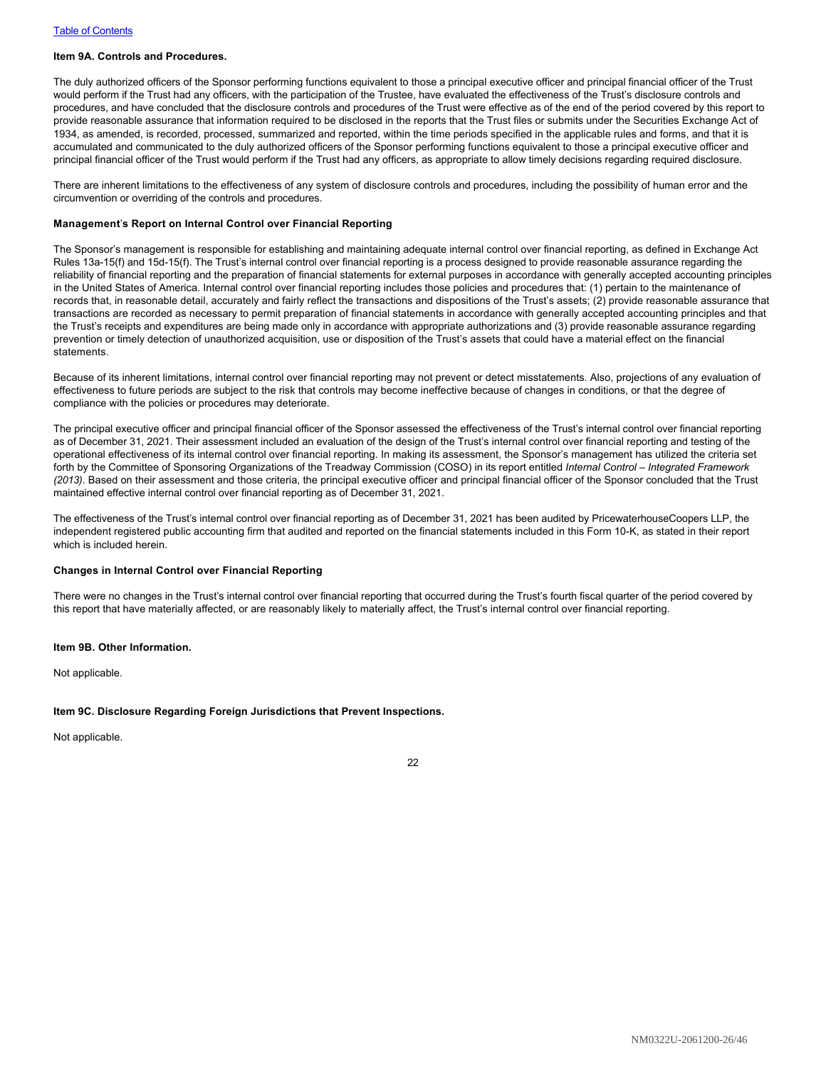### Item 9A. Controls and Procedures.

The duly authorized officers of the Sponsor performing functions equivalent to those a principal executive officer and principal financial officer of the Trust would perform if the Trust had any officers, with the participation of the Trustee, have evaluated the effectiveness of the Trust's disclosure controls and procedures, and have concluded that the disclosure controls and procedures of the Trust were effective as of the end of the period covered by this report to provide reasonable assurance that information required to be disclosed in the reports that the Trust files or submits under the Securities Exchange Act of 1934, as amended, is recorded, processed, summarized and reported, within the time periods specified in the applicable rules and forms, and that it is accumulated and communicated to the duly authorized officers of the Sponsor performing functions equivalent to those a principal executive officer and principal financial officer of the Trust would perform if the Trust had any officers, as appropriate to allow timely decisions regarding required disclosure.

There are inherent limitations to the effectiveness of any system of disclosure controls and procedures, including the possibility of human error and the circumvention or overriding of the controls and procedures.

#### Management's Report on Internal Control over Financial Reporting

The Sponsor's management is responsible for establishing and maintaining adequate internal control over financial reporting, as defined in Exchange Act Rules 13a-15(f) and 15d-15(f). The Trust's internal control over financial reporting is a process designed to provide reasonable assurance regarding the reliability of financial reporting and the preparation of financial statements for external purposes in accordance with generally accepted accounting principles in the United States of America. Internal control over financial reporting includes those policies and procedures that: (1) pertain to the maintenance of records that, in reasonable detail, accurately and fairly reflect the transactions and dispositions of the Trust's assets; (2) provide reasonable assurance that transactions are recorded as necessary to permit preparation of financial statements in accordance with generally accepted accounting principles and that the Trust's receipts and expenditures are being made only in accordance with appropriate authorizations and (3) provide reasonable assurance regarding prevention or timely detection of unauthorized acquisition, use or disposition of the Trust's assets that could have a material effect on the financial statements.

Because of its inherent limitations, internal control over financial reporting may not prevent or detect misstatements. Also, projections of any evaluation of effectiveness to future periods are subject to the risk that controls may become ineffective because of changes in conditions, or that the degree of compliance with the policies or procedures may deteriorate.

The principal executive officer and principal financial officer of the Sponsor assessed the effectiveness of the Trust's internal control over financial reporting as of December 31, 2021. Their assessment included an evaluation of the design of the Trust's internal control over financial reporting and testing of the operational effectiveness of its internal control over financial reporting. In making its assessment, the Sponsor's management has utilized the criteria set forth by the Committee of Sponsoring Organizations of the Treadway Commission (COSO) in its report entitled *Internal Control – Integrated Framework (2013)*. Based on their assessment and those criteria, the principal executive officer and principal financial officer of the Sponsor concluded that the Trust maintained effective internal control over financial reporting as of December 31, 2021.

The effectiveness of the Trust's internal control over financial reporting as of December 31, 2021 has been audited by PricewaterhouseCoopers LLP, the independent registered public accounting firm that audited and reported on the financial statements included in this Form 10-K, as stated in their report which is included herein.

#### Changes in Internal Control over Financial Reporting

There were no changes in the Trust's internal control over financial reporting that occurred during the Trust's fourth fiscal quarter of the period covered by this report that have materially affected, or are reasonably likely to materially affect, the Trust's internal control over financial reporting.

### Item 9B. Other Information.

Not applicable.

### Item 9C. Disclosure Regarding Foreign Jurisdictions that Prevent Inspections.

Not applicable.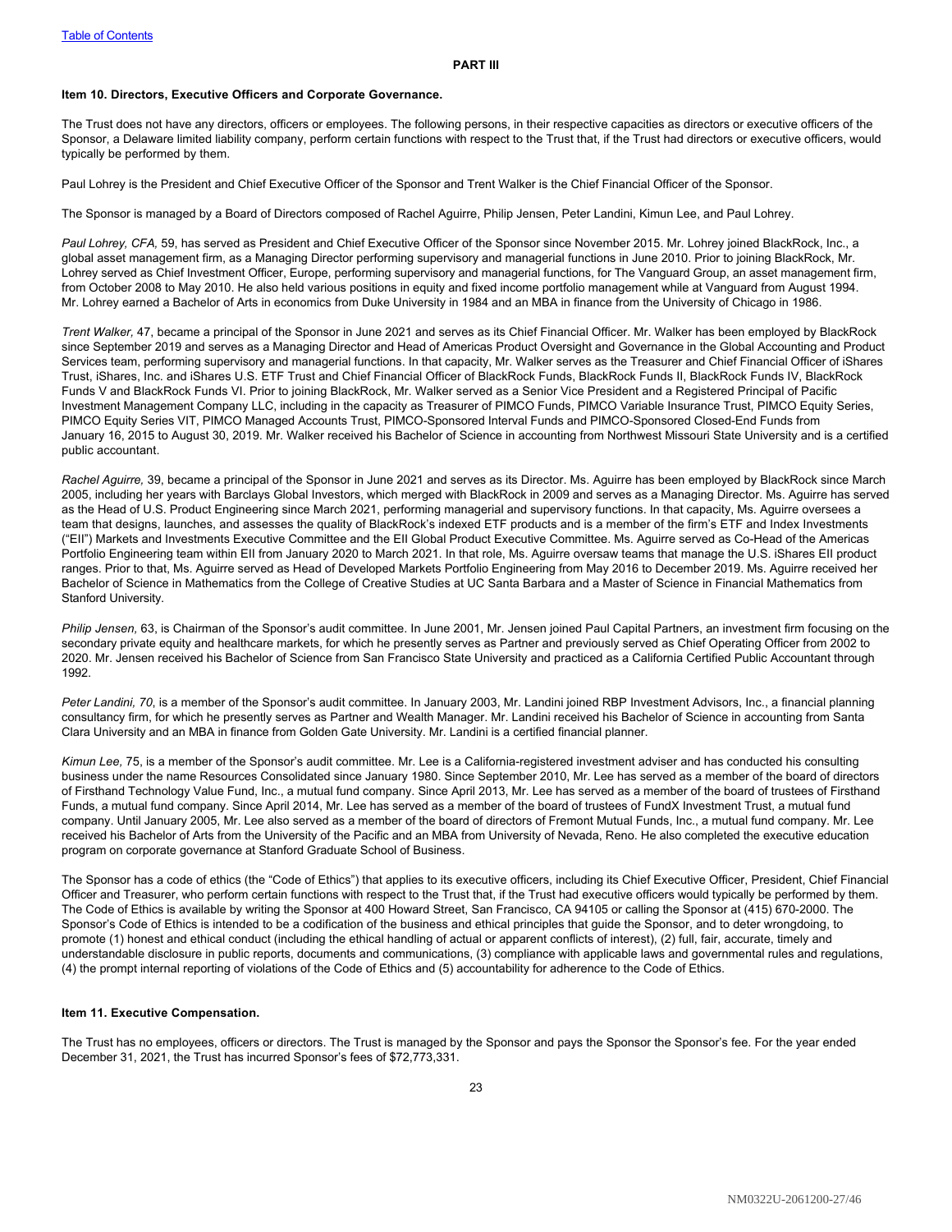## PART III

### Item 10. Directors, Executive Officers and Corporate Governance.

The Trust does not have any directors, officers or employees. The following persons, in their respective capacities as directors or executive officers of the Sponsor, a Delaware limited liability company, perform certain functions with respect to the Trust that, if the Trust had directors or executive officers, would typically be performed by them.

Paul Lohrey is the President and Chief Executive Officer of the Sponsor and Trent Walker is the Chief Financial Officer of the Sponsor.

The Sponsor is managed by a Board of Directors composed of Rachel Aguirre, Philip Jensen, Peter Landini, Kimun Lee, and Paul Lohrey.

*Paul Lohrey, CFA,* 59, has served as President and Chief Executive Officer of the Sponsor since November 2015. Mr. Lohrey joined BlackRock, Inc., a global asset management firm, as a Managing Director performing supervisory and managerial functions in June 2010. Prior to joining BlackRock, Mr. Lohrey served as Chief Investment Officer, Europe, performing supervisory and managerial functions, for The Vanguard Group, an asset management firm, from October 2008 to May 2010. He also held various positions in equity and fixed income portfolio management while at Vanguard from August 1994. Mr. Lohrey earned a Bachelor of Arts in economics from Duke University in 1984 and an MBA in finance from the University of Chicago in 1986.

*Trent Walker,* 47, became a principal of the Sponsor in June 2021 and serves as its Chief Financial Officer. Mr. Walker has been employed by BlackRock since September 2019 and serves as a Managing Director and Head of Americas Product Oversight and Governance in the Global Accounting and Product Services team, performing supervisory and managerial functions. In that capacity, Mr. Walker serves as the Treasurer and Chief Financial Officer of iShares Trust, iShares, Inc. and iShares U.S. ETF Trust and Chief Financial Officer of BlackRock Funds, BlackRock Funds II, BlackRock Funds IV, BlackRock Funds V and BlackRock Funds VI. Prior to joining BlackRock, Mr. Walker served as a Senior Vice President and a Registered Principal of Pacific Investment Management Company LLC, including in the capacity as Treasurer of PIMCO Funds, PIMCO Variable Insurance Trust, PIMCO Equity Series, PIMCO Equity Series VIT, PIMCO Managed Accounts Trust, PIMCO-Sponsored Interval Funds and PIMCO-Sponsored Closed-End Funds from January 16, 2015 to August 30, 2019. Mr. Walker received his Bachelor of Science in accounting from Northwest Missouri State University and is a certified public accountant.

*Rachel Aguirre,* 39, became a principal of the Sponsor in June 2021 and serves as its Director. Ms. Aguirre has been employed by BlackRock since March 2005, including her years with Barclays Global Investors, which merged with BlackRock in 2009 and serves as a Managing Director. Ms. Aguirre has served as the Head of U.S. Product Engineering since March 2021, performing managerial and supervisory functions. In that capacity, Ms. Aguirre oversees a team that designs, launches, and assesses the quality of BlackRock's indexed ETF products and is a member of the firm's ETF and Index Investments ("EII") Markets and Investments Executive Committee and the EII Global Product Executive Committee. Ms. Aguirre served as Co-Head of the Americas Portfolio Engineering team within EII from January 2020 to March 2021. In that role, Ms. Aguirre oversaw teams that manage the U.S. iShares EII product ranges. Prior to that, Ms. Aguirre served as Head of Developed Markets Portfolio Engineering from May 2016 to December 2019. Ms. Aguirre received her Bachelor of Science in Mathematics from the College of Creative Studies at UC Santa Barbara and a Master of Science in Financial Mathematics from Stanford University.

*Philip Jensen,* 63, is Chairman of the Sponsor's audit committee. In June 2001, Mr. Jensen joined Paul Capital Partners, an investment firm focusing on the secondary private equity and healthcare markets, for which he presently serves as Partner and previously served as Chief Operating Officer from 2002 to 2020. Mr. Jensen received his Bachelor of Science from San Francisco State University and practiced as a California Certified Public Accountant through 1992.

*Peter Landini, 70*, is a member of the Sponsor's audit committee. In January 2003, Mr. Landini joined RBP Investment Advisors, Inc., a financial planning consultancy firm, for which he presently serves as Partner and Wealth Manager. Mr. Landini received his Bachelor of Science in accounting from Santa Clara University and an MBA in finance from Golden Gate University. Mr. Landini is a certified financial planner.

*Kimun Lee,* 75, is a member of the Sponsor's audit committee. Mr. Lee is a California-registered investment adviser and has conducted his consulting business under the name Resources Consolidated since January 1980. Since September 2010, Mr. Lee has served as a member of the board of directors of Firsthand Technology Value Fund, Inc., a mutual fund company. Since April 2013, Mr. Lee has served as a member of the board of trustees of Firsthand Funds, a mutual fund company. Since April 2014, Mr. Lee has served as a member of the board of trustees of FundX Investment Trust, a mutual fund company. Until January 2005, Mr. Lee also served as a member of the board of directors of Fremont Mutual Funds, Inc., a mutual fund company. Mr. Lee received his Bachelor of Arts from the University of the Pacific and an MBA from University of Nevada, Reno. He also completed the executive education program on corporate governance at Stanford Graduate School of Business.

The Sponsor has a code of ethics (the "Code of Ethics") that applies to its executive officers, including its Chief Executive Officer, President, Chief Financial Officer and Treasurer, who perform certain functions with respect to the Trust that, if the Trust had executive officers would typically be performed by them. The Code of Ethics is available by writing the Sponsor at 400 Howard Street, San Francisco, CA 94105 or calling the Sponsor at (415) 670-2000. The Sponsor's Code of Ethics is intended to be a codification of the business and ethical principles that guide the Sponsor, and to deter wrongdoing, to promote (1) honest and ethical conduct (including the ethical handling of actual or apparent conflicts of interest), (2) full, fair, accurate, timely and understandable disclosure in public reports, documents and communications, (3) compliance with applicable laws and governmental rules and regulations, (4) the prompt internal reporting of violations of the Code of Ethics and (5) accountability for adherence to the Code of Ethics.

### Item 11. Executive Compensation.

The Trust has no employees, officers or directors. The Trust is managed by the Sponsor and pays the Sponsor the Sponsor's fee. For the year ended December 31, 2021, the Trust has incurred Sponsor's fees of $72,773,331.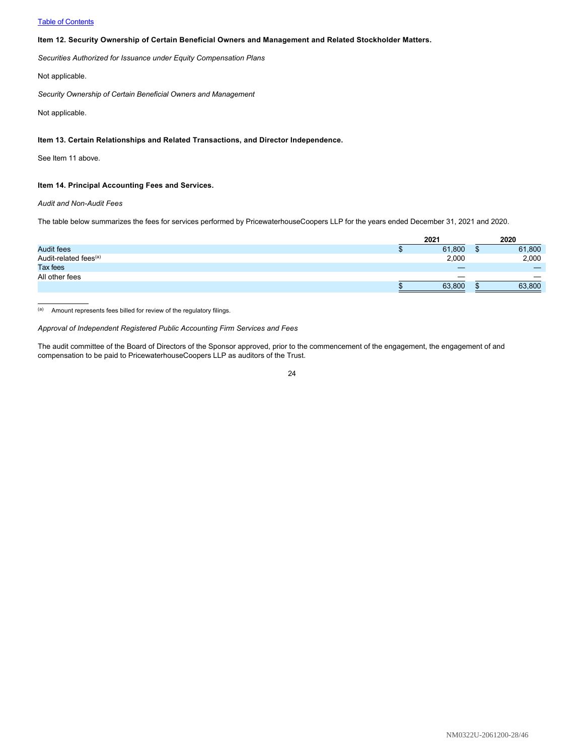[Table of Contents](#)

**Item 12. Security Ownership of Certain Beneficial Owners and Management and Related Stockholder Matters.**

*Securities Authorized for Issuance under Equity Compensation Plans*

Not applicable.

*Security Ownership of Certain Beneficial Owners and Management*

Not applicable.

**Item 13. Certain Relationships and Related Transactions, and Director Independence.**

See Item 11 above.

**Item 14. Principal Accounting Fees and Services.**

*Audit and Non-Audit Fees*

The table below summarizes the fees for services performed by PricewaterhouseCoopers LLP for the years ended December 31, 2021 and 2020.

| | 2021 | 2020 |
|---|---|---|
| Audit fees | $ 61,800 | $ 61,800 |
| Audit-related fees[(a)] | 2,000 | 2,000 |
| Tax fees | — | — |
| All other fees | — | — |
| | $ 63,800 | $ 63,800 |

[(a)] Amount represents fees billed for review of the regulatory filings.

*Approval of Independent Registered Public Accounting Firm Services and Fees*

The audit committee of the Board of Directors of the Sponsor approved, prior to the commencement of the engagement, the engagement of and compensation to be paid to PricewaterhouseCoopers LLP as auditors of the Trust.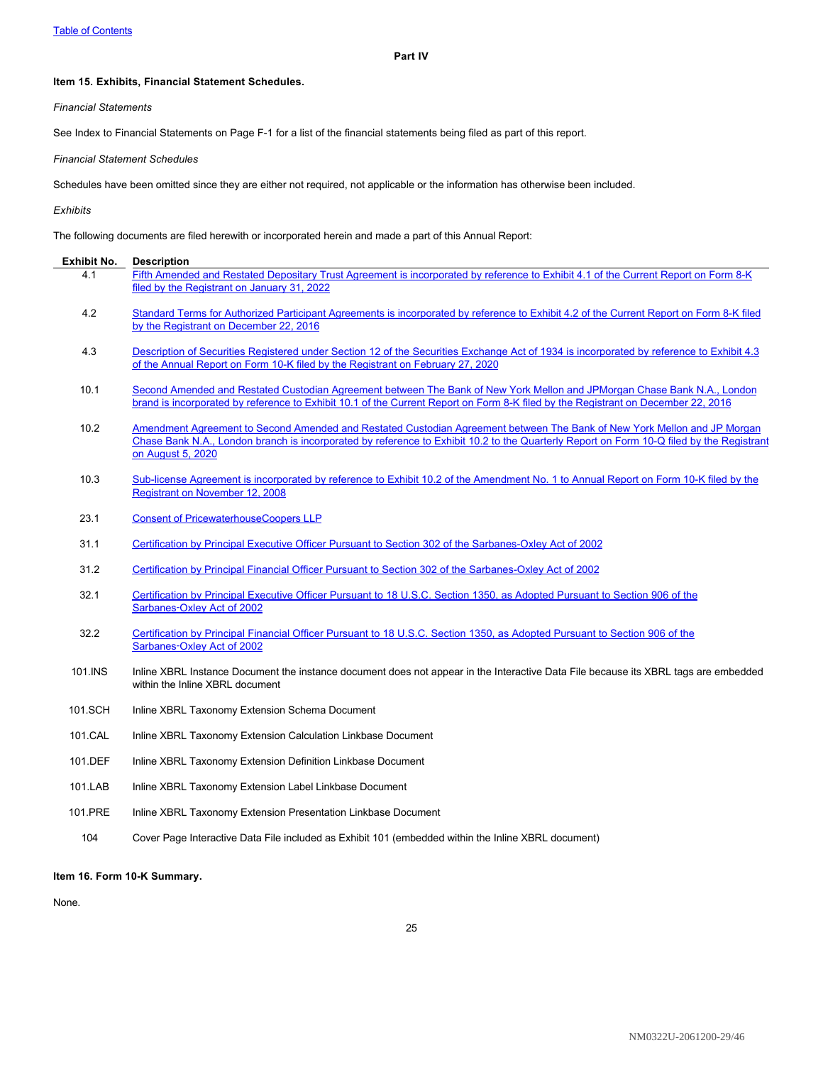Table of Contents

## Part IV

### Item 15. Exhibits, Financial Statement Schedules.

*Financial Statements*

See Index to Financial Statements on Page F-1 for a list of the financial statements being filed as part of this report.

*Financial Statement Schedules*

Schedules have been omitted since they are either not required, not applicable or the information has otherwise been included.

*Exhibits*

The following documents are filed herewith or incorporated herein and made a part of this Annual Report:

| Exhibit No. | Description |
|---|---|
| 4.1 | Fifth Amended and Restated Depositary Trust Agreement is incorporated by reference to Exhibit 4.1 of the Current Report on Form 8-K filed by the Registrant on January 31, 2022 |
| 4.2 | Standard Terms for Authorized Participant Agreements is incorporated by reference to Exhibit 4.2 of the Current Report on Form 8-K filed by the Registrant on December 22, 2016 |
| 4.3 | Description of Securities Registered under Section 12 of the Securities Exchange Act of 1934 is incorporated by reference to Exhibit 4.3 of the Annual Report on Form 10-K filed by the Registrant on February 27, 2020 |
| 10.1 | Second Amended and Restated Custodian Agreement between The Bank of New York Mellon and JPMorgan Chase Bank N.A., London brand is incorporated by reference to Exhibit 10.1 of the Current Report on Form 8-K filed by the Registrant on December 22, 2016 |
| 10.2 | Amendment Agreement to Second Amended and Restated Custodian Agreement between The Bank of New York Mellon and JP Morgan Chase Bank N.A., London branch is incorporated by reference to Exhibit 10.2 to the Quarterly Report on Form 10-Q filed by the Registrant on August 5, 2020 |
| 10.3 | Sub-license Agreement is incorporated by reference to Exhibit 10.2 of the Amendment No. 1 to Annual Report on Form 10-K filed by the Registrant on November 12, 2008 |
| 23.1 | Consent of PricewaterhouseCoopers LLP |
| 31.1 | Certification by Principal Executive Officer Pursuant to Section 302 of the Sarbanes-Oxley Act of 2002 |
| 31.2 | Certification by Principal Financial Officer Pursuant to Section 302 of the Sarbanes-Oxley Act of 2002 |
| 32.1 | Certification by Principal Executive Officer Pursuant to 18 U.S.C. Section 1350, as Adopted Pursuant to Section 906 of the Sarbanes-Oxley Act of 2002 |
| 32.2 | Certification by Principal Financial Officer Pursuant to 18 U.S.C. Section 1350, as Adopted Pursuant to Section 906 of the Sarbanes-Oxley Act of 2002 |
| 101.INS | Inline XBRL Instance Document the instance document does not appear in the Interactive Data File because its XBRL tags are embedded within the Inline XBRL document |
| 101.SCH | Inline XBRL Taxonomy Extension Schema Document |
| 101.CAL | Inline XBRL Taxonomy Extension Calculation Linkbase Document |
| 101.DEF | Inline XBRL Taxonomy Extension Definition Linkbase Document |
| 101.LAB | Inline XBRL Taxonomy Extension Label Linkbase Document |
| 101.PRE | Inline XBRL Taxonomy Extension Presentation Linkbase Document |
| 104 | Cover Page Interactive Data File included as Exhibit 101 (embedded within the Inline XBRL document) |

### Item 16. Form 10-K Summary.

None.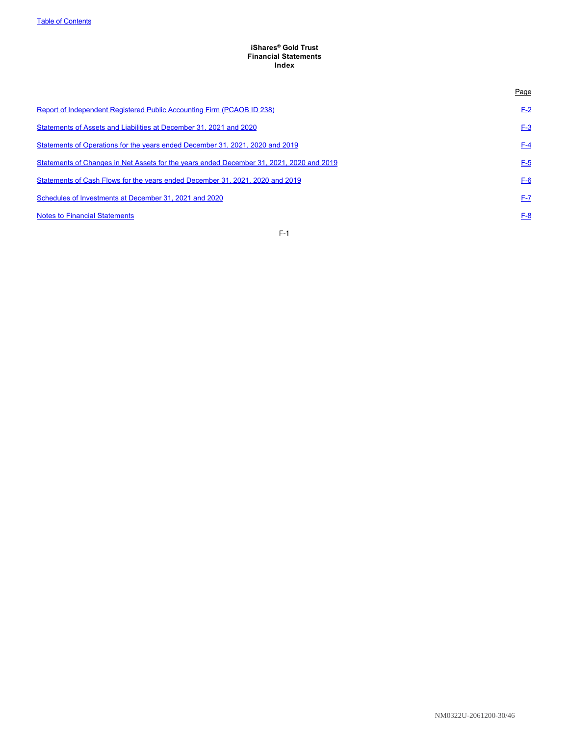**iShares® Gold Trust**
**Financial Statements**
**Index**

| | Page |
|---|---|
| Report of Independent Registered Public Accounting Firm (PCAOB ID 238) | F-2 |
| Statements of Assets and Liabilities at December 31, 2021 and 2020 | F-3 |
| Statements of Operations for the years ended December 31, 2021, 2020 and 2019 | F-4 |
| Statements of Changes in Net Assets for the years ended December 31, 2021, 2020 and 2019 | F-5 |
| Statements of Cash Flows for the years ended December 31, 2021, 2020 and 2019 | F-6 |
| Schedules of Investments at December 31, 2021 and 2020 | F-7 |
| Notes to Financial Statements | F-8 |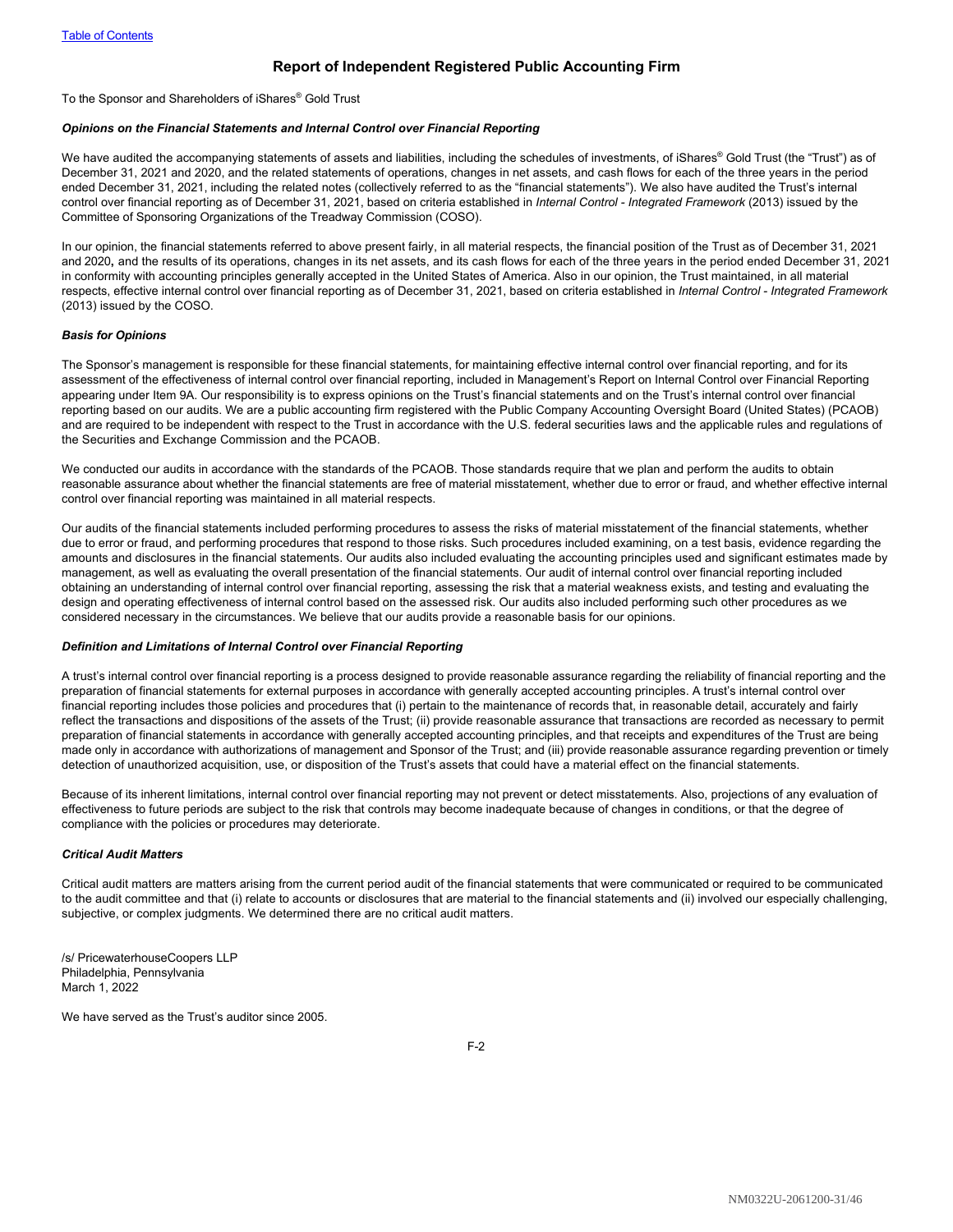[Table of Contents](#)

# Report of Independent Registered Public Accounting Firm

To the Sponsor and Shareholders of iShares® Gold Trust

***Opinions on the Financial Statements and Internal Control over Financial Reporting***

We have audited the accompanying statements of assets and liabilities, including the schedules of investments, of iShares® Gold Trust (the "Trust") as of December 31, 2021 and 2020, and the related statements of operations, changes in net assets, and cash flows for each of the three years in the period ended December 31, 2021, including the related notes (collectively referred to as the "financial statements"). We also have audited the Trust's internal control over financial reporting as of December 31, 2021, based on criteria established in *Internal Control - Integrated Framework* (2013) issued by the Committee of Sponsoring Organizations of the Treadway Commission (COSO).

In our opinion, the financial statements referred to above present fairly, in all material respects, the financial position of the Trust as of December 31, 2021 and 2020**,** and the results of its operations, changes in its net assets, and its cash flows for each of the three years in the period ended December 31, 2021 in conformity with accounting principles generally accepted in the United States of America. Also in our opinion, the Trust maintained, in all material respects, effective internal control over financial reporting as of December 31, 2021, based on criteria established in *Internal Control - Integrated Framework* (2013) issued by the COSO.

***Basis for Opinions***

The Sponsor's management is responsible for these financial statements, for maintaining effective internal control over financial reporting, and for its assessment of the effectiveness of internal control over financial reporting, included in Management's Report on Internal Control over Financial Reporting appearing under Item 9A. Our responsibility is to express opinions on the Trust's financial statements and on the Trust's internal control over financial reporting based on our audits. We are a public accounting firm registered with the Public Company Accounting Oversight Board (United States) (PCAOB) and are required to be independent with respect to the Trust in accordance with the U.S. federal securities laws and the applicable rules and regulations of the Securities and Exchange Commission and the PCAOB.

We conducted our audits in accordance with the standards of the PCAOB. Those standards require that we plan and perform the audits to obtain reasonable assurance about whether the financial statements are free of material misstatement, whether due to error or fraud, and whether effective internal control over financial reporting was maintained in all material respects.

Our audits of the financial statements included performing procedures to assess the risks of material misstatement of the financial statements, whether due to error or fraud, and performing procedures that respond to those risks. Such procedures included examining, on a test basis, evidence regarding the amounts and disclosures in the financial statements. Our audits also included evaluating the accounting principles used and significant estimates made by management, as well as evaluating the overall presentation of the financial statements. Our audit of internal control over financial reporting included obtaining an understanding of internal control over financial reporting, assessing the risk that a material weakness exists, and testing and evaluating the design and operating effectiveness of internal control based on the assessed risk. Our audits also included performing such other procedures as we considered necessary in the circumstances. We believe that our audits provide a reasonable basis for our opinions.

***Definition and Limitations of Internal Control over Financial Reporting***

A trust's internal control over financial reporting is a process designed to provide reasonable assurance regarding the reliability of financial reporting and the preparation of financial statements for external purposes in accordance with generally accepted accounting principles. A trust's internal control over financial reporting includes those policies and procedures that (i) pertain to the maintenance of records that, in reasonable detail, accurately and fairly reflect the transactions and dispositions of the assets of the Trust; (ii) provide reasonable assurance that transactions are recorded as necessary to permit preparation of financial statements in accordance with generally accepted accounting principles, and that receipts and expenditures of the Trust are being made only in accordance with authorizations of management and Sponsor of the Trust; and (iii) provide reasonable assurance regarding prevention or timely detection of unauthorized acquisition, use, or disposition of the Trust's assets that could have a material effect on the financial statements.

Because of its inherent limitations, internal control over financial reporting may not prevent or detect misstatements. Also, projections of any evaluation of effectiveness to future periods are subject to the risk that controls may become inadequate because of changes in conditions, or that the degree of compliance with the policies or procedures may deteriorate.

***Critical Audit Matters***

Critical audit matters are matters arising from the current period audit of the financial statements that were communicated or required to be communicated to the audit committee and that (i) relate to accounts or disclosures that are material to the financial statements and (ii) involved our especially challenging, subjective, or complex judgments. We determined there are no critical audit matters.

/s/ PricewaterhouseCoopers LLP
Philadelphia, Pennsylvania
March 1, 2022

We have served as the Trust's auditor since 2005.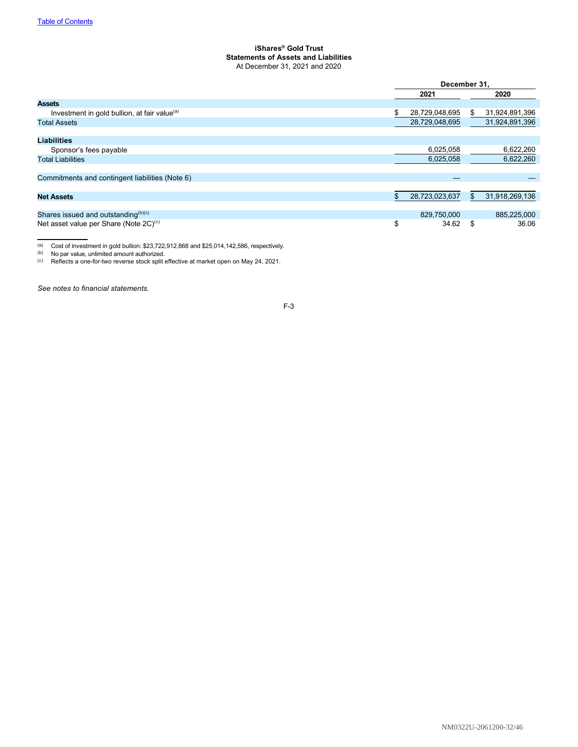[Table of Contents](#)

**iShares® Gold Trust**
**Statements of Assets and Liabilities**
At December 31, 2021 and 2020

| | December 31, | |
|---|---|---|
| | **2021** | **2020** |
| **Assets** | | |
| Investment in gold bullion, at fair value[(a)] | $ 28,729,048,695 | $ 31,924,891,396 |
| Total Assets | 28,729,048,695 | 31,924,891,396 |
| | | |
| **Liabilities** | | |
| Sponsor's fees payable | 6,025,058 | 6,622,260 |
| Total Liabilities | 6,025,058 | 6,622,260 |
| | | |
| Commitments and contingent liabilities (Note 6) | — | — |
| | | |
| **Net Assets** | $ 28,723,023,637 | $ 31,918,269,136 |
| | | |
| Shares issued and outstanding[(b)(c)] | 829,750,000 | 885,225,000 |
| Net asset value per Share (Note 2C)[(c)] | $ 34.62 | $ 36.06 |

(a) Cost of investment in gold bullion: $23,722,912,868 and $25,014,142,586, respectively.
(b) No par value, unlimited amount authorized.
(c) Reflects a one-for-two reverse stock split effective at market open on May 24, 2021.

*See notes to financial statements.*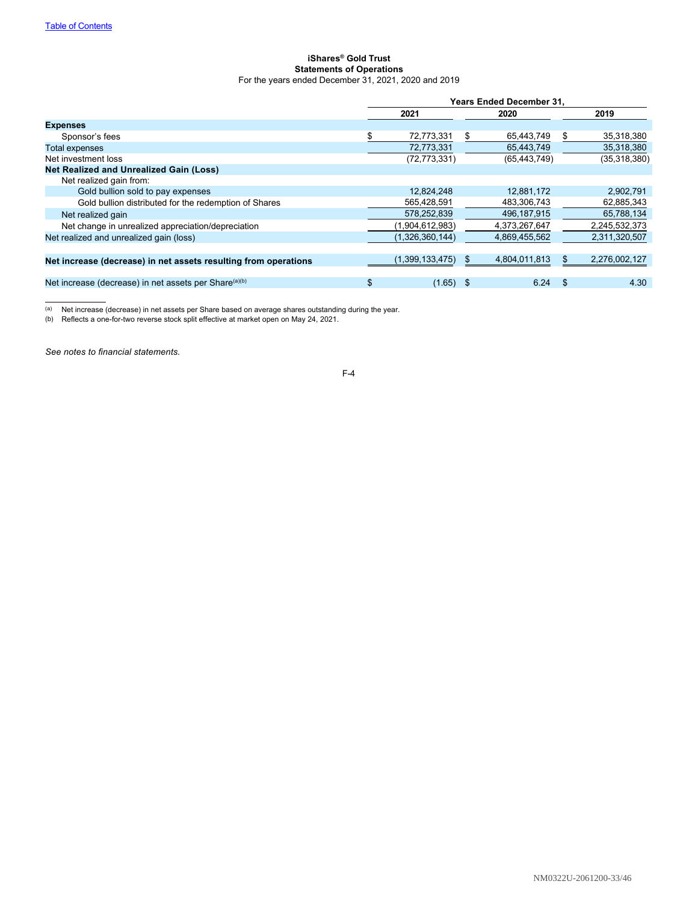[Table of Contents](#)

**iShares® Gold Trust**
**Statements of Operations**
For the years ended December 31, 2021, 2020 and 2019

| | Years Ended December 31, | | |
|---|---|---|---|
| | **2021** | **2020** | **2019** |
| **Expenses** | | | |
| Sponsor's fees | $ 72,773,331 | $ 65,443,749 | $ 35,318,380 |
| Total expenses | 72,773,331 | 65,443,749 | 35,318,380 |
| Net investment loss | (72,773,331) | (65,443,749) | (35,318,380) |
| **Net Realized and Unrealized Gain (Loss)** | | | |
| Net realized gain from: | | | |
| Gold bullion sold to pay expenses | 12,824,248 | 12,881,172 | 2,902,791 |
| Gold bullion distributed for the redemption of Shares | 565,428,591 | 483,306,743 | 62,885,343 |
| Net realized gain | 578,252,839 | 496,187,915 | 65,788,134 |
| Net change in unrealized appreciation/depreciation | (1,904,612,983) | 4,373,267,647 | 2,245,532,373 |
| Net realized and unrealized gain (loss) | (1,326,360,144) | 4,869,455,562 | 2,311,320,507 |
| **Net increase (decrease) in net assets resulting from operations** | (1,399,133,475) | $ 4,804,011,813 | $ 2,276,002,127 |
| Net increase (decrease) in net assets per Share[(a)(b)] | $ (1.65) | $ 6.24 | $ 4.30 |

(a) Net increase (decrease) in net assets per Share based on average shares outstanding during the year.
(b) Reflects a one-for-two reverse stock split effective at market open on May 24, 2021.

*See notes to financial statements.*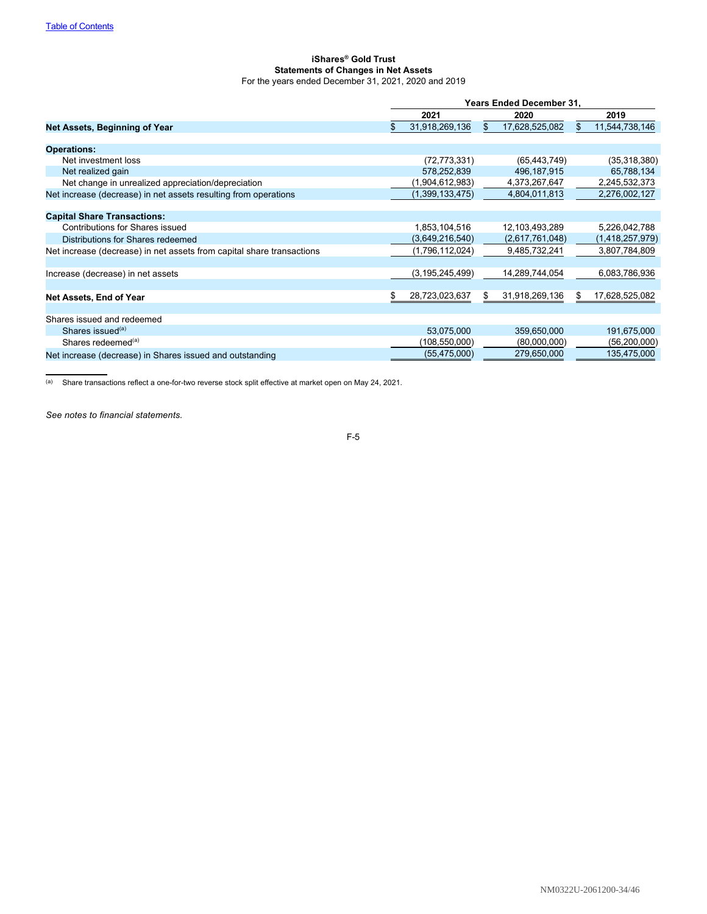[Table of Contents](#)

**iShares® Gold Trust**
**Statements of Changes in Net Assets**
For the years ended December 31, 2021, 2020 and 2019

| | Years Ended December 31, | | |
|---|---|---|---|
| | **2021** | **2020** | **2019** |
| **Net Assets, Beginning of Year** | $ 31,918,269,136 | $ 17,628,525,082 | $ 11,544,738,146 |
| | | | |
| **Operations:** | | | |
| Net investment loss | (72,773,331) | (65,443,749) | (35,318,380) |
| Net realized gain | 578,252,839 | 496,187,915 | 65,788,134 |
| Net change in unrealized appreciation/depreciation | (1,904,612,983) | 4,373,267,647 | 2,245,532,373 |
| Net increase (decrease) in net assets resulting from operations | (1,399,133,475) | 4,804,011,813 | 2,276,002,127 |
| | | | |
| **Capital Share Transactions:** | | | |
| Contributions for Shares issued | 1,853,104,516 | 12,103,493,289 | 5,226,042,788 |
| Distributions for Shares redeemed | (3,649,216,540) | (2,617,761,048) | (1,418,257,979) |
| Net increase (decrease) in net assets from capital share transactions | (1,796,112,024) | 9,485,732,241 | 3,807,784,809 |
| | | | |
| Increase (decrease) in net assets | (3,195,245,499) | 14,289,744,054 | 6,083,786,936 |
| | | | |
| **Net Assets, End of Year** | $ 28,723,023,637 | $ 31,918,269,136 | $ 17,628,525,082 |
| | | | |
| Shares issued and redeemed | | | |
| Shares issued[(a)] | 53,075,000 | 359,650,000 | 191,675,000 |
| Shares redeemed[(a)] | (108,550,000) | (80,000,000) | (56,200,000) |
| Net increase (decrease) in Shares issued and outstanding | (55,475,000) | 279,650,000 | 135,475,000 |

(a) Share transactions reflect a one-for-two reverse stock split effective at market open on May 24, 2021.

*See notes to financial statements.*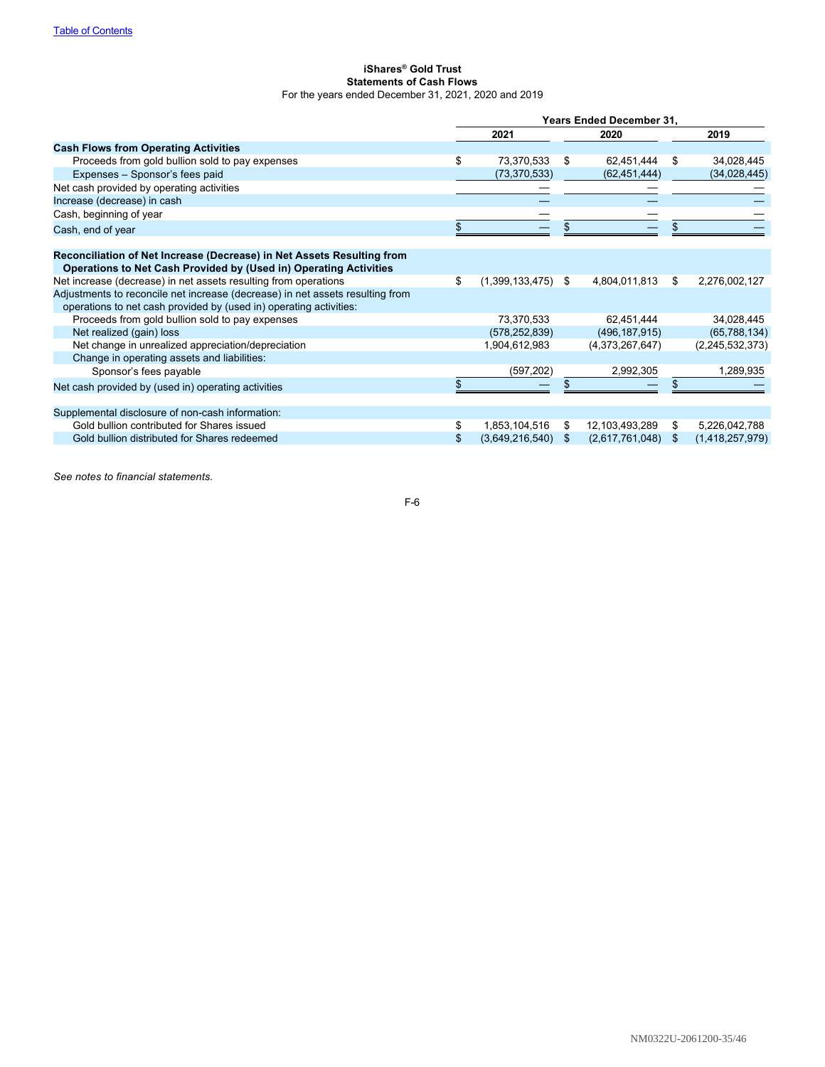**iShares® Gold Trust**
**Statements of Cash Flows**
For the years ended December 31, 2021, 2020 and 2019

| | Years Ended December 31, | | |
|---|---|---|---|
| | 2021 | 2020 | 2019 |
| **Cash Flows from Operating Activities** | | | |
| Proceeds from gold bullion sold to pay expenses | $ 73,370,533 | $ 62,451,444 | $ 34,028,445 |
| Expenses – Sponsor's fees paid | (73,370,533) | (62,451,444) | (34,028,445) |
| Net cash provided by operating activities | — | — | — |
| Increase (decrease) in cash | — | — | — |
| Cash, beginning of year | — | — | — |
| Cash, end of year | $ — | $ — | $ — |
| **Reconciliation of Net Increase (Decrease) in Net Assets Resulting from Operations to Net Cash Provided by (Used in) Operating Activities** | | | |
| Net increase (decrease) in net assets resulting from operations | $ (1,399,133,475) | $ 4,804,011,813 | $ 2,276,002,127 |
| Adjustments to reconcile net increase (decrease) in net assets resulting from operations to net cash provided by (used in) operating activities: | | | |
| Proceeds from gold bullion sold to pay expenses | 73,370,533 | 62,451,444 | 34,028,445 |
| Net realized (gain) loss | (578,252,839) | (496,187,915) | (65,788,134) |
| Net change in unrealized appreciation/depreciation | 1,904,612,983 | (4,373,267,647) | (2,245,532,373) |
| Change in operating assets and liabilities: | | | |
| Sponsor's fees payable | (597,202) | 2,992,305 | 1,289,935 |
| Net cash provided by (used in) operating activities | $ — | $ — | $ — |
| Supplemental disclosure of non-cash information: | | | |
| Gold bullion contributed for Shares issued | $ 1,853,104,516 | $ 12,103,493,289 | $ 5,226,042,788 |
| Gold bullion distributed for Shares redeemed | $ (3,649,216,540) | $ (2,617,761,048) | $ (1,418,257,979) |

*See notes to financial statements.*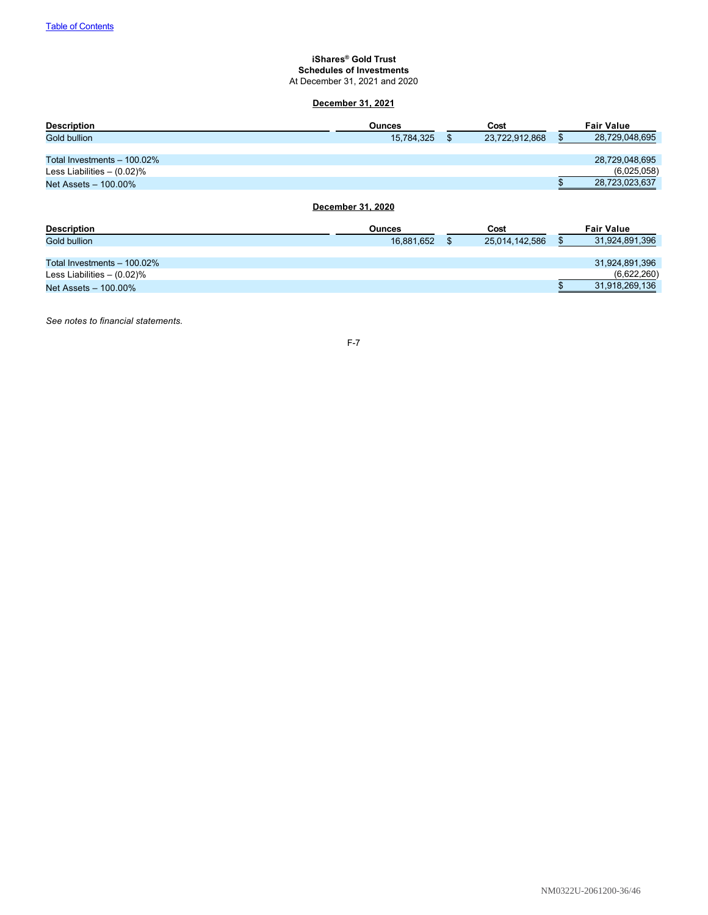[Table of Contents](#)

# iShares® Gold Trust
## Schedules of Investments
At December 31, 2021 and 2020

**December 31, 2021**

| Description | Ounces | Cost | Fair Value |
|---|---|---|---|
| Gold bullion | 15,784,325 | $ 23,722,912,868 | $ 28,729,048,695 |
| | | | |
| Total Investments – 100.02% | | | 28,729,048,695 |
| Less Liabilities – (0.02)% | | | (6,025,058) |
| Net Assets – 100.00% | | | $ 28,723,023,637 |

**December 31, 2020**

| Description | Ounces | Cost | Fair Value |
|---|---|---|---|
| Gold bullion | 16,881,652 | $ 25,014,142,586 | $ 31,924,891,396 |
| | | | |
| Total Investments – 100.02% | | | 31,924,891,396 |
| Less Liabilities – (0.02)% | | | (6,622,260) |
| Net Assets – 100.00% | | | $ 31,918,269,136 |

*See notes to financial statements.*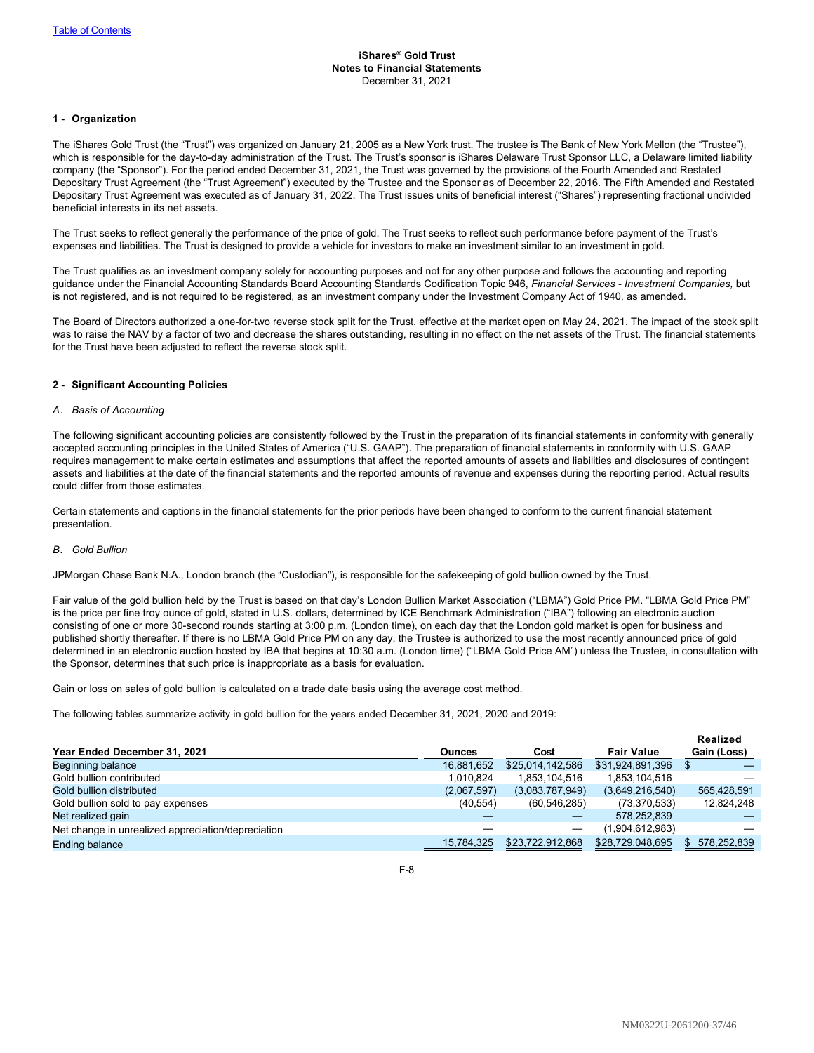# iShares® Gold Trust
## Notes to Financial Statements
December 31, 2021

### 1 - Organization

The iShares Gold Trust (the "Trust") was organized on January 21, 2005 as a New York trust. The trustee is The Bank of New York Mellon (the "Trustee"), which is responsible for the day-to-day administration of the Trust. The Trust's sponsor is iShares Delaware Trust Sponsor LLC, a Delaware limited liability company (the "Sponsor"). For the period ended December 31, 2021, the Trust was governed by the provisions of the Fourth Amended and Restated Depositary Trust Agreement (the "Trust Agreement") executed by the Trustee and the Sponsor as of December 22, 2016. The Fifth Amended and Restated Depositary Trust Agreement was executed as of January 31, 2022. The Trust issues units of beneficial interest ("Shares") representing fractional undivided beneficial interests in its net assets.

The Trust seeks to reflect generally the performance of the price of gold. The Trust seeks to reflect such performance before payment of the Trust's expenses and liabilities. The Trust is designed to provide a vehicle for investors to make an investment similar to an investment in gold.

The Trust qualifies as an investment company solely for accounting purposes and not for any other purpose and follows the accounting and reporting guidance under the Financial Accounting Standards Board Accounting Standards Codification Topic 946, *Financial Services - Investment Companies,* but is not registered, and is not required to be registered, as an investment company under the Investment Company Act of 1940, as amended.

The Board of Directors authorized a one-for-two reverse stock split for the Trust, effective at the market open on May 24, 2021. The impact of the stock split was to raise the NAV by a factor of two and decrease the shares outstanding, resulting in no effect on the net assets of the Trust. The financial statements for the Trust have been adjusted to reflect the reverse stock split.

### 2 - Significant Accounting Policies

*A. Basis of Accounting*

The following significant accounting policies are consistently followed by the Trust in the preparation of its financial statements in conformity with generally accepted accounting principles in the United States of America ("U.S. GAAP"). The preparation of financial statements in conformity with U.S. GAAP requires management to make certain estimates and assumptions that affect the reported amounts of assets and liabilities and disclosures of contingent assets and liabilities at the date of the financial statements and the reported amounts of revenue and expenses during the reporting period. Actual results could differ from those estimates.

Certain statements and captions in the financial statements for the prior periods have been changed to conform to the current financial statement presentation.

*B. Gold Bullion*

JPMorgan Chase Bank N.A., London branch (the "Custodian"), is responsible for the safekeeping of gold bullion owned by the Trust.

Fair value of the gold bullion held by the Trust is based on that day's London Bullion Market Association ("LBMA") Gold Price PM. "LBMA Gold Price PM" is the price per fine troy ounce of gold, stated in U.S. dollars, determined by ICE Benchmark Administration ("IBA") following an electronic auction consisting of one or more 30-second rounds starting at 3:00 p.m. (London time), on each day that the London gold market is open for business and published shortly thereafter. If there is no LBMA Gold Price PM on any day, the Trustee is authorized to use the most recently announced price of gold determined in an electronic auction hosted by IBA that begins at 10:30 a.m. (London time) ("LBMA Gold Price AM") unless the Trustee, in consultation with the Sponsor, determines that such price is inappropriate as a basis for evaluation.

Gain or loss on sales of gold bullion is calculated on a trade date basis using the average cost method.

The following tables summarize activity in gold bullion for the years ended December 31, 2021, 2020 and 2019:

| Year Ended December 31, 2021 | Ounces | Cost | Fair Value | Realized Gain (Loss) |
|---|---|---|---|---|
| Beginning balance | 16,881,652 | $25,014,142,586 | $31,924,891,396 | $ — |
| Gold bullion contributed | 1,010,824 | 1,853,104,516 | 1,853,104,516 | — |
| Gold bullion distributed | (2,067,597) | (3,083,787,949) | (3,649,216,540) | 565,428,591 |
| Gold bullion sold to pay expenses | (40,554) | (60,546,285) | (73,370,533) | 12,824,248 |
| Net realized gain | — | — | 578,252,839 | — |
| Net change in unrealized appreciation/depreciation | — | — | (1,904,612,983) | — |
| Ending balance | 15,784,325 | $23,722,912,868 | $28,729,048,695 | $ 578,252,839 |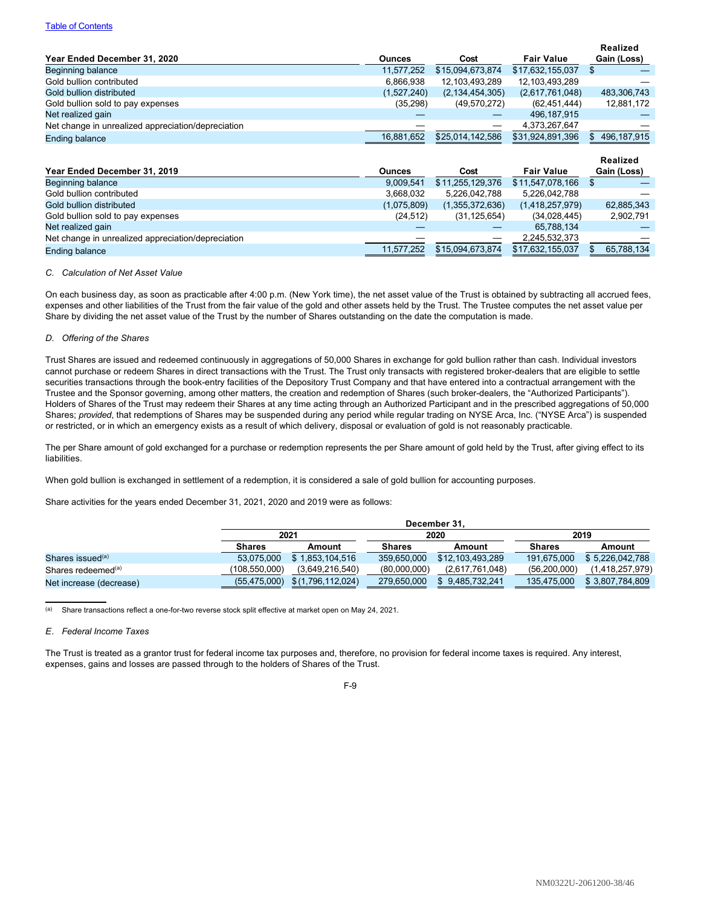| Year Ended December 31, 2020 | Ounces | Cost | Fair Value | Realized Gain (Loss) |
|---|---|---|---|---|
| Beginning balance | 11,577,252 | $15,094,673,874 | $17,632,155,037 | $ — |
| Gold bullion contributed | 6,866,938 | 12,103,493,289 | 12,103,493,289 | — |
| Gold bullion distributed | (1,527,240) | (2,134,454,305) | (2,617,761,048) | 483,306,743 |
| Gold bullion sold to pay expenses | (35,298) | (49,570,272) | (62,451,444) | 12,881,172 |
| Net realized gain | — | — | 496,187,915 | — |
| Net change in unrealized appreciation/depreciation | — | — | 4,373,267,647 | — |
| Ending balance | 16,881,652 | $25,014,142,586 | $31,924,891,396 | $ 496,187,915 |

| Year Ended December 31, 2019 | Ounces | Cost | Fair Value | Realized Gain (Loss) |
|---|---|---|---|---|
| Beginning balance | 9,009,541 | $11,255,129,376 | $11,547,078,166 | $ — |
| Gold bullion contributed | 3,668,032 | 5,226,042,788 | 5,226,042,788 | — |
| Gold bullion distributed | (1,075,809) | (1,355,372,636) | (1,418,257,979) | 62,885,343 |
| Gold bullion sold to pay expenses | (24,512) | (31,125,654) | (34,028,445) | 2,902,791 |
| Net realized gain | — | — | 65,788,134 | — |
| Net change in unrealized appreciation/depreciation | — | — | 2,245,532,373 | — |
| Ending balance | 11,577,252 | $15,094,673,874 | $17,632,155,037 | $ 65,788,134 |

*C. Calculation of Net Asset Value*

On each business day, as soon as practicable after 4:00 p.m. (New York time), the net asset value of the Trust is obtained by subtracting all accrued fees, expenses and other liabilities of the Trust from the fair value of the gold and other assets held by the Trust. The Trustee computes the net asset value per Share by dividing the net asset value of the Trust by the number of Shares outstanding on the date the computation is made.

*D. Offering of the Shares*

Trust Shares are issued and redeemed continuously in aggregations of 50,000 Shares in exchange for gold bullion rather than cash. Individual investors cannot purchase or redeem Shares in direct transactions with the Trust. The Trust only transacts with registered broker-dealers that are eligible to settle securities transactions through the book-entry facilities of the Depository Trust Company and that have entered into a contractual arrangement with the Trustee and the Sponsor governing, among other matters, the creation and redemption of Shares (such broker-dealers, the "Authorized Participants"). Holders of Shares of the Trust may redeem their Shares at any time acting through an Authorized Participant and in the prescribed aggregations of 50,000 Shares; *provided*, that redemptions of Shares may be suspended during any period while regular trading on NYSE Arca, Inc. ("NYSE Arca") is suspended or restricted, or in which an emergency exists as a result of which delivery, disposal or evaluation of gold is not reasonably practicable.

The per Share amount of gold exchanged for a purchase or redemption represents the per Share amount of gold held by the Trust, after giving effect to its liabilities.

When gold bullion is exchanged in settlement of a redemption, it is considered a sale of gold bullion for accounting purposes.

Share activities for the years ended December 31, 2021, 2020 and 2019 were as follows:

| | December 31, | | | | | |
|---|---|---|---|---|---|---|
| | 2021 | | 2020 | | 2019 | |
| | Shares | Amount | Shares | Amount | Shares | Amount |
| Shares issued[(a)] | 53,075,000 | $ 1,853,104,516 | 359,650,000 | $12,103,493,289 | 191,675,000 | $ 5,226,042,788 |
| Shares redeemed[(a)] | (108,550,000) | (3,649,216,540) | (80,000,000) | (2,617,761,048) | (56,200,000) | (1,418,257,979) |
| Net increase (decrease) | (55,475,000) | $(1,796,112,024) | 279,650,000 | $ 9,485,732,241 | 135,475,000 | $ 3,807,784,809 |

(a) Share transactions reflect a one-for-two reverse stock split effective at market open on May 24, 2021.

*E. Federal Income Taxes*

The Trust is treated as a grantor trust for federal income tax purposes and, therefore, no provision for federal income taxes is required. Any interest, expenses, gains and losses are passed through to the holders of Shares of the Trust.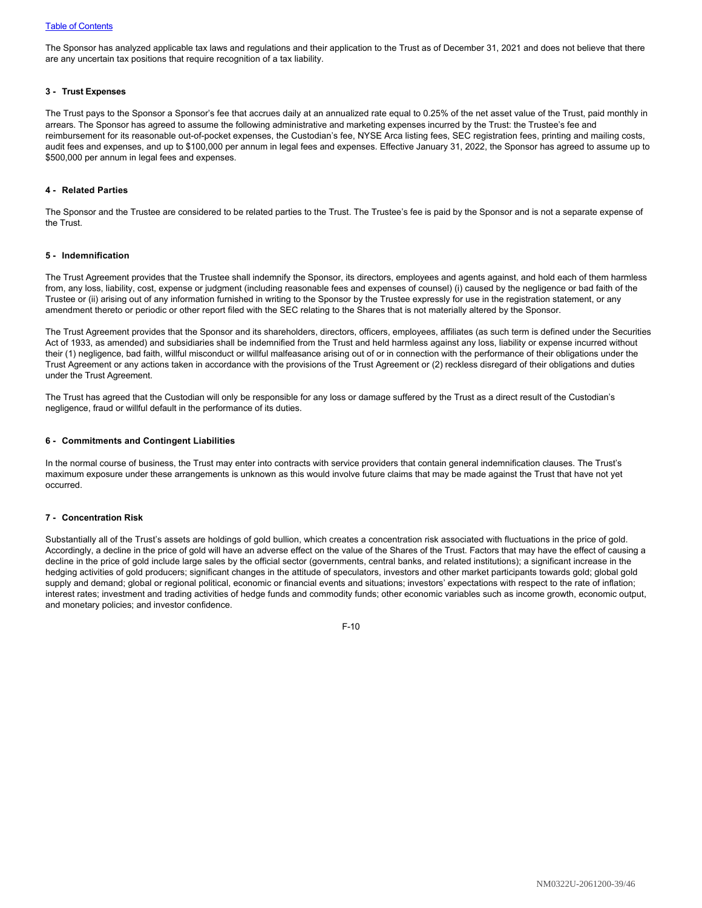The Sponsor has analyzed applicable tax laws and regulations and their application to the Trust as of December 31, 2021 and does not believe that there are any uncertain tax positions that require recognition of a tax liability.

### 3 - Trust Expenses

The Trust pays to the Sponsor a Sponsor's fee that accrues daily at an annualized rate equal to 0.25% of the net asset value of the Trust, paid monthly in arrears. The Sponsor has agreed to assume the following administrative and marketing expenses incurred by the Trust: the Trustee's fee and reimbursement for its reasonable out-of-pocket expenses, the Custodian's fee, NYSE Arca listing fees, SEC registration fees, printing and mailing costs, audit fees and expenses, and up to $100,000 per annum in legal fees and expenses. Effective January 31, 2022, the Sponsor has agreed to assume up to $500,000 per annum in legal fees and expenses.

### 4 - Related Parties

The Sponsor and the Trustee are considered to be related parties to the Trust. The Trustee's fee is paid by the Sponsor and is not a separate expense of the Trust.

### 5 - Indemnification

The Trust Agreement provides that the Trustee shall indemnify the Sponsor, its directors, employees and agents against, and hold each of them harmless from, any loss, liability, cost, expense or judgment (including reasonable fees and expenses of counsel) (i) caused by the negligence or bad faith of the Trustee or (ii) arising out of any information furnished in writing to the Sponsor by the Trustee expressly for use in the registration statement, or any amendment thereto or periodic or other report filed with the SEC relating to the Shares that is not materially altered by the Sponsor.

The Trust Agreement provides that the Sponsor and its shareholders, directors, officers, employees, affiliates (as such term is defined under the Securities Act of 1933, as amended) and subsidiaries shall be indemnified from the Trust and held harmless against any loss, liability or expense incurred without their (1) negligence, bad faith, willful misconduct or willful malfeasance arising out of or in connection with the performance of their obligations under the Trust Agreement or any actions taken in accordance with the provisions of the Trust Agreement or (2) reckless disregard of their obligations and duties under the Trust Agreement.

The Trust has agreed that the Custodian will only be responsible for any loss or damage suffered by the Trust as a direct result of the Custodian's negligence, fraud or willful default in the performance of its duties.

### 6 - Commitments and Contingent Liabilities

In the normal course of business, the Trust may enter into contracts with service providers that contain general indemnification clauses. The Trust's maximum exposure under these arrangements is unknown as this would involve future claims that may be made against the Trust that have not yet occurred.

### 7 - Concentration Risk

Substantially all of the Trust's assets are holdings of gold bullion, which creates a concentration risk associated with fluctuations in the price of gold. Accordingly, a decline in the price of gold will have an adverse effect on the value of the Shares of the Trust. Factors that may have the effect of causing a decline in the price of gold include large sales by the official sector (governments, central banks, and related institutions); a significant increase in the hedging activities of gold producers; significant changes in the attitude of speculators, investors and other market participants towards gold; global gold supply and demand; global or regional political, economic or financial events and situations; investors' expectations with respect to the rate of inflation; interest rates; investment and trading activities of hedge funds and commodity funds; other economic variables such as income growth, economic output, and monetary policies; and investor confidence.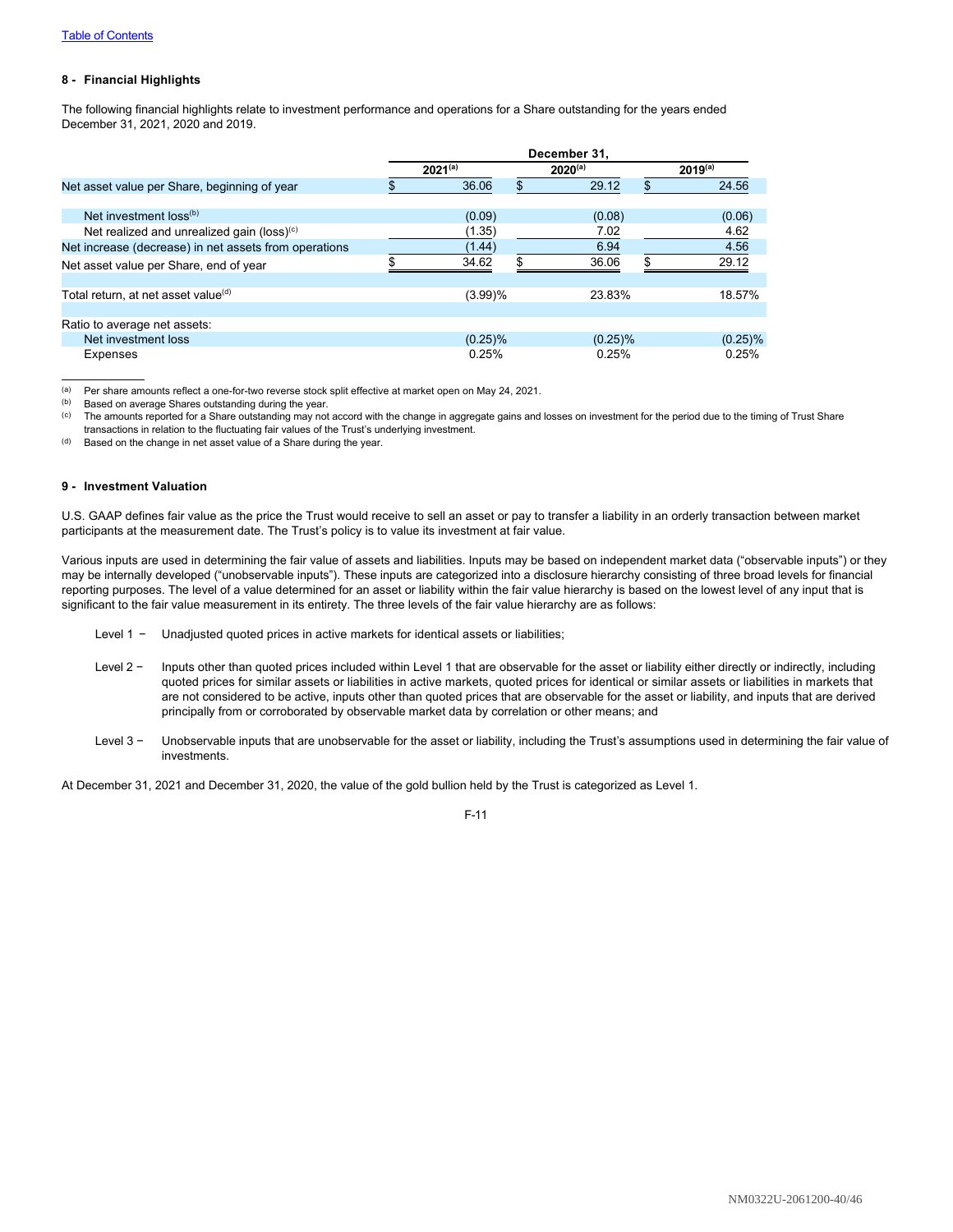## 8 - Financial Highlights

The following financial highlights relate to investment performance and operations for a Share outstanding for the years ended December 31, 2021, 2020 and 2019.

| | December 31, | | |
|---|---|---|---|
| | 2021[(a)] | 2020[(a)] | 2019[(a)] |
| Net asset value per Share, beginning of year | $ 36.06 | $ 29.12 | $ 24.56 |
| Net investment loss[(b)] | (0.09) | (0.08) | (0.06) |
| Net realized and unrealized gain (loss)[(c)] | (1.35) | 7.02 | 4.62 |
| Net increase (decrease) in net assets from operations | (1.44) | 6.94 | 4.56 |
| Net asset value per Share, end of year | $ 34.62 | $ 36.06 | $ 29.12 |
| Total return, at net asset value[(d)] | (3.99)% | 23.83% | 18.57% |
| Ratio to average net assets: | | | |
| Net investment loss | (0.25)% | (0.25)% | (0.25)% |
| Expenses | 0.25% | 0.25% | 0.25% |

(a) Per share amounts reflect a one-for-two reverse stock split effective at market open on May 24, 2021.
(b) Based on average Shares outstanding during the year.
(c) The amounts reported for a Share outstanding may not accord with the change in aggregate gains and losses on investment for the period due to the timing of Trust Share transactions in relation to the fluctuating fair values of the Trust's underlying investment.
(d) Based on the change in net asset value of a Share during the year.

## 9 - Investment Valuation

U.S. GAAP defines fair value as the price the Trust would receive to sell an asset or pay to transfer a liability in an orderly transaction between market participants at the measurement date. The Trust's policy is to value its investment at fair value.

Various inputs are used in determining the fair value of assets and liabilities. Inputs may be based on independent market data ("observable inputs") or they may be internally developed ("unobservable inputs"). These inputs are categorized into a disclosure hierarchy consisting of three broad levels for financial reporting purposes. The level of a value determined for an asset or liability within the fair value hierarchy is based on the lowest level of any input that is significant to the fair value measurement in its entirety. The three levels of the fair value hierarchy are as follows:

Level 1 − Unadjusted quoted prices in active markets for identical assets or liabilities;

Level 2 − Inputs other than quoted prices included within Level 1 that are observable for the asset or liability either directly or indirectly, including quoted prices for similar assets or liabilities in active markets, quoted prices for identical or similar assets or liabilities in markets that are not considered to be active, inputs other than quoted prices that are observable for the asset or liability, and inputs that are derived principally from or corroborated by observable market data by correlation or other means; and

Level 3 − Unobservable inputs that are unobservable for the asset or liability, including the Trust's assumptions used in determining the fair value of investments.

At December 31, 2021 and December 31, 2020, the value of the gold bullion held by the Trust is categorized as Level 1.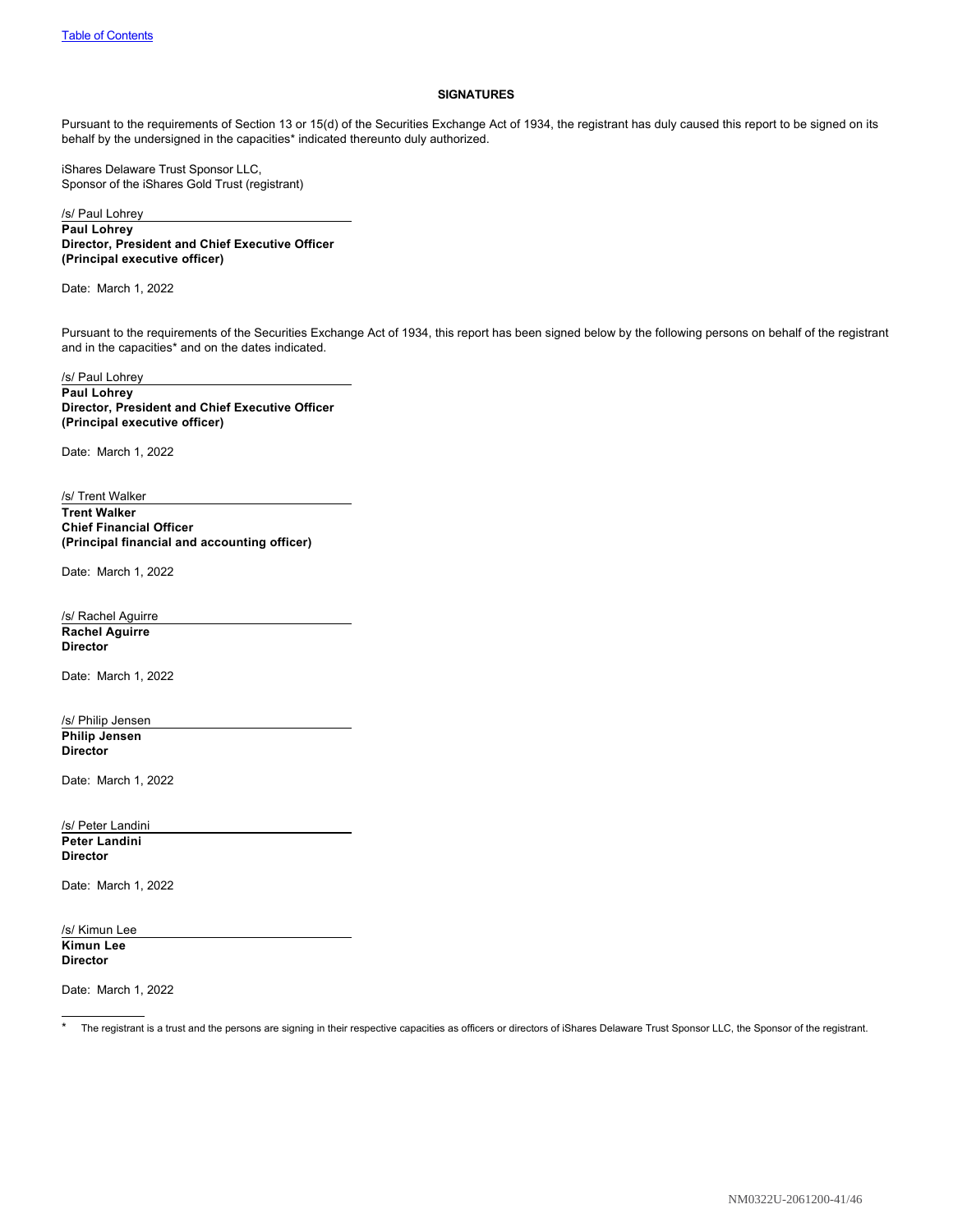[Table of Contents](#)

**SIGNATURES**

Pursuant to the requirements of Section 13 or 15(d) of the Securities Exchange Act of 1934, the registrant has duly caused this report to be signed on its behalf by the undersigned in the capacities* indicated thereunto duly authorized.

iShares Delaware Trust Sponsor LLC,
Sponsor of the iShares Gold Trust (registrant)

/s/ Paul Lohrey
**Paul Lohrey**
**Director, President and Chief Executive Officer**
**(Principal executive officer)**

Date: March 1, 2022

Pursuant to the requirements of the Securities Exchange Act of 1934, this report has been signed below by the following persons on behalf of the registrant and in the capacities* and on the dates indicated.

/s/ Paul Lohrey
**Paul Lohrey**
**Director, President and Chief Executive Officer**
**(Principal executive officer)**

Date: March 1, 2022

/s/ Trent Walker
**Trent Walker**
**Chief Financial Officer**
**(Principal financial and accounting officer)**

Date: March 1, 2022

/s/ Rachel Aguirre
**Rachel Aguirre**
**Director**

Date: March 1, 2022

/s/ Philip Jensen
**Philip Jensen**
**Director**

Date: March 1, 2022

/s/ Peter Landini
**Peter Landini**
**Director**

Date: March 1, 2022

/s/ Kimun Lee
**Kimun Lee**
**Director**

Date: March 1, 2022

---

* The registrant is a trust and the persons are signing in their respective capacities as officers or directors of iShares Delaware Trust Sponsor LLC, the Sponsor of the registrant.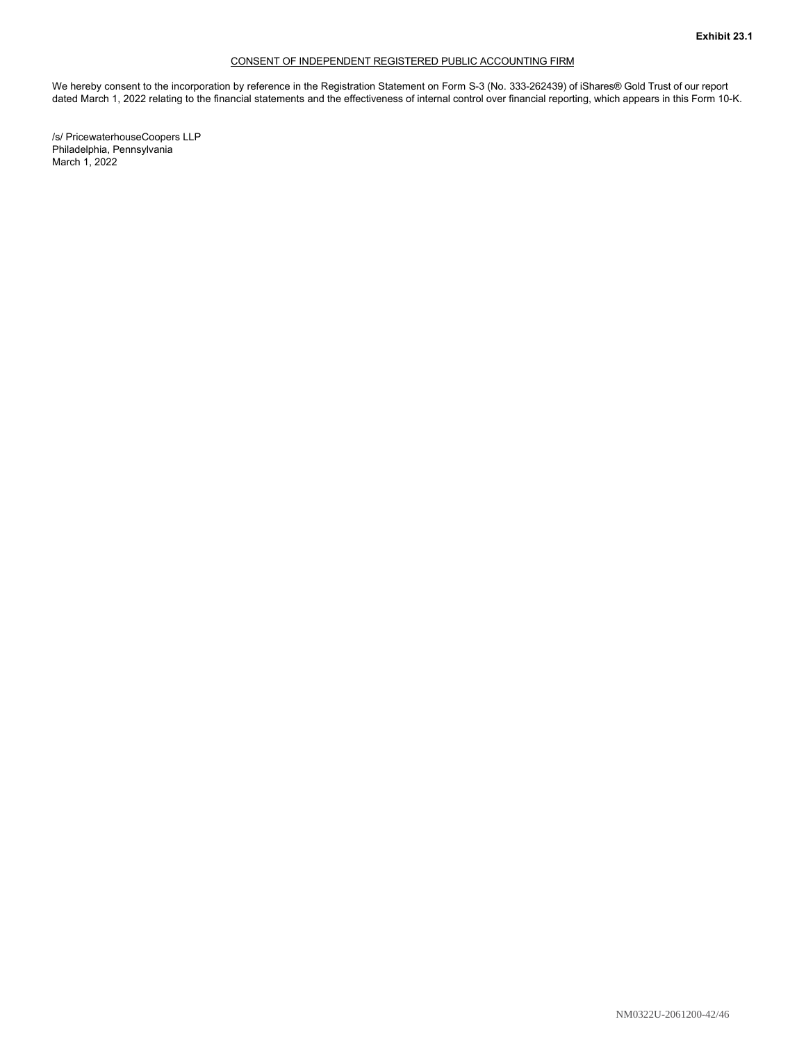**Exhibit 23.1**

CONSENT OF INDEPENDENT REGISTERED PUBLIC ACCOUNTING FIRM

We hereby consent to the incorporation by reference in the Registration Statement on Form S-3 (No. 333-262439) of iShares® Gold Trust of our report dated March 1, 2022 relating to the financial statements and the effectiveness of internal control over financial reporting, which appears in this Form 10-K.

/s/ PricewaterhouseCoopers LLP
Philadelphia, Pennsylvania
March 1, 2022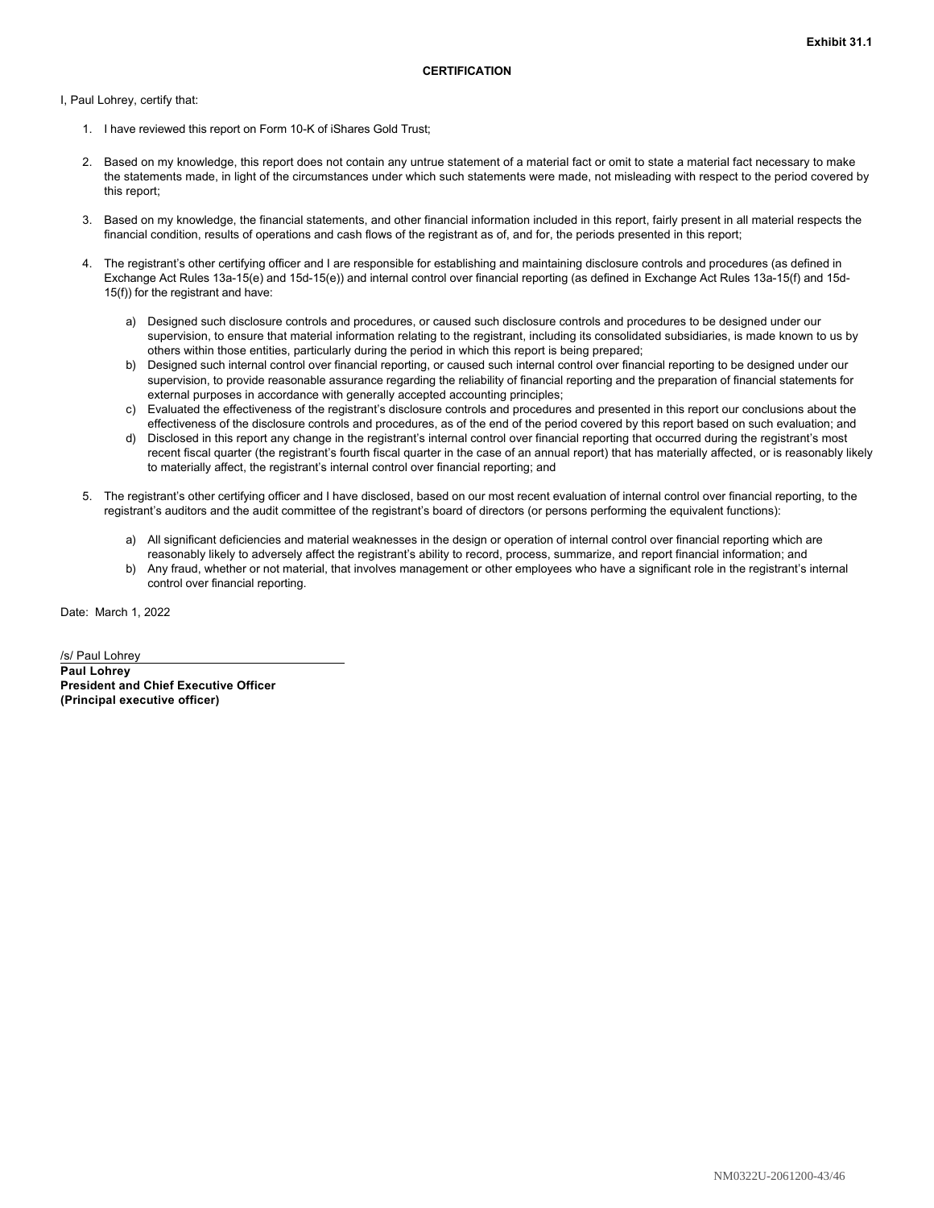**Exhibit 31.1**

**CERTIFICATION**

I, Paul Lohrey, certify that:

1. I have reviewed this report on Form 10-K of iShares Gold Trust;

2. Based on my knowledge, this report does not contain any untrue statement of a material fact or omit to state a material fact necessary to make the statements made, in light of the circumstances under which such statements were made, not misleading with respect to the period covered by this report;

3. Based on my knowledge, the financial statements, and other financial information included in this report, fairly present in all material respects the financial condition, results of operations and cash flows of the registrant as of, and for, the periods presented in this report;

4. The registrant's other certifying officer and I are responsible for establishing and maintaining disclosure controls and procedures (as defined in Exchange Act Rules 13a-15(e) and 15d-15(e)) and internal control over financial reporting (as defined in Exchange Act Rules 13a-15(f) and 15d-15(f)) for the registrant and have:

   a) Designed such disclosure controls and procedures, or caused such disclosure controls and procedures to be designed under our supervision, to ensure that material information relating to the registrant, including its consolidated subsidiaries, is made known to us by others within those entities, particularly during the period in which this report is being prepared;
   b) Designed such internal control over financial reporting, or caused such internal control over financial reporting to be designed under our supervision, to provide reasonable assurance regarding the reliability of financial reporting and the preparation of financial statements for external purposes in accordance with generally accepted accounting principles;
   c) Evaluated the effectiveness of the registrant's disclosure controls and procedures and presented in this report our conclusions about the effectiveness of the disclosure controls and procedures, as of the end of the period covered by this report based on such evaluation; and
   d) Disclosed in this report any change in the registrant's internal control over financial reporting that occurred during the registrant's most recent fiscal quarter (the registrant's fourth fiscal quarter in the case of an annual report) that has materially affected, or is reasonably likely to materially affect, the registrant's internal control over financial reporting; and

5. The registrant's other certifying officer and I have disclosed, based on our most recent evaluation of internal control over financial reporting, to the registrant's auditors and the audit committee of the registrant's board of directors (or persons performing the equivalent functions):

   a) All significant deficiencies and material weaknesses in the design or operation of internal control over financial reporting which are reasonably likely to adversely affect the registrant's ability to record, process, summarize, and report financial information; and
   b) Any fraud, whether or not material, that involves management or other employees who have a significant role in the registrant's internal control over financial reporting.

Date: March 1, 2022

/s/ Paul Lohrey
**Paul Lohrey**
**President and Chief Executive Officer**
**(Principal executive officer)**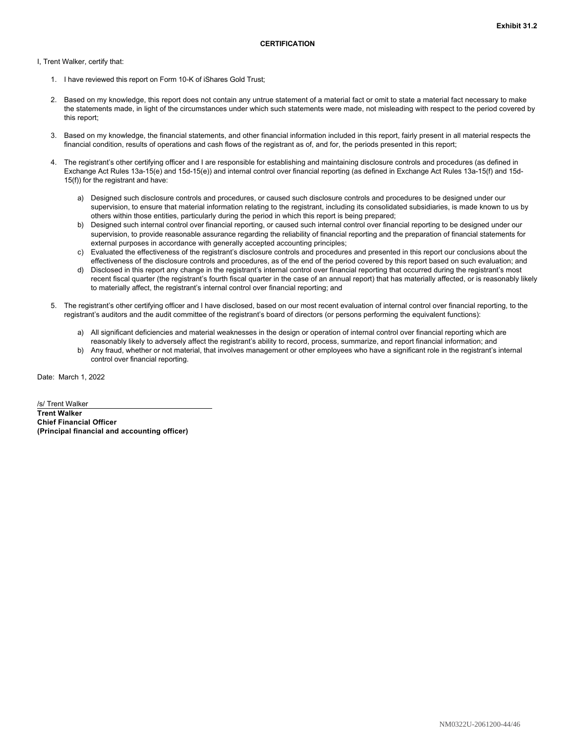**Exhibit 31.2**

**CERTIFICATION**

I, Trent Walker, certify that:

1. I have reviewed this report on Form 10-K of iShares Gold Trust;

2. Based on my knowledge, this report does not contain any untrue statement of a material fact or omit to state a material fact necessary to make the statements made, in light of the circumstances under which such statements were made, not misleading with respect to the period covered by this report;

3. Based on my knowledge, the financial statements, and other financial information included in this report, fairly present in all material respects the financial condition, results of operations and cash flows of the registrant as of, and for, the periods presented in this report;

4. The registrant's other certifying officer and I are responsible for establishing and maintaining disclosure controls and procedures (as defined in Exchange Act Rules 13a-15(e) and 15d-15(e)) and internal control over financial reporting (as defined in Exchange Act Rules 13a-15(f) and 15d-15(f)) for the registrant and have:

   a) Designed such disclosure controls and procedures, or caused such disclosure controls and procedures to be designed under our supervision, to ensure that material information relating to the registrant, including its consolidated subsidiaries, is made known to us by others within those entities, particularly during the period in which this report is being prepared;
   b) Designed such internal control over financial reporting, or caused such internal control over financial reporting to be designed under our supervision, to provide reasonable assurance regarding the reliability of financial reporting and the preparation of financial statements for external purposes in accordance with generally accepted accounting principles;
   c) Evaluated the effectiveness of the registrant's disclosure controls and procedures and presented in this report our conclusions about the effectiveness of the disclosure controls and procedures, as of the end of the period covered by this report based on such evaluation; and
   d) Disclosed in this report any change in the registrant's internal control over financial reporting that occurred during the registrant's most recent fiscal quarter (the registrant's fourth fiscal quarter in the case of an annual report) that has materially affected, or is reasonably likely to materially affect, the registrant's internal control over financial reporting; and

5. The registrant's other certifying officer and I have disclosed, based on our most recent evaluation of internal control over financial reporting, to the registrant's auditors and the audit committee of the registrant's board of directors (or persons performing the equivalent functions):

   a) All significant deficiencies and material weaknesses in the design or operation of internal control over financial reporting which are reasonably likely to adversely affect the registrant's ability to record, process, summarize, and report financial information; and
   b) Any fraud, whether or not material, that involves management or other employees who have a significant role in the registrant's internal control over financial reporting.

Date: March 1, 2022

/s/ Trent Walker
**Trent Walker**
**Chief Financial Officer**
**(Principal financial and accounting officer)**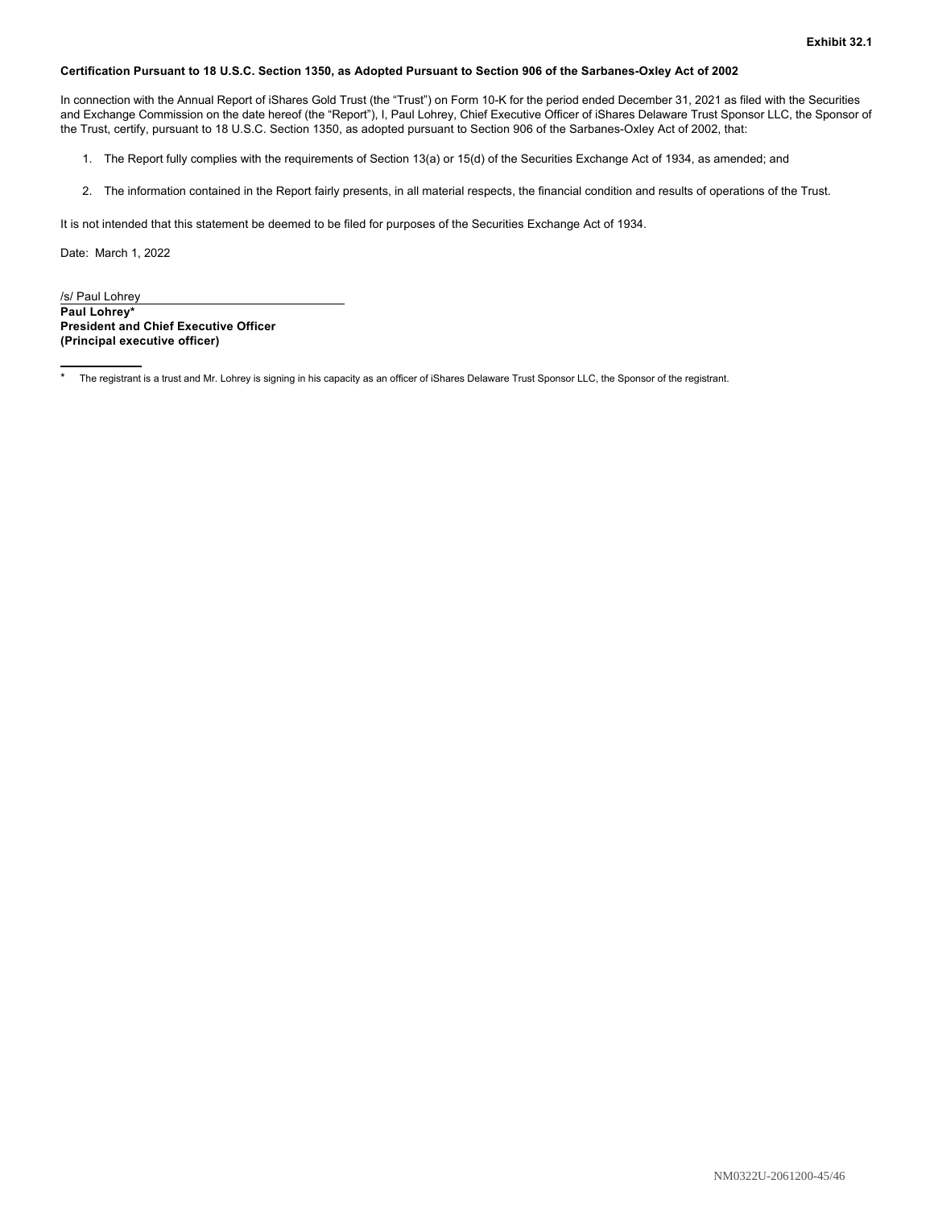**Exhibit 32.1**

**Certification Pursuant to 18 U.S.C. Section 1350, as Adopted Pursuant to Section 906 of the Sarbanes-Oxley Act of 2002**

In connection with the Annual Report of iShares Gold Trust (the "Trust") on Form 10-K for the period ended December 31, 2021 as filed with the Securities and Exchange Commission on the date hereof (the "Report"), I, Paul Lohrey, Chief Executive Officer of iShares Delaware Trust Sponsor LLC, the Sponsor of the Trust, certify, pursuant to 18 U.S.C. Section 1350, as adopted pursuant to Section 906 of the Sarbanes-Oxley Act of 2002, that:

1. The Report fully complies with the requirements of Section 13(a) or 15(d) of the Securities Exchange Act of 1934, as amended; and
2. The information contained in the Report fairly presents, in all material respects, the financial condition and results of operations of the Trust.

It is not intended that this statement be deemed to be filed for purposes of the Securities Exchange Act of 1934.

Date: March 1, 2022

/s/ Paul Lohrey
**Paul Lohrey***
**President and Chief Executive Officer**
**(Principal executive officer)**

\* The registrant is a trust and Mr. Lohrey is signing in his capacity as an officer of iShares Delaware Trust Sponsor LLC, the Sponsor of the registrant.

NM0322U-2061200-45/46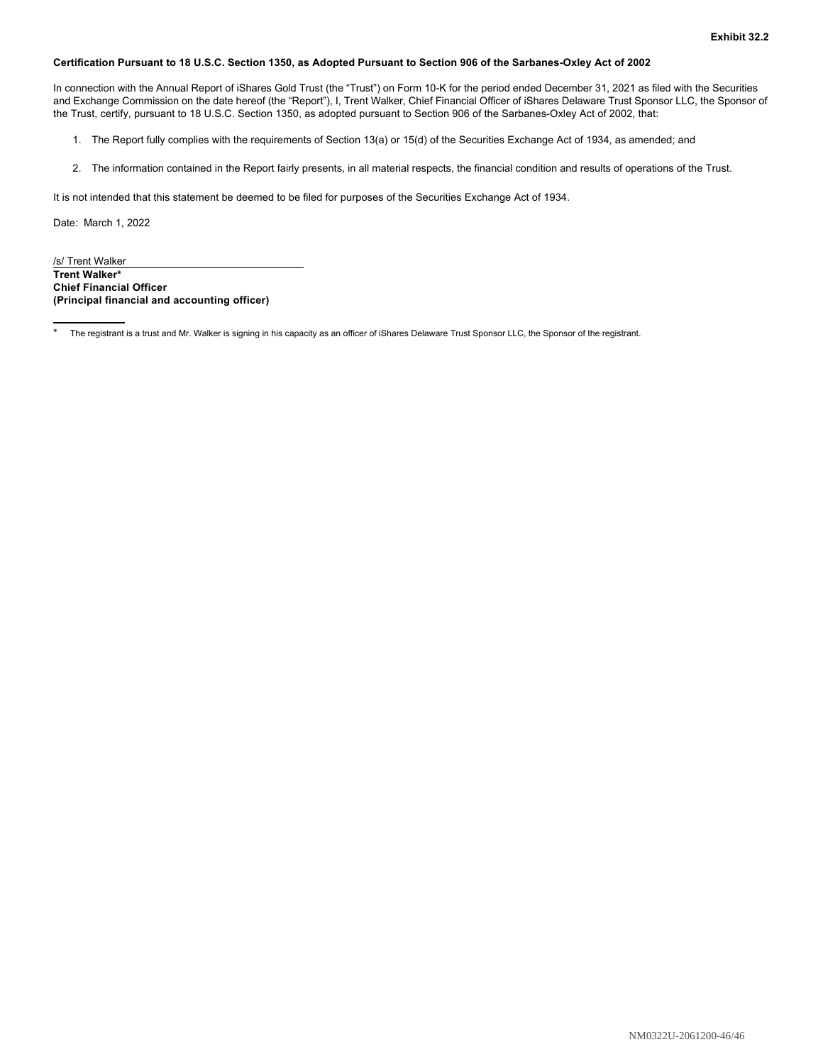**Exhibit 32.2**

**Certification Pursuant to 18 U.S.C. Section 1350, as Adopted Pursuant to Section 906 of the Sarbanes-Oxley Act of 2002**

In connection with the Annual Report of iShares Gold Trust (the "Trust") on Form 10-K for the period ended December 31, 2021 as filed with the Securities and Exchange Commission on the date hereof (the "Report"), I, Trent Walker, Chief Financial Officer of iShares Delaware Trust Sponsor LLC, the Sponsor of the Trust, certify, pursuant to 18 U.S.C. Section 1350, as adopted pursuant to Section 906 of the Sarbanes-Oxley Act of 2002, that:

1. The Report fully complies with the requirements of Section 13(a) or 15(d) of the Securities Exchange Act of 1934, as amended; and

2. The information contained in the Report fairly presents, in all material respects, the financial condition and results of operations of the Trust.

It is not intended that this statement be deemed to be filed for purposes of the Securities Exchange Act of 1934.

Date: March 1, 2022

/s/ Trent Walker

**Trent Walker***
**Chief Financial Officer**
**(Principal financial and accounting officer)**

\* The registrant is a trust and Mr. Walker is signing in his capacity as an officer of iShares Delaware Trust Sponsor LLC, the Sponsor of the registrant.